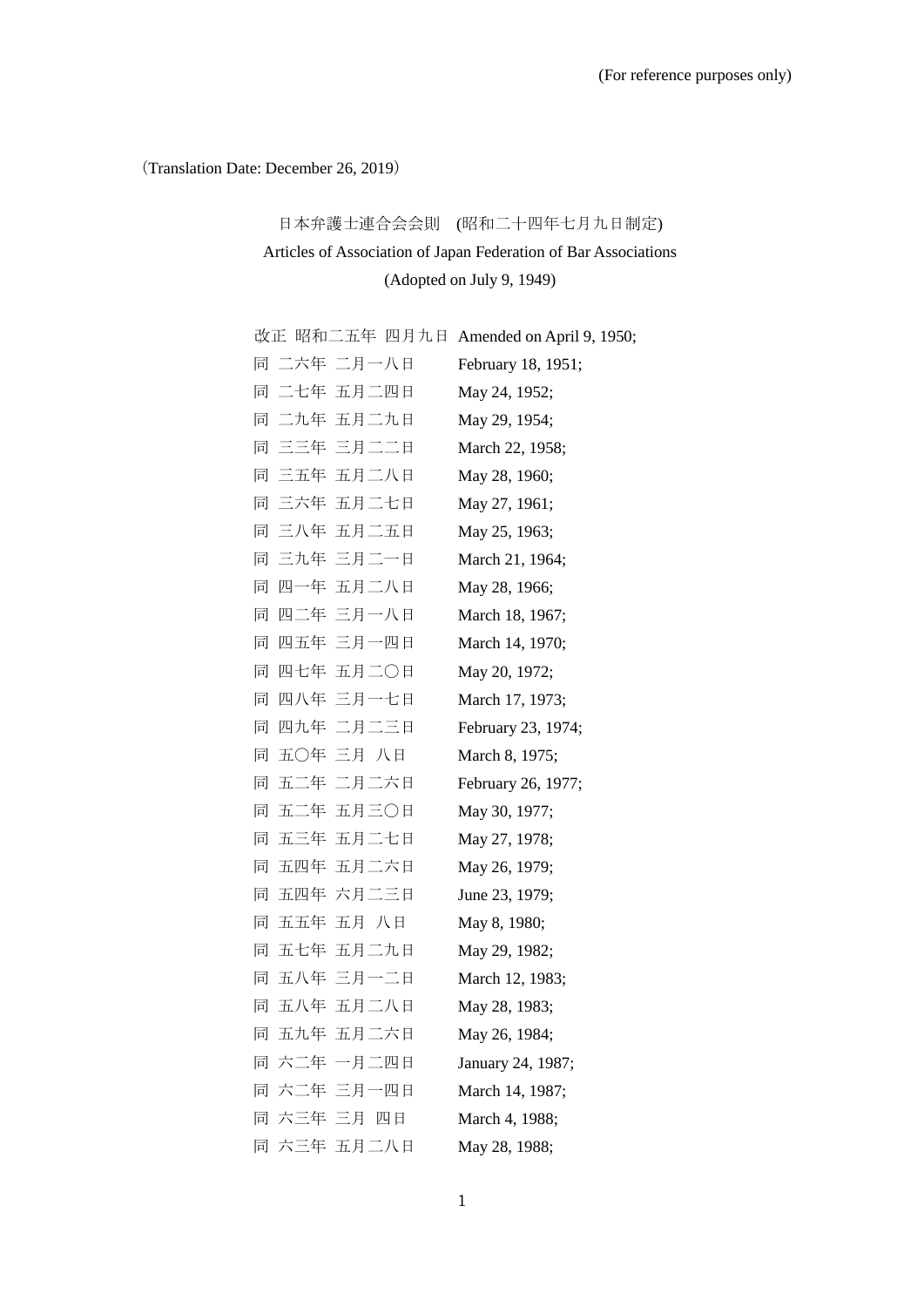(For reference purposes only)

（Translation Date: December 26, 2019）

# 日本弁護士連合会会則　(昭和二十四年七月九日制定)
# Articles of Association of Japan Federation of Bar Associations
(Adopted on July 9, 1949)

| | |
|---|---|
| 改正 昭和二五年 四月九日 | Amended on April 9, 1950; |
| 同 二六年 二月一八日 | February 18, 1951; |
| 同 二七年 五月二四日 | May 24, 1952; |
| 同 二九年 五月二九日 | May 29, 1954; |
| 同 三三年 三月二二日 | March 22, 1958; |
| 同 三五年 五月二八日 | May 28, 1960; |
| 同 三六年 五月二七日 | May 27, 1961; |
| 同 三八年 五月二五日 | May 25, 1963; |
| 同 三九年 三月二一日 | March 21, 1964; |
| 同 四一年 五月二八日 | May 28, 1966; |
| 同 四二年 三月一八日 | March 18, 1967; |
| 同 四五年 三月一四日 | March 14, 1970; |
| 同 四七年 五月二〇日 | May 20, 1972; |
| 同 四八年 三月一七日 | March 17, 1973; |
| 同 四九年 二月二三日 | February 23, 1974; |
| 同 五〇年 三月 八日 | March 8, 1975; |
| 同 五二年 二月二六日 | February 26, 1977; |
| 同 五二年 五月三〇日 | May 30, 1977; |
| 同 五三年 五月二七日 | May 27, 1978; |
| 同 五四年 五月二六日 | May 26, 1979; |
| 同 五四年 六月二三日 | June 23, 1979; |
| 同 五五年 五月 八日 | May 8, 1980; |
| 同 五七年 五月二九日 | May 29, 1982; |
| 同 五八年 三月一二日 | March 12, 1983; |
| 同 五八年 五月二八日 | May 28, 1983; |
| 同 五九年 五月二六日 | May 26, 1984; |
| 同 六二年 一月二四日 | January 24, 1987; |
| 同 六二年 三月一四日 | March 14, 1987; |
| 同 六三年 三月 四日 | March 4, 1988; |
| 同 六三年 五月二八日 | May 28, 1988; |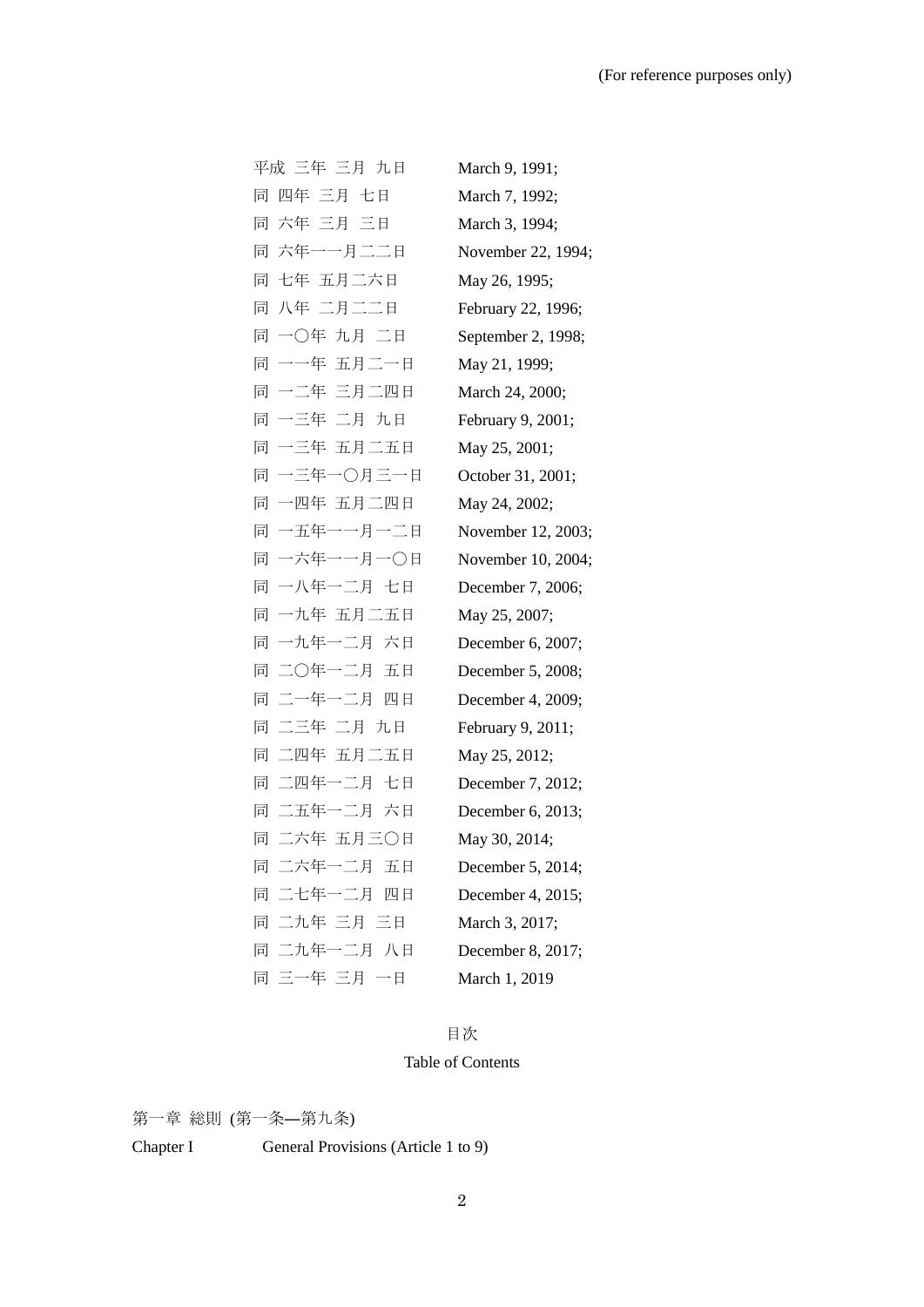(For reference purposes only)

| | |
|---|---|
| 平成 三年 三月 九日 | March 9, 1991; |
| 同 四年 三月 七日 | March 7, 1992; |
| 同 六年 三月 三日 | March 3, 1994; |
| 同 六年一一月二二日 | November 22, 1994; |
| 同 七年 五月二六日 | May 26, 1995; |
| 同 八年 二月二二日 | February 22, 1996; |
| 同 一〇年 九月 二日 | September 2, 1998; |
| 同 一一年 五月二一日 | May 21, 1999; |
| 同 一二年 三月二四日 | March 24, 2000; |
| 同 一三年 二月 九日 | February 9, 2001; |
| 同 一三年 五月二五日 | May 25, 2001; |
| 同 一三年一〇月三一日 | October 31, 2001; |
| 同 一四年 五月二四日 | May 24, 2002; |
| 同 一五年一一月一二日 | November 12, 2003; |
| 同 一六年一一月一〇日 | November 10, 2004; |
| 同 一八年一二月 七日 | December 7, 2006; |
| 同 一九年 五月二五日 | May 25, 2007; |
| 同 一九年一二月 六日 | December 6, 2007; |
| 同 二〇年一二月 五日 | December 5, 2008; |
| 同 二一年一二月 四日 | December 4, 2009; |
| 同 二三年 二月 九日 | February 9, 2011; |
| 同 二四年 五月二五日 | May 25, 2012; |
| 同 二四年一二月 七日 | December 7, 2012; |
| 同 二五年一二月 六日 | December 6, 2013; |
| 同 二六年 五月三〇日 | May 30, 2014; |
| 同 二六年一二月 五日 | December 5, 2014; |
| 同 二七年一二月 四日 | December 4, 2015; |
| 同 二九年 三月 三日 | March 3, 2017; |
| 同 二九年一二月 八日 | December 8, 2017; |
| 同 三一年 三月 一日 | March 1, 2019 |

## 目次

## Table of Contents

第一章 総則 (第一条—第九条)

Chapter I General Provisions (Article 1 to 9)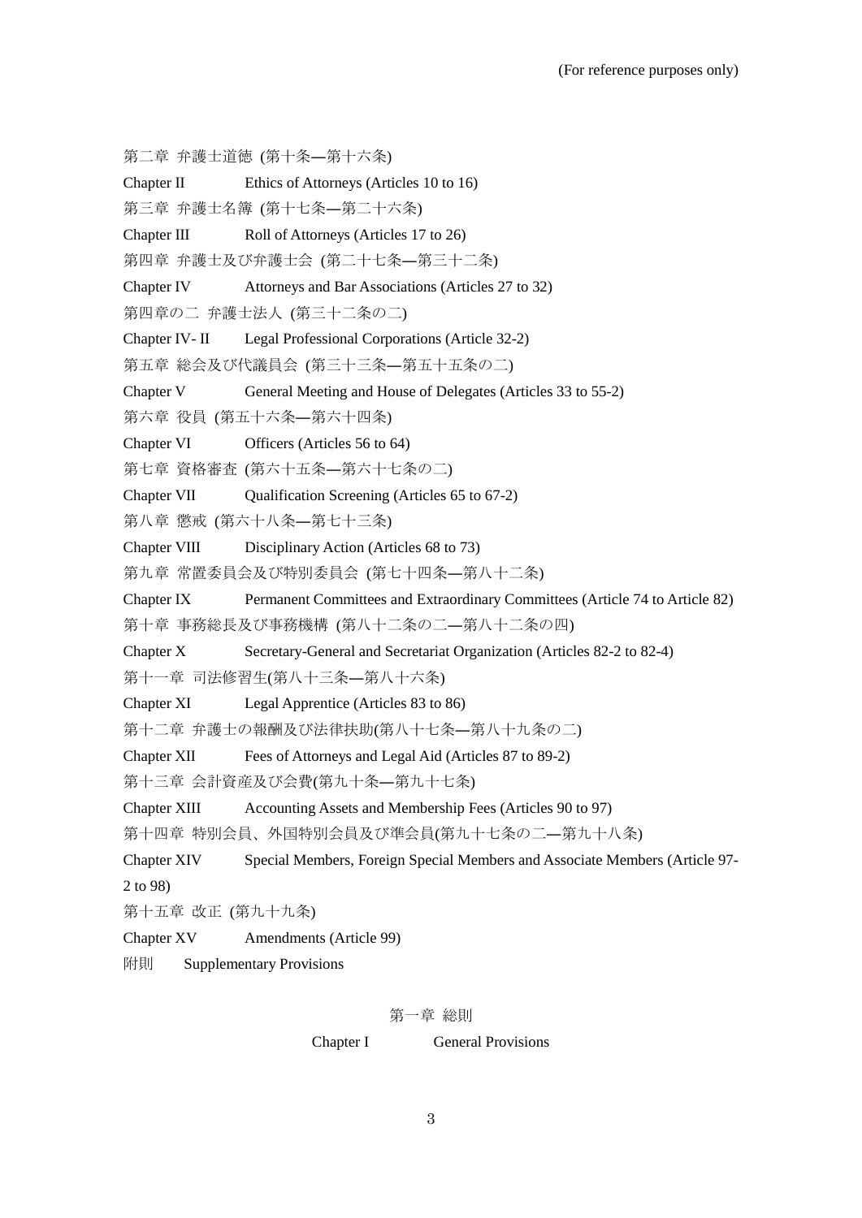(For reference purposes only)

第二章 弁護士道徳 (第十条―第十六条)

Chapter II Ethics of Attorneys (Articles 10 to 16)

第三章 弁護士名簿 (第十七条―第二十六条)

Chapter III Roll of Attorneys (Articles 17 to 26)

第四章 弁護士及び弁護士会 (第二十七条―第三十二条)

Chapter IV Attorneys and Bar Associations (Articles 27 to 32)

第四章の二 弁護士法人 (第三十二条の二)

Chapter IV- II Legal Professional Corporations (Article 32-2)

第五章 総会及び代議員会 (第三十三条―第五十五条の二)

Chapter V General Meeting and House of Delegates (Articles 33 to 55-2)

第六章 役員 (第五十六条―第六十四条)

Chapter VI Officers (Articles 56 to 64)

第七章 資格審査 (第六十五条―第六十七条の二)

Chapter VII Qualification Screening (Articles 65 to 67-2)

第八章 懲戒 (第六十八条―第七十三条)

Chapter VIII Disciplinary Action (Articles 68 to 73)

第九章 常置委員会及び特別委員会 (第七十四条―第八十二条)

Chapter IX Permanent Committees and Extraordinary Committees (Article 74 to Article 82)

第十章 事務総長及び事務機構 (第八十二条の二―第八十二条の四)

Chapter X Secretary-General and Secretariat Organization (Articles 82-2 to 82-4)

第十一章 司法修習生(第八十三条―第八十六条)

Chapter XI Legal Apprentice (Articles 83 to 86)

第十二章 弁護士の報酬及び法律扶助(第八十七条―第八十九条の二)

Chapter XII Fees of Attorneys and Legal Aid (Articles 87 to 89-2)

第十三章 会計資産及び会費(第九十条―第九十七条)

Chapter XIII Accounting Assets and Membership Fees (Articles 90 to 97)

第十四章 特別会員、外国特別会員及び準会員(第九十七条の二―第九十八条)

Chapter XIV Special Members, Foreign Special Members and Associate Members (Article 97-2 to 98)

第十五章 改正 (第九十九条)

Chapter XV Amendments (Article 99)

附則 Supplementary Provisions

## 第一章 総則

## Chapter I General Provisions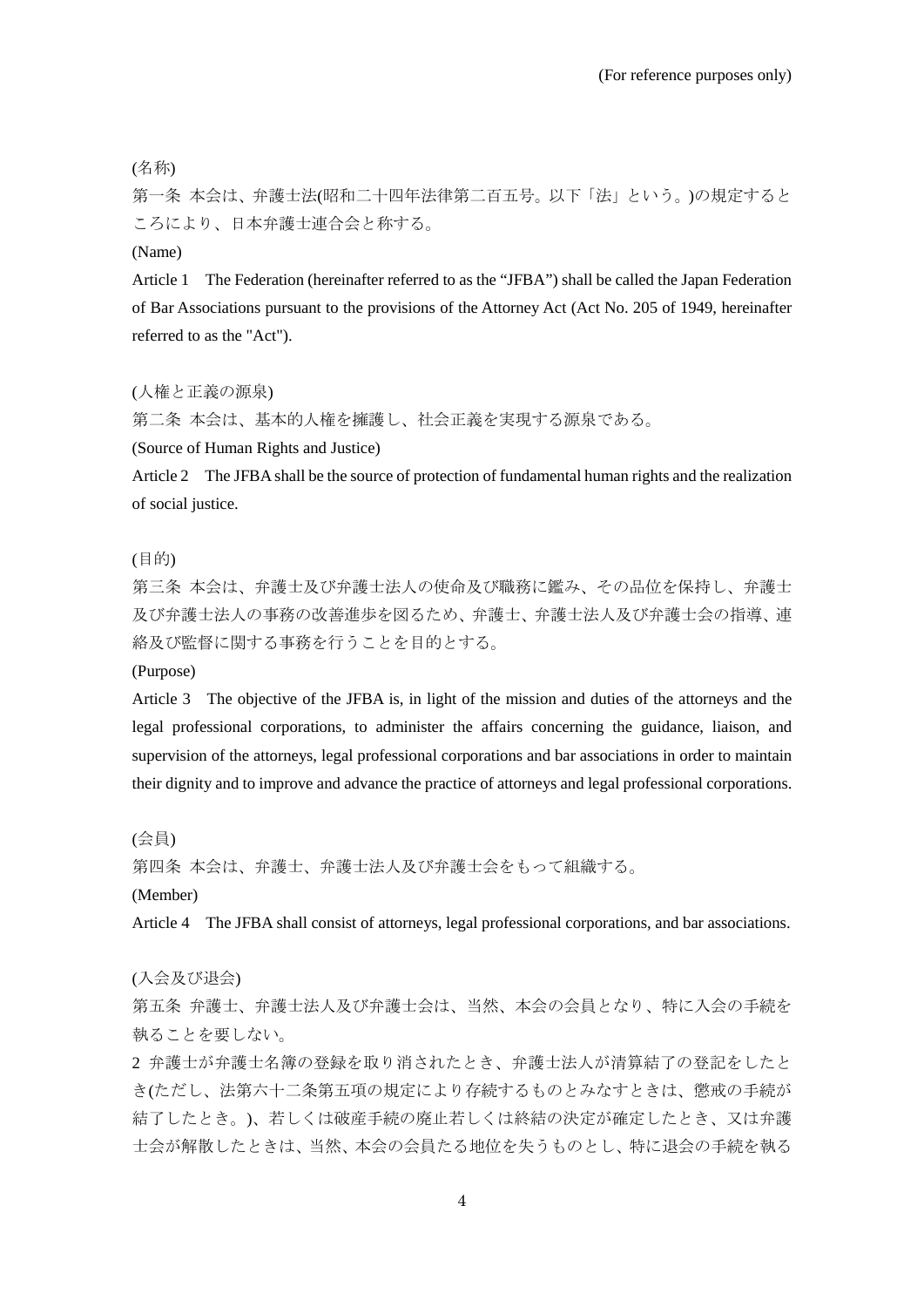(For reference purposes only)

(名称)

第一条 本会は、弁護士法(昭和二十四年法律第二百五号。以下「法」という。)の規定するところにより、日本弁護士連合会と称する。

(Name)

Article 1　The Federation (hereinafter referred to as the "JFBA") shall be called the Japan Federation of Bar Associations pursuant to the provisions of the Attorney Act (Act No. 205 of 1949, hereinafter referred to as the "Act").

(人権と正義の源泉)

第二条 本会は、基本的人権を擁護し、社会正義を実現する源泉である。

(Source of Human Rights and Justice)

Article 2　The JFBA shall be the source of protection of fundamental human rights and the realization of social justice.

(目的)

第三条 本会は、弁護士及び弁護士法人の使命及び職務に鑑み、その品位を保持し、弁護士及び弁護士法人の事務の改善進歩を図るため、弁護士、弁護士法人及び弁護士会の指導、連絡及び監督に関する事務を行うことを目的とする。

(Purpose)

Article 3　The objective of the JFBA is, in light of the mission and duties of the attorneys and the legal professional corporations, to administer the affairs concerning the guidance, liaison, and supervision of the attorneys, legal professional corporations and bar associations in order to maintain their dignity and to improve and advance the practice of attorneys and legal professional corporations.

(会員)

第四条 本会は、弁護士、弁護士法人及び弁護士会をもって組織する。

(Member)

Article 4　The JFBA shall consist of attorneys, legal professional corporations, and bar associations.

(入会及び退会)

第五条 弁護士、弁護士法人及び弁護士会は、当然、本会の会員となり、特に入会の手続を執ることを要しない。

2 弁護士が弁護士名簿の登録を取り消されたとき、弁護士法人が清算結了の登記をしたとき(ただし、法第六十二条第五項の規定により存続するものとみなすときは、懲戒の手続が結了したとき。)、若しくは破産手続の廃止若しくは終結の決定が確定したとき、又は弁護士会が解散したときは、当然、本会の会員たる地位を失うものとし、特に退会の手続を執る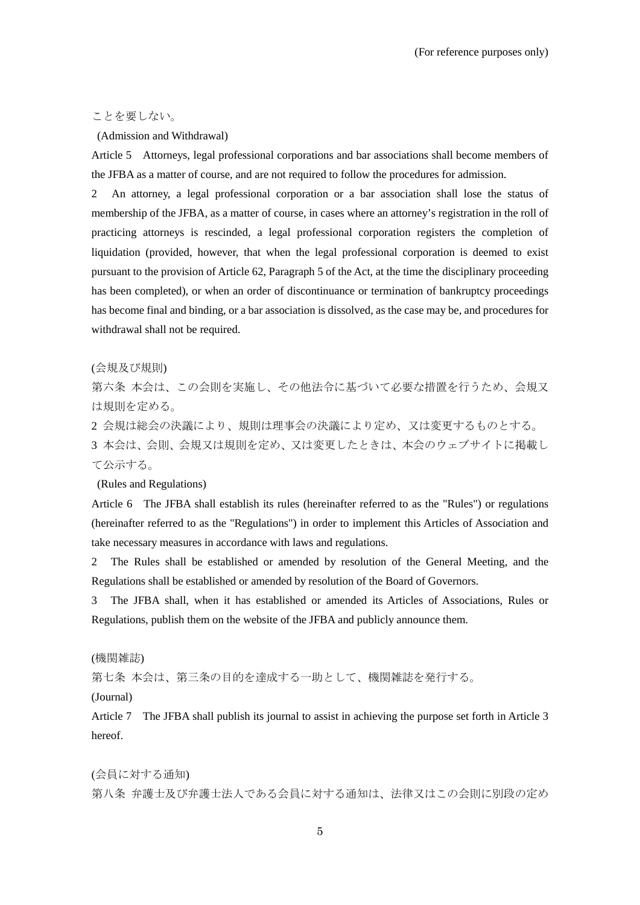ことを要しない。

(Admission and Withdrawal)

Article 5 Attorneys, legal professional corporations and bar associations shall become members of the JFBA as a matter of course, and are not required to follow the procedures for admission.

2 An attorney, a legal professional corporation or a bar association shall lose the status of membership of the JFBA, as a matter of course, in cases where an attorney's registration in the roll of practicing attorneys is rescinded, a legal professional corporation registers the completion of liquidation (provided, however, that when the legal professional corporation is deemed to exist pursuant to the provision of Article 62, Paragraph 5 of the Act, at the time the disciplinary proceeding has been completed), or when an order of discontinuance or termination of bankruptcy proceedings has become final and binding, or a bar association is dissolved, as the case may be, and procedures for withdrawal shall not be required.

(会規及び規則)

第六条 本会は、この会則を実施し、その他法令に基づいて必要な措置を行うため、会規又は規則を定める。

2 会規は総会の決議により、規則は理事会の決議により定め、又は変更するものとする。

3 本会は、会則、会規又は規則を定め、又は変更したときは、本会のウェブサイトに掲載して公示する。

(Rules and Regulations)

Article 6 The JFBA shall establish its rules (hereinafter referred to as the "Rules") or regulations (hereinafter referred to as the "Regulations") in order to implement this Articles of Association and take necessary measures in accordance with laws and regulations.

2 The Rules shall be established or amended by resolution of the General Meeting, and the Regulations shall be established or amended by resolution of the Board of Governors.

3 The JFBA shall, when it has established or amended its Articles of Associations, Rules or Regulations, publish them on the website of the JFBA and publicly announce them.

(機関雑誌)

第七条 本会は、第三条の目的を達成する一助として、機関雑誌を発行する。

(Journal)

Article 7 The JFBA shall publish its journal to assist in achieving the purpose set forth in Article 3 hereof.

(会員に対する通知)

第八条 弁護士及び弁護士法人である会員に対する通知は、法律又はこの会則に別段の定め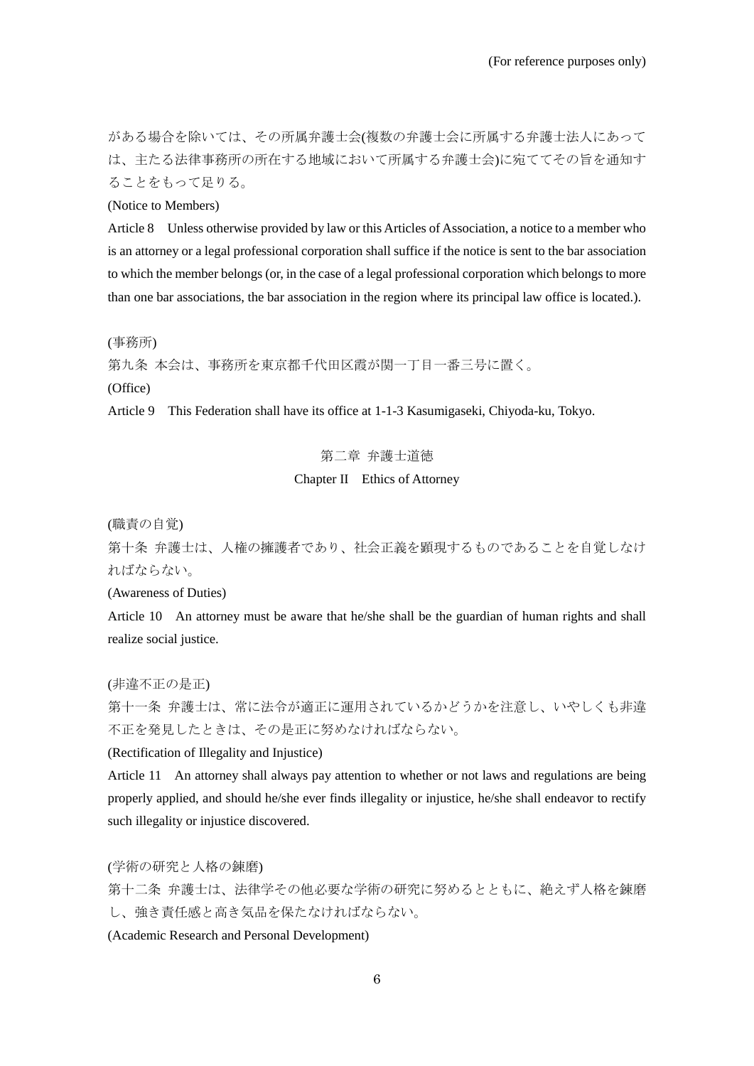がある場合を除いては、その所属弁護士会(複数の弁護士会に所属する弁護士法人にあっては、主たる法律事務所の所在する地域において所属する弁護士会)に宛ててその旨を通知することをもって足りる。

(Notice to Members)

Article 8　Unless otherwise provided by law or this Articles of Association, a notice to a member who is an attorney or a legal professional corporation shall suffice if the notice is sent to the bar association to which the member belongs (or, in the case of a legal professional corporation which belongs to more than one bar associations, the bar association in the region where its principal law office is located.).

(事務所)

第九条 本会は、事務所を東京都千代田区霞が関一丁目一番三号に置く。

(Office)

Article 9　This Federation shall have its office at 1-1-3 Kasumigaseki, Chiyoda-ku, Tokyo.

## 第二章 弁護士道徳

## Chapter II　Ethics of Attorney

(職責の自覚)

第十条 弁護士は、人権の擁護者であり、社会正義を顕現するものであることを自覚しなければならない。

(Awareness of Duties)

Article 10　An attorney must be aware that he/she shall be the guardian of human rights and shall realize social justice.

(非違不正の是正)

第十一条 弁護士は、常に法令が適正に運用されているかどうかを注意し、いやしくも非違不正を発見したときは、その是正に努めなければならない。

(Rectification of Illegality and Injustice)

Article 11　An attorney shall always pay attention to whether or not laws and regulations are being properly applied, and should he/she ever finds illegality or injustice, he/she shall endeavor to rectify such illegality or injustice discovered.

(学術の研究と人格の錬磨)

第十二条 弁護士は、法律学その他必要な学術の研究に努めるとともに、絶えず人格を錬磨し、強き責任感と高き気品を保たなければならない。

(Academic Research and Personal Development)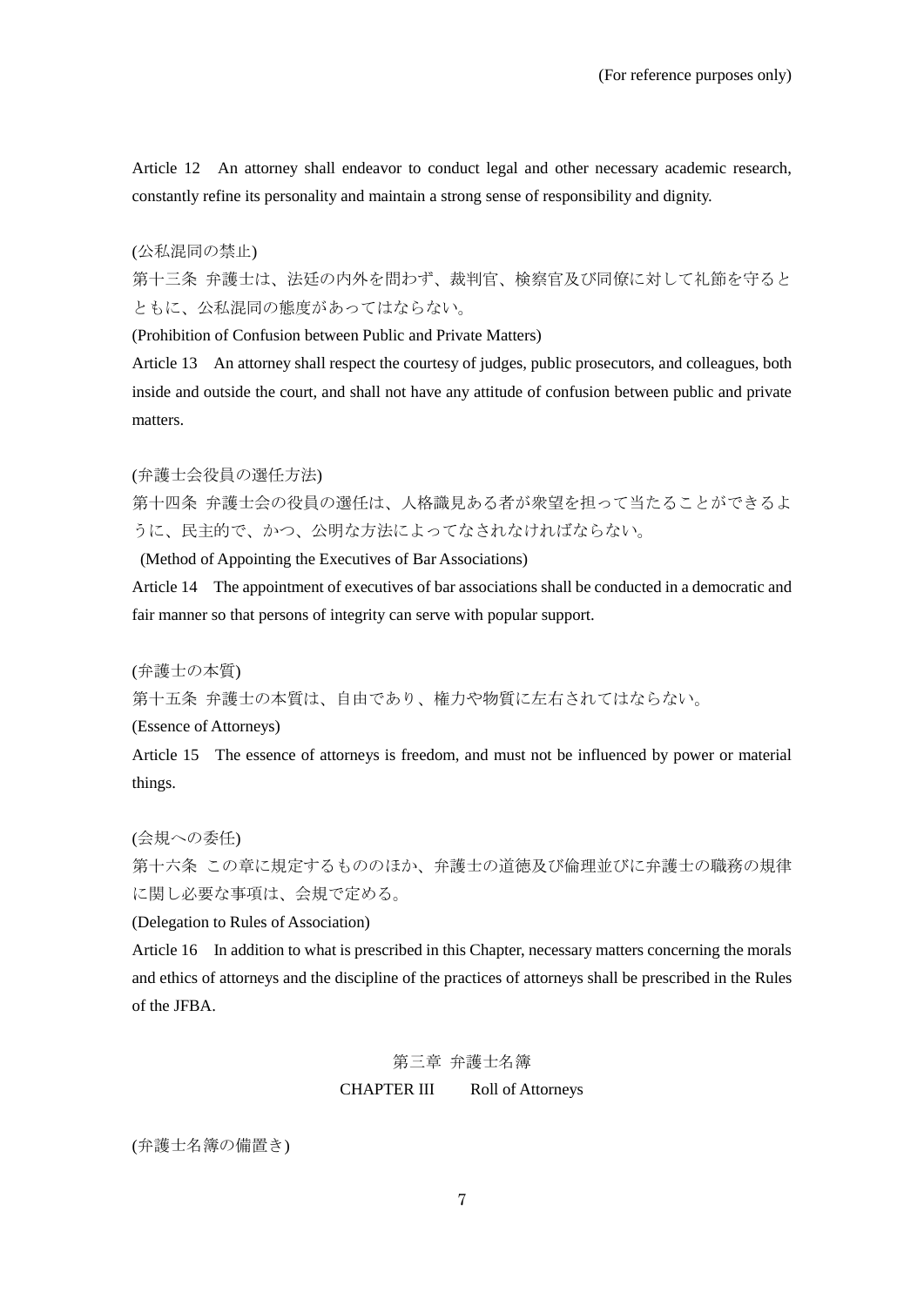Article 12　An attorney shall endeavor to conduct legal and other necessary academic research, constantly refine its personality and maintain a strong sense of responsibility and dignity.

(公私混同の禁止)

第十三条 弁護士は、法廷の内外を問わず、裁判官、検察官及び同僚に対して礼節を守るとともに、公私混同の態度があってはならない。

(Prohibition of Confusion between Public and Private Matters)

Article 13　An attorney shall respect the courtesy of judges, public prosecutors, and colleagues, both inside and outside the court, and shall not have any attitude of confusion between public and private matters.

(弁護士会役員の選任方法)

第十四条 弁護士会の役員の選任は、人格識見ある者が衆望を担って当たることができるように、民主的で、かつ、公明な方法によってなされなければならない。

(Method of Appointing the Executives of Bar Associations)

Article 14　The appointment of executives of bar associations shall be conducted in a democratic and fair manner so that persons of integrity can serve with popular support.

(弁護士の本質)

第十五条 弁護士の本質は、自由であり、権力や物質に左右されてはならない。

(Essence of Attorneys)

Article 15　The essence of attorneys is freedom, and must not be influenced by power or material things.

(会規への委任)

第十六条 この章に規定するもののほか、弁護士の道徳及び倫理並びに弁護士の職務の規律に関し必要な事項は、会規で定める。

(Delegation to Rules of Association)

Article 16　In addition to what is prescribed in this Chapter, necessary matters concerning the morals and ethics of attorneys and the discipline of the practices of attorneys shall be prescribed in the Rules of the JFBA.

## 第三章 弁護士名簿
## CHAPTER III　Roll of Attorneys

(弁護士名簿の備置き)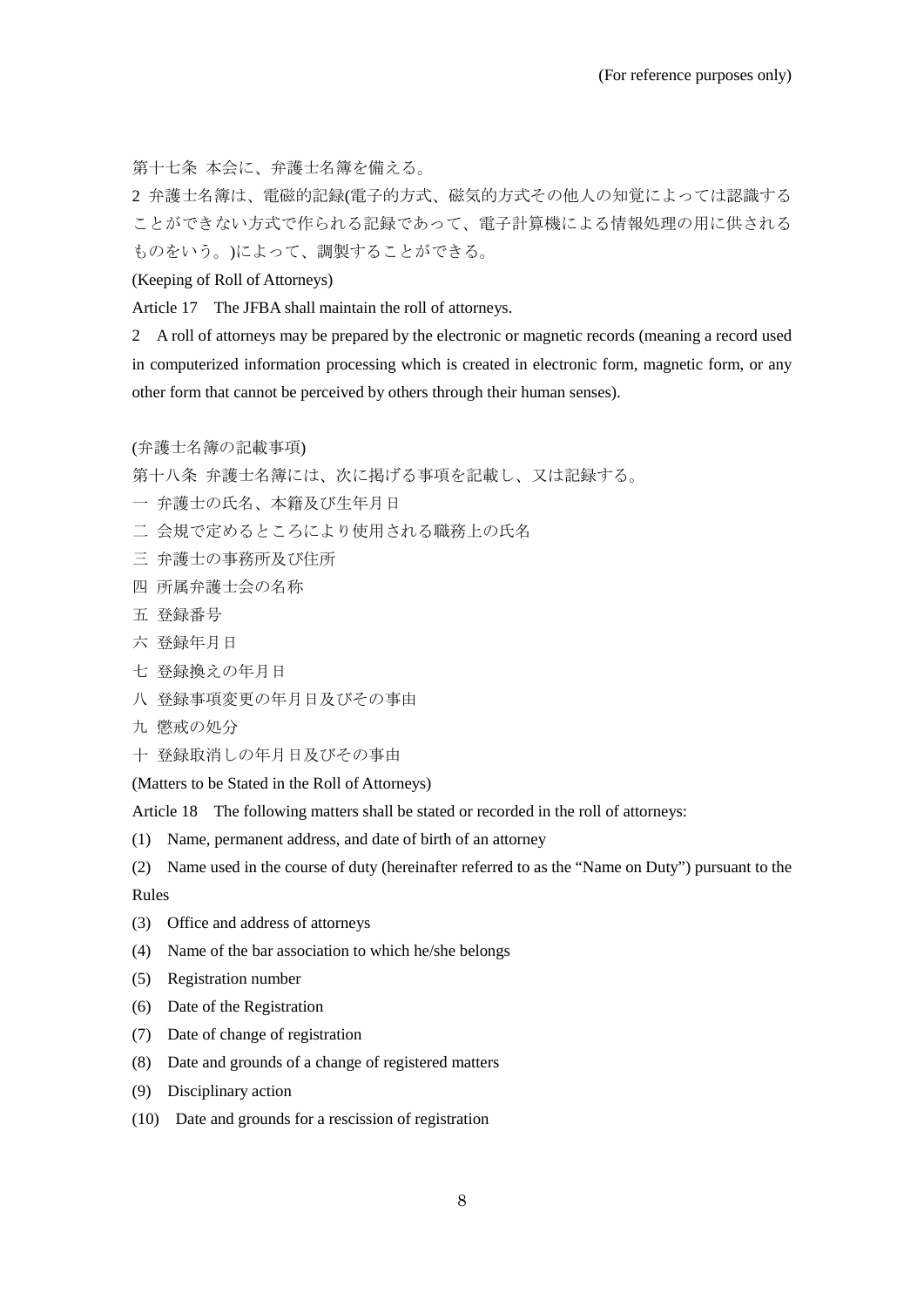第十七条 本会に、弁護士名簿を備える。

2 弁護士名簿は、電磁的記録(電子的方式、磁気的方式その他人の知覚によっては認識することができない方式で作られる記録であって、電子計算機による情報処理の用に供されるものをいう。)によって、調製することができる。

(Keeping of Roll of Attorneys)

Article 17 The JFBA shall maintain the roll of attorneys.

2 A roll of attorneys may be prepared by the electronic or magnetic records (meaning a record used in computerized information processing which is created in electronic form, magnetic form, or any other form that cannot be perceived by others through their human senses).

(弁護士名簿の記載事項)

第十八条 弁護士名簿には、次に掲げる事項を記載し、又は記録する。

一 弁護士の氏名、本籍及び生年月日

二 会規で定めるところにより使用される職務上の氏名

三 弁護士の事務所及び住所

四 所属弁護士会の名称

五 登録番号

六 登録年月日

七 登録換えの年月日

八 登録事項変更の年月日及びその事由

九 懲戒の処分

十 登録取消しの年月日及びその事由

(Matters to be Stated in the Roll of Attorneys)

Article 18 The following matters shall be stated or recorded in the roll of attorneys:

(1) Name, permanent address, and date of birth of an attorney

(2) Name used in the course of duty (hereinafter referred to as the "Name on Duty") pursuant to the Rules

(3) Office and address of attorneys

(4) Name of the bar association to which he/she belongs

(5) Registration number

(6) Date of the Registration

(7) Date of change of registration

(8) Date and grounds of a change of registered matters

(9) Disciplinary action

(10) Date and grounds for a rescission of registration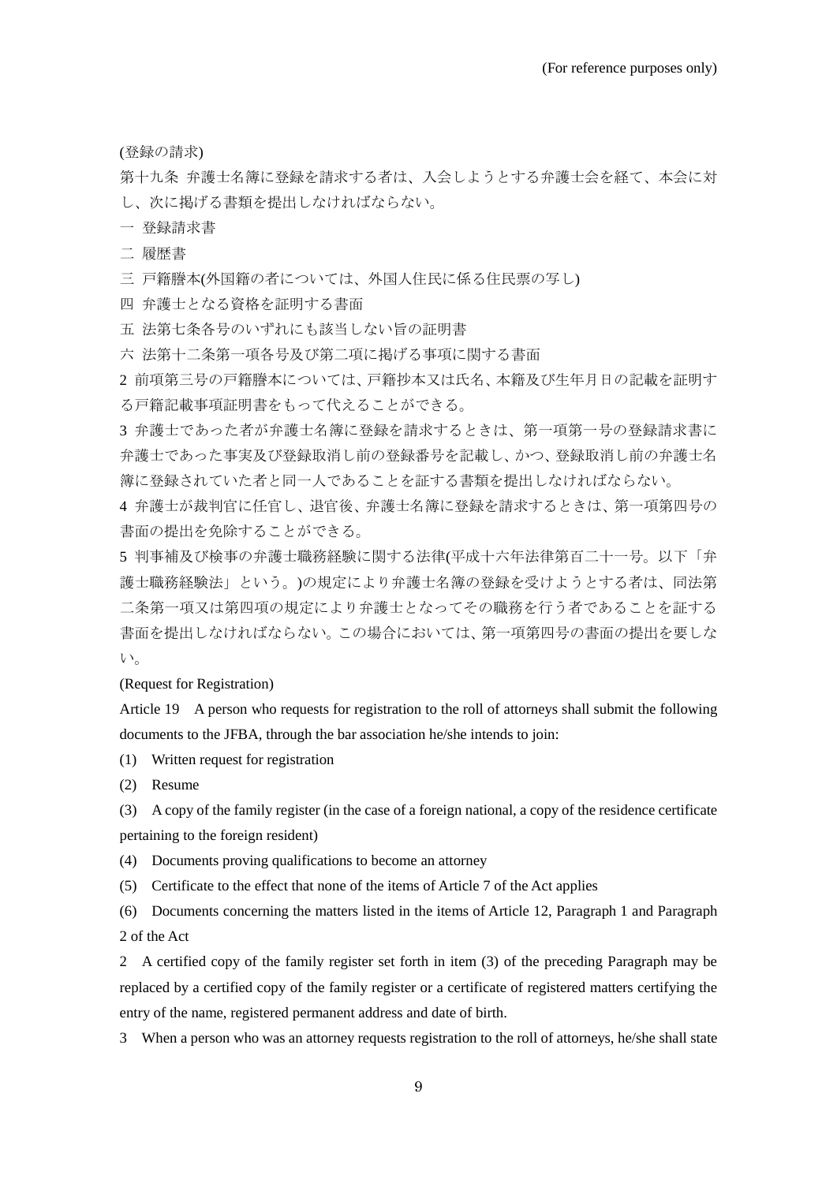(登録の請求)

第十九条 弁護士名簿に登録を請求する者は、入会しようとする弁護士会を経て、本会に対し、次に掲げる書類を提出しなければならない。

一 登録請求書

二 履歴書

三 戸籍謄本(外国籍の者については、外国人住民に係る住民票の写し)

四 弁護士となる資格を証明する書面

五 法第七条各号のいずれにも該当しない旨の証明書

六 法第十二条第一項各号及び第二項に掲げる事項に関する書面

2 前項第三号の戸籍謄本については、戸籍抄本又は氏名、本籍及び生年月日の記載を証明する戸籍記載事項証明書をもって代えることができる。

3 弁護士であった者が弁護士名簿に登録を請求するときは、第一項第一号の登録請求書に弁護士であった事実及び登録取消し前の登録番号を記載し、かつ、登録取消し前の弁護士名簿に登録されていた者と同一人であることを証する書類を提出しなければならない。

4 弁護士が裁判官に任官し、退官後、弁護士名簿に登録を請求するときは、第一項第四号の書面の提出を免除することができる。

5 判事補及び検事の弁護士職務経験に関する法律(平成十六年法律第百二十一号。以下「弁護士職務経験法」という。)の規定により弁護士名簿の登録を受けようとする者は、同法第二条第一項又は第四項の規定により弁護士となってその職務を行う者であることを証する書面を提出しなければならない。この場合においては、第一項第四号の書面の提出を要しない。

(Request for Registration)

Article 19 A person who requests for registration to the roll of attorneys shall submit the following documents to the JFBA, through the bar association he/she intends to join:

(1) Written request for registration

(2) Resume

(3) A copy of the family register (in the case of a foreign national, a copy of the residence certificate pertaining to the foreign resident)

(4) Documents proving qualifications to become an attorney

(5) Certificate to the effect that none of the items of Article 7 of the Act applies

(6) Documents concerning the matters listed in the items of Article 12, Paragraph 1 and Paragraph 2 of the Act

2 A certified copy of the family register set forth in item (3) of the preceding Paragraph may be replaced by a certified copy of the family register or a certificate of registered matters certifying the entry of the name, registered permanent address and date of birth.

3 When a person who was an attorney requests registration to the roll of attorneys, he/she shall state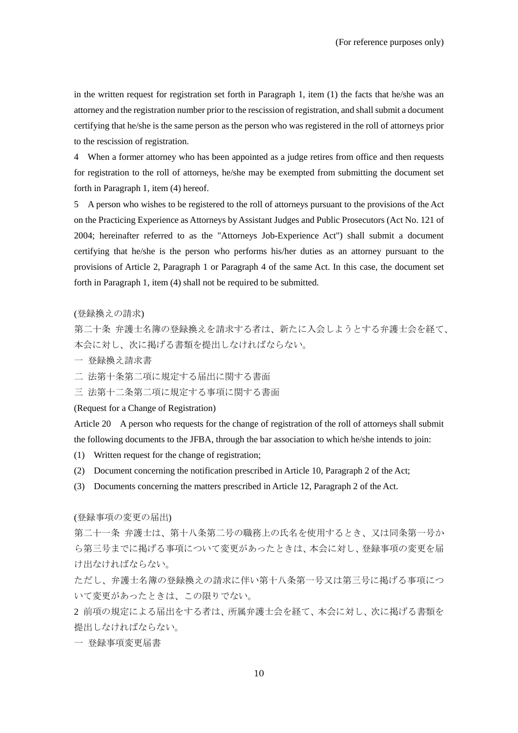in the written request for registration set forth in Paragraph 1, item (1) the facts that he/she was an attorney and the registration number prior to the rescission of registration, and shall submit a document certifying that he/she is the same person as the person who was registered in the roll of attorneys prior to the rescission of registration.

4 When a former attorney who has been appointed as a judge retires from office and then requests for registration to the roll of attorneys, he/she may be exempted from submitting the document set forth in Paragraph 1, item (4) hereof.

5 A person who wishes to be registered to the roll of attorneys pursuant to the provisions of the Act on the Practicing Experience as Attorneys by Assistant Judges and Public Prosecutors (Act No. 121 of 2004; hereinafter referred to as the "Attorneys Job-Experience Act") shall submit a document certifying that he/she is the person who performs his/her duties as an attorney pursuant to the provisions of Article 2, Paragraph 1 or Paragraph 4 of the same Act. In this case, the document set forth in Paragraph 1, item (4) shall not be required to be submitted.

(登録換えの請求)

第二十条 弁護士名簿の登録換えを請求する者は、新たに入会しようとする弁護士会を経て、本会に対し、次に掲げる書類を提出しなければならない。

一 登録換え請求書

二 法第十条第二項に規定する届出に関する書面

三 法第十二条第二項に規定する事項に関する書面

(Request for a Change of Registration)

Article 20 A person who requests for the change of registration of the roll of attorneys shall submit the following documents to the JFBA, through the bar association to which he/she intends to join:

(1) Written request for the change of registration;

(2) Document concerning the notification prescribed in Article 10, Paragraph 2 of the Act;

(3) Documents concerning the matters prescribed in Article 12, Paragraph 2 of the Act.

(登録事項の変更の届出)

第二十一条 弁護士は、第十八条第二号の職務上の氏名を使用するとき、又は同条第一号から第三号までに掲げる事項について変更があったときは、本会に対し、登録事項の変更を届け出なければならない。

ただし、弁護士名簿の登録換えの請求に伴い第十八条第一号又は第三号に掲げる事項について変更があったときは、この限りでない。

2 前項の規定による届出をする者は、所属弁護士会を経て、本会に対し、次に掲げる書類を提出しなければならない。

一 登録事項変更届書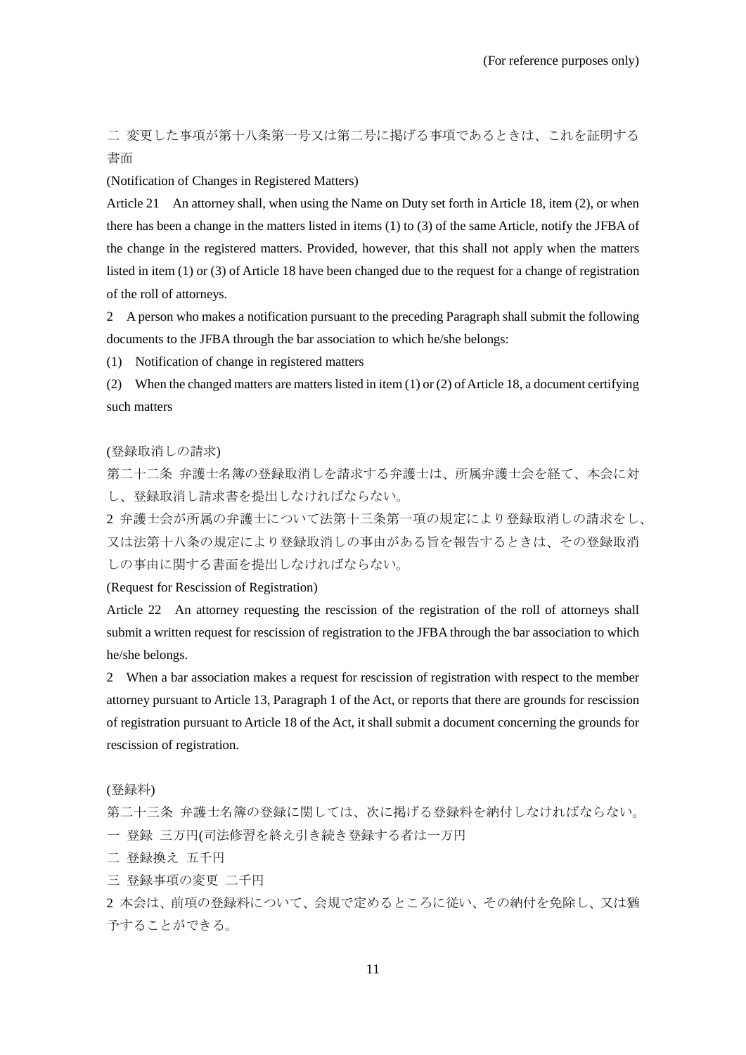二 変更した事項が第十八条第一号又は第二号に掲げる事項であるときは、これを証明する書面

(Notification of Changes in Registered Matters)

Article 21　An attorney shall, when using the Name on Duty set forth in Article 18, item (2), or when there has been a change in the matters listed in items (1) to (3) of the same Article, notify the JFBA of the change in the registered matters. Provided, however, that this shall not apply when the matters listed in item (1) or (3) of Article 18 have been changed due to the request for a change of registration of the roll of attorneys.

2　A person who makes a notification pursuant to the preceding Paragraph shall submit the following documents to the JFBA through the bar association to which he/she belongs:

(1)　Notification of change in registered matters

(2)　When the changed matters are matters listed in item (1) or (2) of Article 18, a document certifying such matters

(登録取消しの請求)

第二十二条 弁護士名簿の登録取消しを請求する弁護士は、所属弁護士会を経て、本会に対し、登録取消し請求書を提出しなければならない。

2 弁護士会が所属の弁護士について法第十三条第一項の規定により登録取消しの請求をし、又は法第十八条の規定により登録取消しの事由がある旨を報告するときは、その登録取消しの事由に関する書面を提出しなければならない。

(Request for Rescission of Registration)

Article 22　An attorney requesting the rescission of the registration of the roll of attorneys shall submit a written request for rescission of registration to the JFBA through the bar association to which he/she belongs.

2　When a bar association makes a request for rescission of registration with respect to the member attorney pursuant to Article 13, Paragraph 1 of the Act, or reports that there are grounds for rescission of registration pursuant to Article 18 of the Act, it shall submit a document concerning the grounds for rescission of registration.

(登録料)

第二十三条 弁護士名簿の登録に関しては、次に掲げる登録料を納付しなければならない。

一 登録 三万円(司法修習を終え引き続き登録する者は一万円

二 登録換え 五千円

三 登録事項の変更 二千円

2 本会は、前項の登録料について、会規で定めるところに従い、その納付を免除し、又は猶予することができる。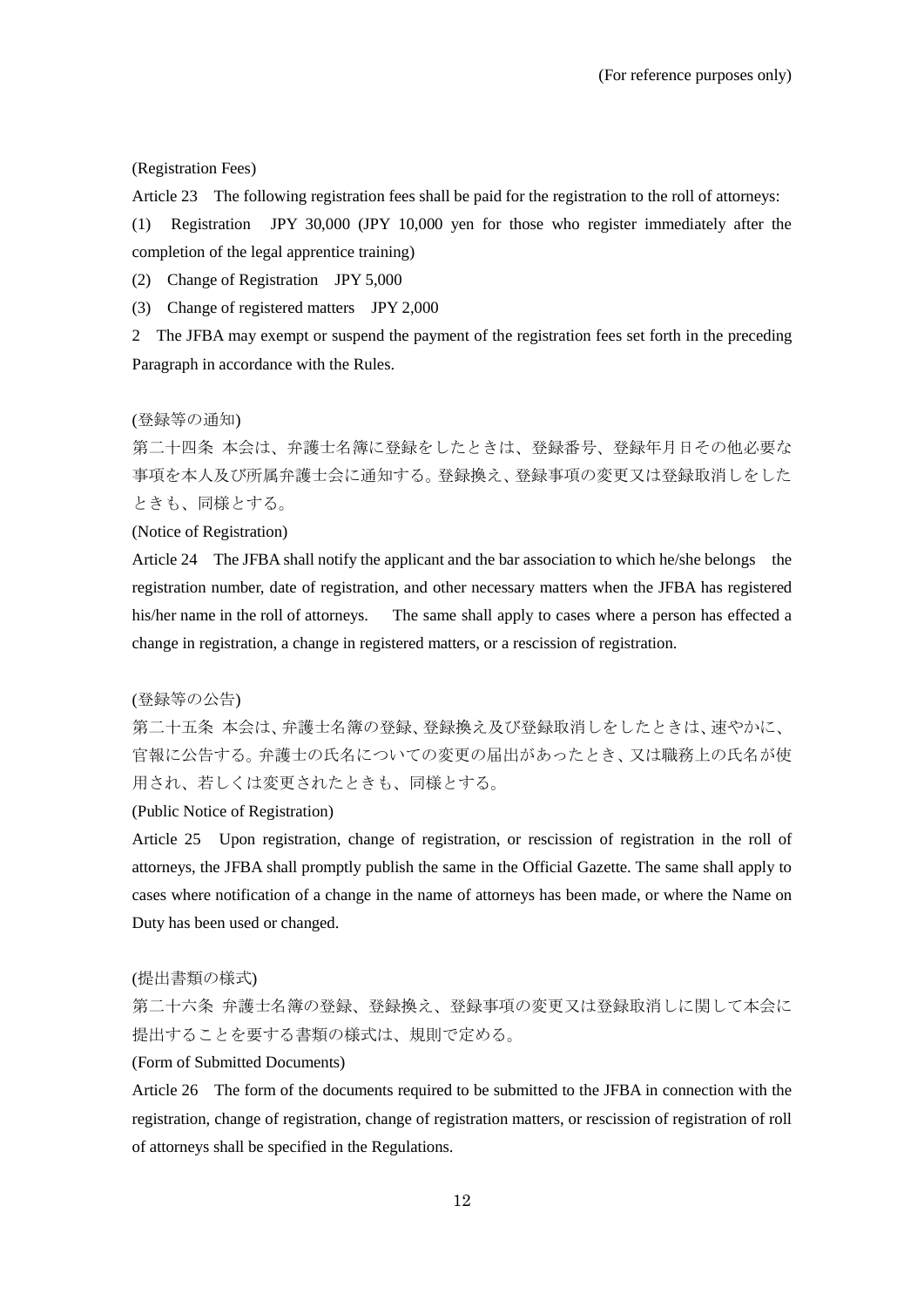(Registration Fees)

Article 23　The following registration fees shall be paid for the registration to the roll of attorneys:

(1)　Registration　JPY 30,000 (JPY 10,000 yen for those who register immediately after the completion of the legal apprentice training)

(2)　Change of Registration　JPY 5,000

(3)　Change of registered matters　JPY 2,000

2　The JFBA may exempt or suspend the payment of the registration fees set forth in the preceding Paragraph in accordance with the Rules.

(登録等の通知)

第二十四条　本会は、弁護士名簿に登録をしたときは、登録番号、登録年月日その他必要な事項を本人及び所属弁護士会に通知する。登録換え、登録事項の変更又は登録取消しをしたときも、同様とする。

(Notice of Registration)

Article 24　The JFBA shall notify the applicant and the bar association to which he/she belongs　the registration number, date of registration, and other necessary matters when the JFBA has registered his/her name in the roll of attorneys.　The same shall apply to cases where a person has effected a change in registration, a change in registered matters, or a rescission of registration.

(登録等の公告)

第二十五条　本会は、弁護士名簿の登録、登録換え及び登録取消しをしたときは、速やかに、官報に公告する。弁護士の氏名についての変更の届出があったとき、又は職務上の氏名が使用され、若しくは変更されたときも、同様とする。

(Public Notice of Registration)

Article 25　Upon registration, change of registration, or rescission of registration in the roll of attorneys, the JFBA shall promptly publish the same in the Official Gazette. The same shall apply to cases where notification of a change in the name of attorneys has been made, or where the Name on Duty has been used or changed.

(提出書類の様式)

第二十六条　弁護士名簿の登録、登録換え、登録事項の変更又は登録取消しに関して本会に提出することを要する書類の様式は、規則で定める。

(Form of Submitted Documents)

Article 26　The form of the documents required to be submitted to the JFBA in connection with the registration, change of registration, change of registration matters, or rescission of registration of roll of attorneys shall be specified in the Regulations.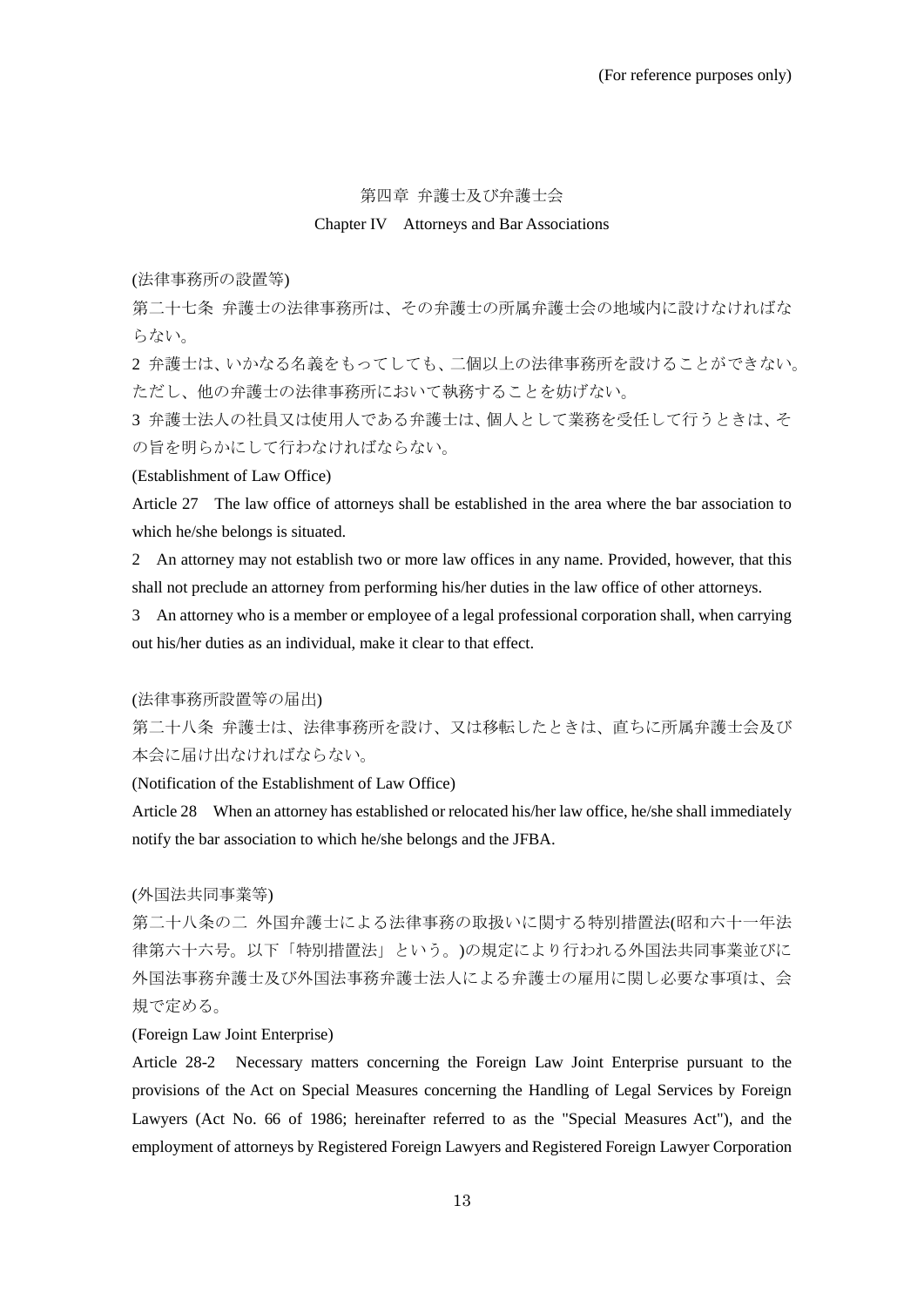(For reference purposes only)

## 第四章 弁護士及び弁護士会

## Chapter IV Attorneys and Bar Associations

(法律事務所の設置等)

第二十七条 弁護士の法律事務所は、その弁護士の所属弁護士会の地域内に設けなければならない。

2 弁護士は、いかなる名義をもってしても、二個以上の法律事務所を設けることができない。ただし、他の弁護士の法律事務所において執務することを妨げない。

3 弁護士法人の社員又は使用人である弁護士は、個人として業務を受任して行うときは、その旨を明らかにして行わなければならない。

(Establishment of Law Office)

Article 27 The law office of attorneys shall be established in the area where the bar association to which he/she belongs is situated.

2 An attorney may not establish two or more law offices in any name. Provided, however, that this shall not preclude an attorney from performing his/her duties in the law office of other attorneys.

3 An attorney who is a member or employee of a legal professional corporation shall, when carrying out his/her duties as an individual, make it clear to that effect.

(法律事務所設置等の届出)

第二十八条 弁護士は、法律事務所を設け、又は移転したときは、直ちに所属弁護士会及び本会に届け出なければならない。

(Notification of the Establishment of Law Office)

Article 28 When an attorney has established or relocated his/her law office, he/she shall immediately notify the bar association to which he/she belongs and the JFBA.

(外国法共同事業等)

第二十八条の二 外国弁護士による法律事務の取扱いに関する特別措置法(昭和六十一年法律第六十六号。以下「特別措置法」という。)の規定により行われる外国法共同事業並びに外国法事務弁護士及び外国法事務弁護士法人による弁護士の雇用に関し必要な事項は、会規で定める。

(Foreign Law Joint Enterprise)

Article 28-2 Necessary matters concerning the Foreign Law Joint Enterprise pursuant to the provisions of the Act on Special Measures concerning the Handling of Legal Services by Foreign Lawyers (Act No. 66 of 1986; hereinafter referred to as the "Special Measures Act"), and the employment of attorneys by Registered Foreign Lawyers and Registered Foreign Lawyer Corporation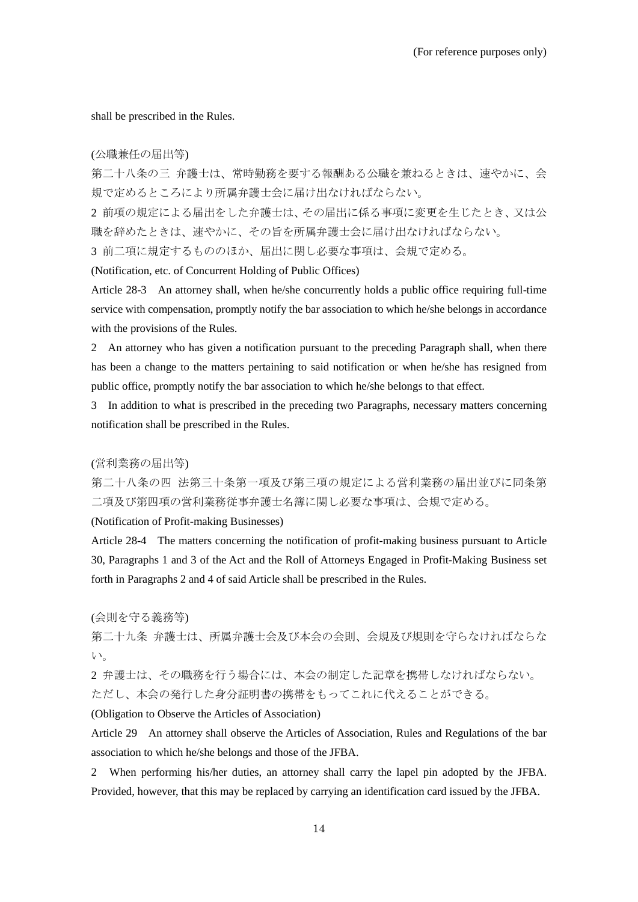shall be prescribed in the Rules.

(公職兼任の届出等)

第二十八条の三　弁護士は、常時勤務を要する報酬ある公職を兼ねるときは、速やかに、会規で定めるところにより所属弁護士会に届け出なければならない。

2 前項の規定による届出をした弁護士は、その届出に係る事項に変更を生じたとき、又は公職を辞めたときは、速やかに、その旨を所属弁護士会に届け出なければならない。

3 前二項に規定するもののほか、届出に関し必要な事項は、会規で定める。

(Notification, etc. of Concurrent Holding of Public Offices)

Article 28-3　An attorney shall, when he/she concurrently holds a public office requiring full-time service with compensation, promptly notify the bar association to which he/she belongs in accordance with the provisions of the Rules.

2　An attorney who has given a notification pursuant to the preceding Paragraph shall, when there has been a change to the matters pertaining to said notification or when he/she has resigned from public office, promptly notify the bar association to which he/she belongs to that effect.

3　In addition to what is prescribed in the preceding two Paragraphs, necessary matters concerning notification shall be prescribed in the Rules.

(営利業務の届出等)

第二十八条の四　法第三十条第一項及び第三項の規定による営利業務の届出並びに同条第二項及び第四項の営利業務従事弁護士名簿に関し必要な事項は、会規で定める。

(Notification of Profit-making Businesses)

Article 28-4　The matters concerning the notification of profit-making business pursuant to Article 30, Paragraphs 1 and 3 of the Act and the Roll of Attorneys Engaged in Profit-Making Business set forth in Paragraphs 2 and 4 of said Article shall be prescribed in the Rules.

(会則を守る義務等)

第二十九条　弁護士は、所属弁護士会及び本会の会則、会規及び規則を守らなければならない。

2 弁護士は、その職務を行う場合には、本会の制定した記章を携帯しなければならない。ただし、本会の発行した身分証明書の携帯をもってこれに代えることができる。

(Obligation to Observe the Articles of Association)

Article 29　An attorney shall observe the Articles of Association, Rules and Regulations of the bar association to which he/she belongs and those of the JFBA.

2　When performing his/her duties, an attorney shall carry the lapel pin adopted by the JFBA. Provided, however, that this may be replaced by carrying an identification card issued by the JFBA.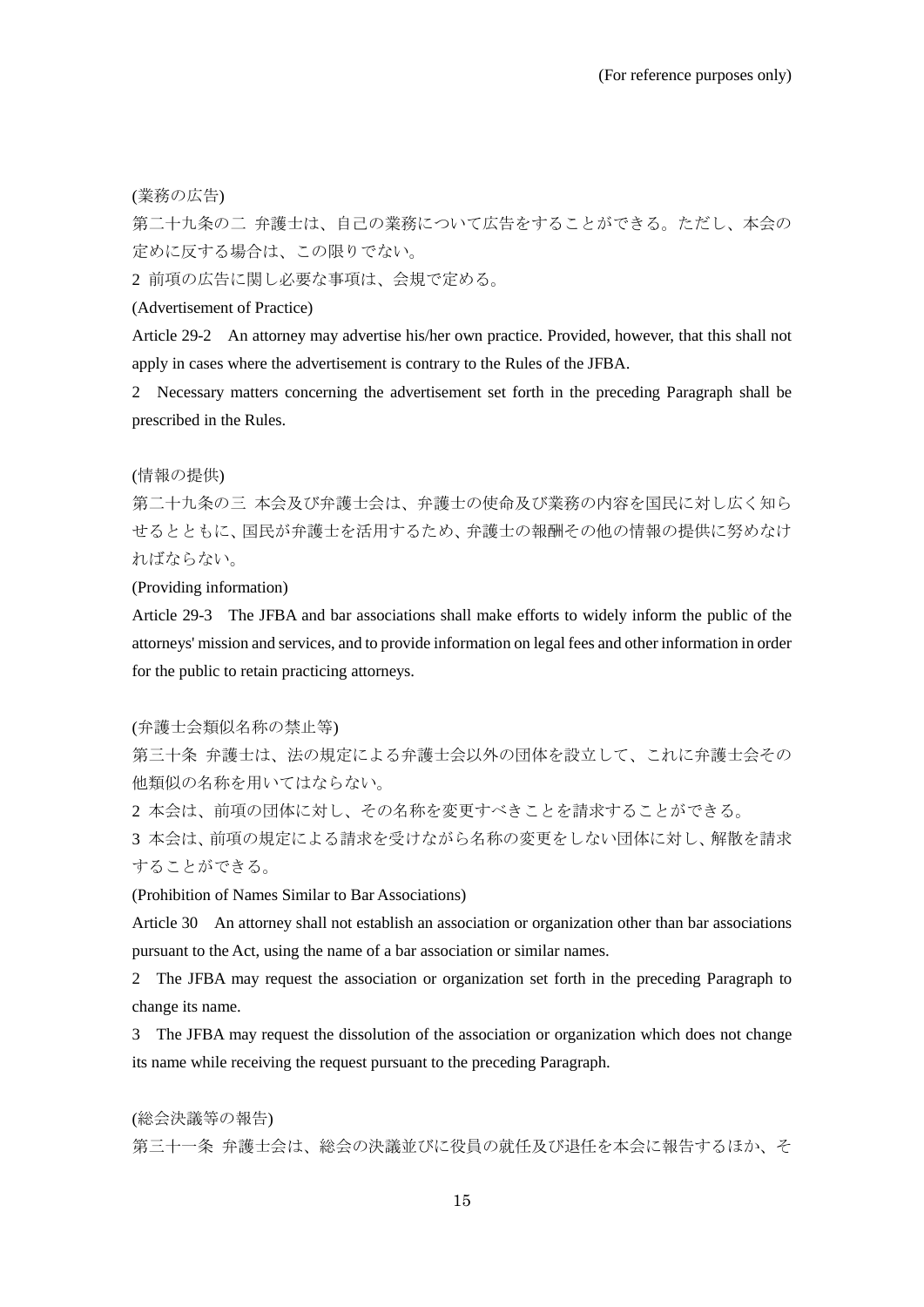(For reference purposes only)

(業務の広告)

第二十九条の二　弁護士は、自己の業務について広告をすることができる。ただし、本会の定めに反する場合は、この限りでない。

2 前項の広告に関し必要な事項は、会規で定める。

(Advertisement of Practice)

Article 29-2　An attorney may advertise his/her own practice. Provided, however, that this shall not apply in cases where the advertisement is contrary to the Rules of the JFBA.

2　Necessary matters concerning the advertisement set forth in the preceding Paragraph shall be prescribed in the Rules.

(情報の提供)

第二十九条の三　本会及び弁護士会は、弁護士の使命及び業務の内容を国民に対し広く知らせるとともに、国民が弁護士を活用するため、弁護士の報酬その他の情報の提供に努めなければならない。

(Providing information)

Article 29-3　The JFBA and bar associations shall make efforts to widely inform the public of the attorneys' mission and services, and to provide information on legal fees and other information in order for the public to retain practicing attorneys.

(弁護士会類似名称の禁止等)

第三十条　弁護士は、法の規定による弁護士会以外の団体を設立して、これに弁護士会その他類似の名称を用いてはならない。

2 本会は、前項の団体に対し、その名称を変更すべきことを請求することができる。

3 本会は、前項の規定による請求を受けながら名称の変更をしない団体に対し、解散を請求することができる。

(Prohibition of Names Similar to Bar Associations)

Article 30　An attorney shall not establish an association or organization other than bar associations pursuant to the Act, using the name of a bar association or similar names.

2　The JFBA may request the association or organization set forth in the preceding Paragraph to change its name.

3　The JFBA may request the dissolution of the association or organization which does not change its name while receiving the request pursuant to the preceding Paragraph.

(総会決議等の報告)

第三十一条　弁護士会は、総会の決議並びに役員の就任及び退任を本会に報告するほか、そ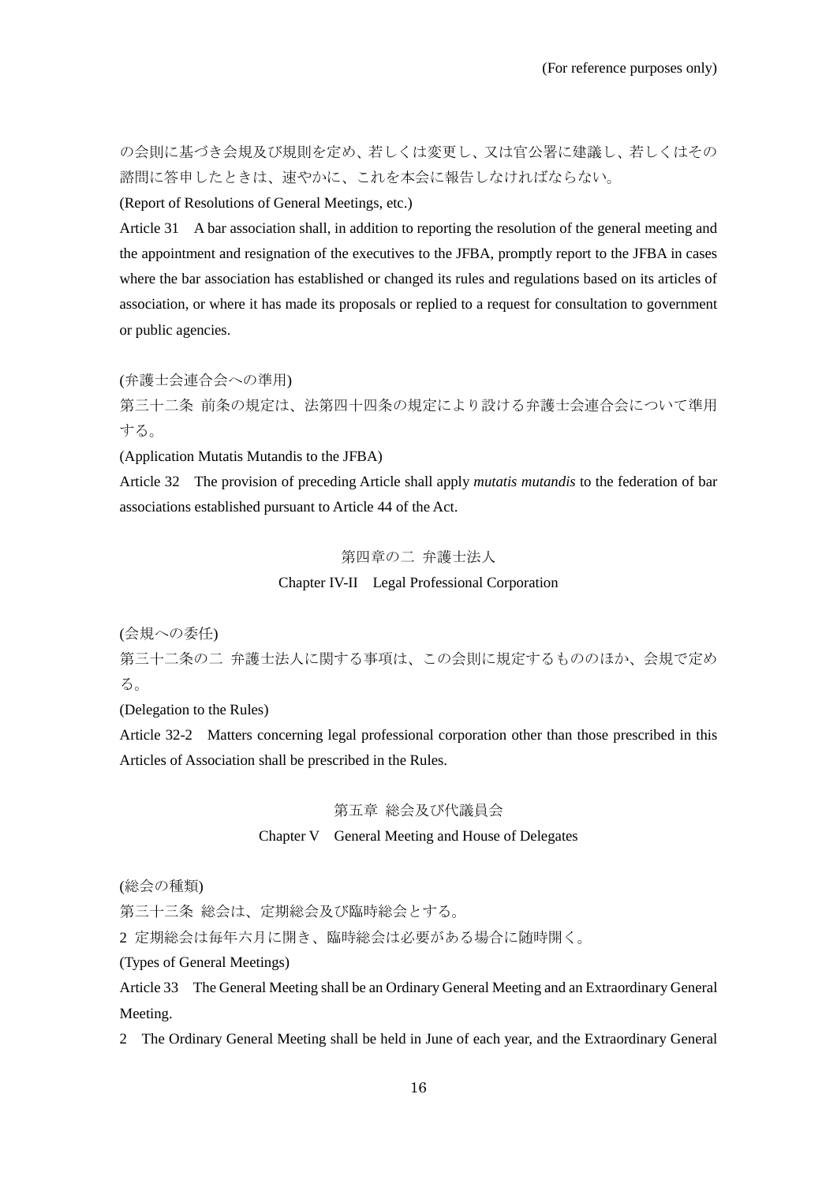の会則に基づき会規及び規則を定め、若しくは変更し、又は官公署に建議し、若しくはその諮問に答申したときは、速やかに、これを本会に報告しなければならない。

(Report of Resolutions of General Meetings, etc.)

Article 31　A bar association shall, in addition to reporting the resolution of the general meeting and the appointment and resignation of the executives to the JFBA, promptly report to the JFBA in cases where the bar association has established or changed its rules and regulations based on its articles of association, or where it has made its proposals or replied to a request for consultation to government or public agencies.

(弁護士会連合会への準用)

第三十二条 前条の規定は、法第四十四条の規定により設ける弁護士会連合会について準用する。

(Application Mutatis Mutandis to the JFBA)

Article 32　The provision of preceding Article shall apply *mutatis mutandis* to the federation of bar associations established pursuant to Article 44 of the Act.

## 第四章の二 弁護士法人

## Chapter IV-II　Legal Professional Corporation

(会規への委任)

第三十二条の二 弁護士法人に関する事項は、この会則に規定するもののほか、会規で定める。

(Delegation to the Rules)

Article 32-2　Matters concerning legal professional corporation other than those prescribed in this Articles of Association shall be prescribed in the Rules.

## 第五章 総会及び代議員会

## Chapter V　General Meeting and House of Delegates

(総会の種類)

第三十三条 総会は、定期総会及び臨時総会とする。

2 定期総会は毎年六月に開き、臨時総会は必要がある場合に随時開く。

(Types of General Meetings)

Article 33　The General Meeting shall be an Ordinary General Meeting and an Extraordinary General Meeting.

2　The Ordinary General Meeting shall be held in June of each year, and the Extraordinary General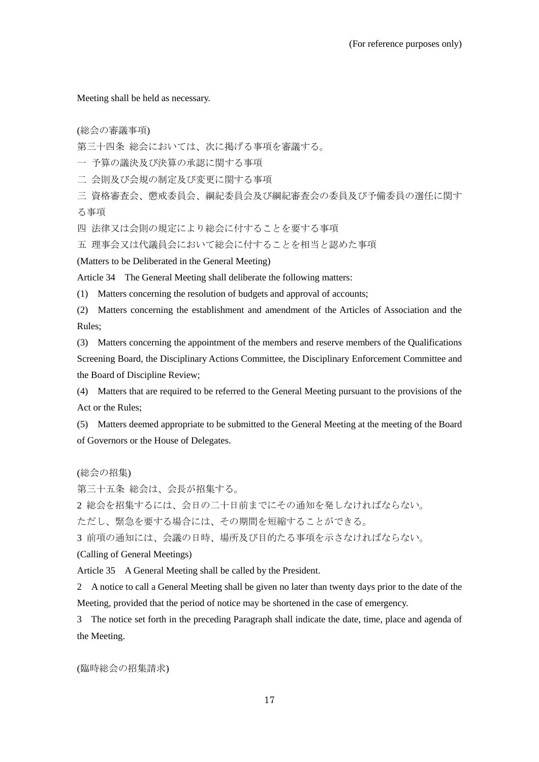Meeting shall be held as necessary.

(総会の審議事項)

第三十四条 総会においては、次に掲げる事項を審議する。

一 予算の議決及び決算の承認に関する事項

二 会則及び会規の制定及び変更に関する事項

三 資格審査会、懲戒委員会、綱紀委員会及び綱紀審査会の委員及び予備委員の選任に関する事項

四 法律又は会則の規定により総会に付することを要する事項

五 理事会又は代議員会において総会に付することを相当と認めた事項

(Matters to be Deliberated in the General Meeting)

Article 34 The General Meeting shall deliberate the following matters:

(1) Matters concerning the resolution of budgets and approval of accounts;

(2) Matters concerning the establishment and amendment of the Articles of Association and the Rules;

(3) Matters concerning the appointment of the members and reserve members of the Qualifications Screening Board, the Disciplinary Actions Committee, the Disciplinary Enforcement Committee and the Board of Discipline Review;

(4) Matters that are required to be referred to the General Meeting pursuant to the provisions of the Act or the Rules;

(5) Matters deemed appropriate to be submitted to the General Meeting at the meeting of the Board of Governors or the House of Delegates.

(総会の招集)

第三十五条 総会は、会長が招集する。

2 総会を招集するには、会日の二十日前までにその通知を発しなければならない。ただし、緊急を要する場合には、その期間を短縮することができる。

3 前項の通知には、会議の日時、場所及び目的たる事項を示さなければならない。

(Calling of General Meetings)

Article 35 A General Meeting shall be called by the President.

2 A notice to call a General Meeting shall be given no later than twenty days prior to the date of the Meeting, provided that the period of notice may be shortened in the case of emergency.

3 The notice set forth in the preceding Paragraph shall indicate the date, time, place and agenda of the Meeting.

(臨時総会の招集請求)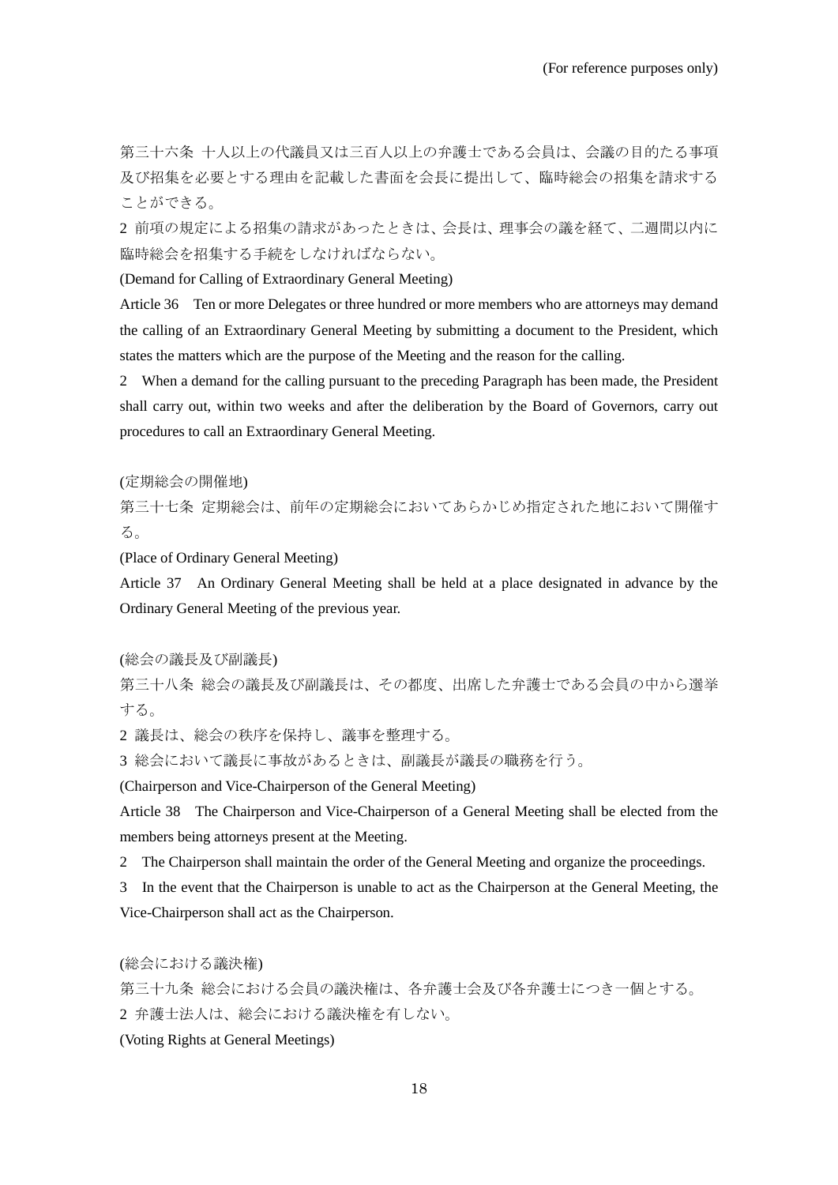(For reference purposes only)

第三十六条 十人以上の代議員又は三百人以上の弁護士である会員は、会議の目的たる事項及び招集を必要とする理由を記載した書面を会長に提出して、臨時総会の招集を請求することができる。

2 前項の規定による招集の請求があったときは、会長は、理事会の議を経て、二週間以内に臨時総会を招集する手続をしなければならない。

(Demand for Calling of Extraordinary General Meeting)

Article 36 Ten or more Delegates or three hundred or more members who are attorneys may demand the calling of an Extraordinary General Meeting by submitting a document to the President, which states the matters which are the purpose of the Meeting and the reason for the calling.

2 When a demand for the calling pursuant to the preceding Paragraph has been made, the President shall carry out, within two weeks and after the deliberation by the Board of Governors, carry out procedures to call an Extraordinary General Meeting.

(定期総会の開催地)

第三十七条 定期総会は、前年の定期総会においてあらかじめ指定された地において開催する。

(Place of Ordinary General Meeting)

Article 37 An Ordinary General Meeting shall be held at a place designated in advance by the Ordinary General Meeting of the previous year.

(総会の議長及び副議長)

第三十八条 総会の議長及び副議長は、その都度、出席した弁護士である会員の中から選挙する。

2 議長は、総会の秩序を保持し、議事を整理する。

3 総会において議長に事故があるときは、副議長が議長の職務を行う。

(Chairperson and Vice-Chairperson of the General Meeting)

Article 38 The Chairperson and Vice-Chairperson of a General Meeting shall be elected from the members being attorneys present at the Meeting.

2 The Chairperson shall maintain the order of the General Meeting and organize the proceedings.

3 In the event that the Chairperson is unable to act as the Chairperson at the General Meeting, the Vice-Chairperson shall act as the Chairperson.

(総会における議決権)

第三十九条 総会における会員の議決権は、各弁護士会及び各弁護士につき一個とする。

2 弁護士法人は、総会における議決権を有しない。

(Voting Rights at General Meetings)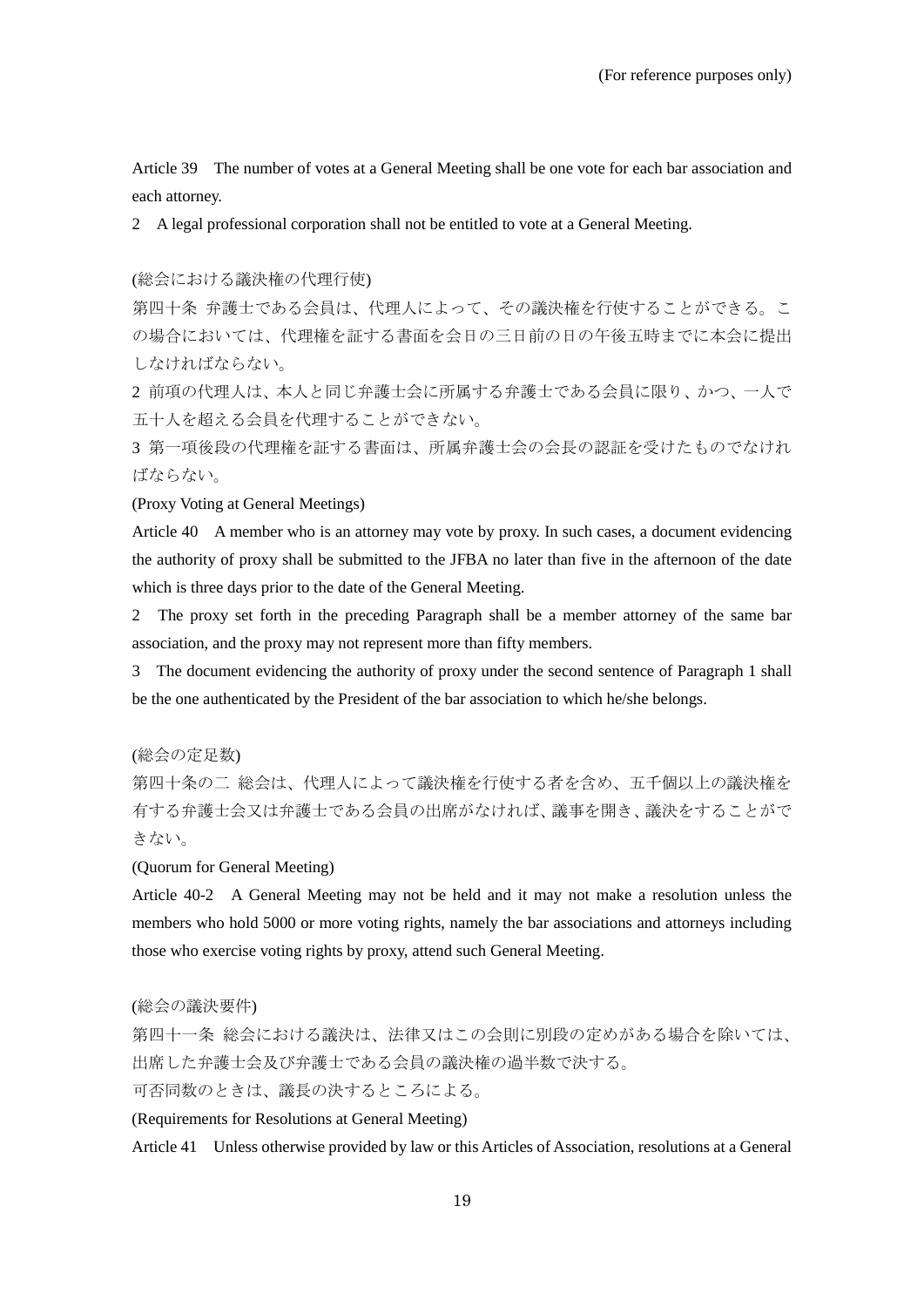Article 39　The number of votes at a General Meeting shall be one vote for each bar association and each attorney.

2　A legal professional corporation shall not be entitled to vote at a General Meeting.

(総会における議決権の代理行使)

第四十条 弁護士である会員は、代理人によって、その議決権を行使することができる。この場合においては、代理権を証する書面を会日の三日前の日の午後五時までに本会に提出しなければならない。

2 前項の代理人は、本人と同じ弁護士会に所属する弁護士である会員に限り、かつ、一人で五十人を超える会員を代理することができない。

3 第一項後段の代理権を証する書面は、所属弁護士会の会長の認証を受けたものでなければならない。

(Proxy Voting at General Meetings)

Article 40　A member who is an attorney may vote by proxy. In such cases, a document evidencing the authority of proxy shall be submitted to the JFBA no later than five in the afternoon of the date which is three days prior to the date of the General Meeting.

2　The proxy set forth in the preceding Paragraph shall be a member attorney of the same bar association, and the proxy may not represent more than fifty members.

3　The document evidencing the authority of proxy under the second sentence of Paragraph 1 shall be the one authenticated by the President of the bar association to which he/she belongs.

(総会の定足数)

第四十条の二 総会は、代理人によって議決権を行使する者を含め、五千個以上の議決権を有する弁護士会又は弁護士である会員の出席がなければ、議事を開き、議決をすることができない。

(Quorum for General Meeting)

Article 40-2　A General Meeting may not be held and it may not make a resolution unless the members who hold 5000 or more voting rights, namely the bar associations and attorneys including those who exercise voting rights by proxy, attend such General Meeting.

(総会の議決要件)

第四十一条 総会における議決は、法律又はこの会則に別段の定めがある場合を除いては、出席した弁護士会及び弁護士である会員の議決権の過半数で決する。

可否同数のときは、議長の決するところによる。

(Requirements for Resolutions at General Meeting)

Article 41　Unless otherwise provided by law or this Articles of Association, resolutions at a General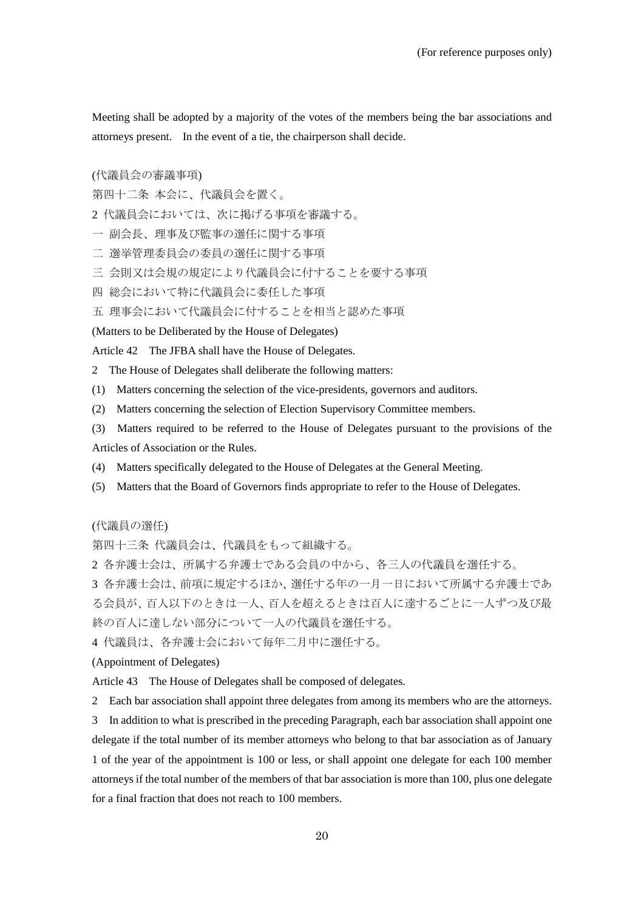Meeting shall be adopted by a majority of the votes of the members being the bar associations and attorneys present.　In the event of a tie, the chairperson shall decide.

(代議員会の審議事項)

第四十二条 本会に、代議員会を置く。

2 代議員会においては、次に掲げる事項を審議する。

一 副会長、理事及び監事の選任に関する事項

二 選挙管理委員会の委員の選任に関する事項

三 会則又は会規の規定により代議員会に付することを要する事項

四 総会において特に代議員会に委任した事項

五 理事会において代議員会に付することを相当と認めた事項

(Matters to be Deliberated by the House of Delegates)

Article 42　The JFBA shall have the House of Delegates.

2　The House of Delegates shall deliberate the following matters:

(1)　Matters concerning the selection of the vice-presidents, governors and auditors.

(2)　Matters concerning the selection of Election Supervisory Committee members.

(3)　Matters required to be referred to the House of Delegates pursuant to the provisions of the Articles of Association or the Rules.

(4)　Matters specifically delegated to the House of Delegates at the General Meeting.

(5)　Matters that the Board of Governors finds appropriate to refer to the House of Delegates.

(代議員の選任)

第四十三条 代議員会は、代議員をもって組織する。

2 各弁護士会は、所属する弁護士である会員の中から、各三人の代議員を選任する。

3 各弁護士会は、前項に規定するほか、選任する年の一月一日において所属する弁護士である会員が、百人以下のときは一人、百人を超えるときは百人に達するごとに一人ずつ及び最終の百人に達しない部分について一人の代議員を選任する。

4 代議員は、各弁護士会において毎年二月中に選任する。

(Appointment of Delegates)

Article 43　The House of Delegates shall be composed of delegates.

2　Each bar association shall appoint three delegates from among its members who are the attorneys.

3　In addition to what is prescribed in the preceding Paragraph, each bar association shall appoint one delegate if the total number of its member attorneys who belong to that bar association as of January 1 of the year of the appointment is 100 or less, or shall appoint one delegate for each 100 member attorneys if the total number of the members of that bar association is more than 100, plus one delegate for a final fraction that does not reach to 100 members.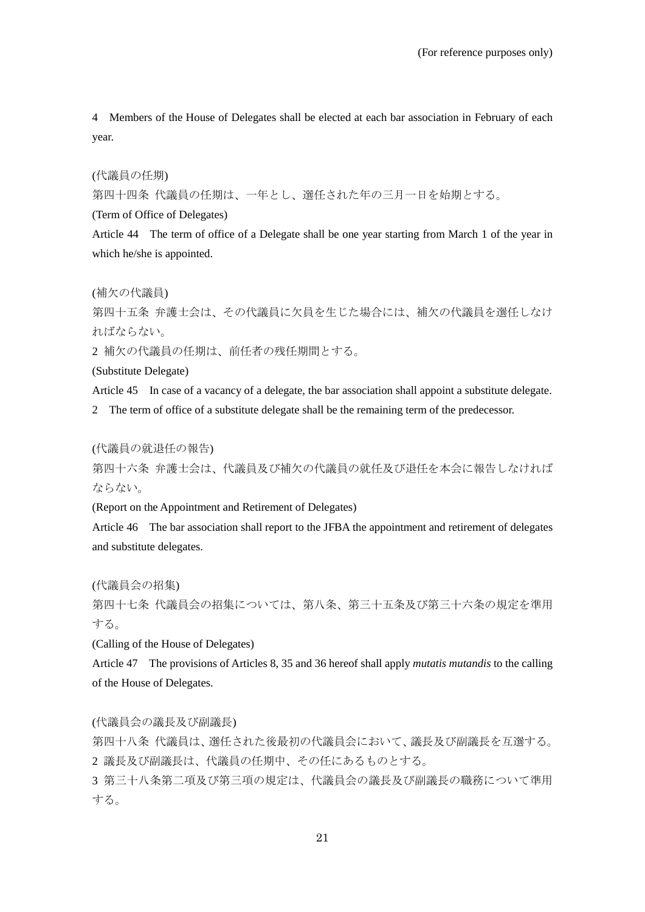(For reference purposes only)

4 Members of the House of Delegates shall be elected at each bar association in February of each year.

(代議員の任期)

第四十四条 代議員の任期は、一年とし、選任された年の三月一日を始期とする。

(Term of Office of Delegates)

Article 44 The term of office of a Delegate shall be one year starting from March 1 of the year in which he/she is appointed.

(補欠の代議員)

第四十五条 弁護士会は、その代議員に欠員を生じた場合には、補欠の代議員を選任しなければならない。

2 補欠の代議員の任期は、前任者の残任期間とする。

(Substitute Delegate)

Article 45 In case of a vacancy of a delegate, the bar association shall appoint a substitute delegate.

2 The term of office of a substitute delegate shall be the remaining term of the predecessor.

(代議員の就退任の報告)

第四十六条 弁護士会は、代議員及び補欠の代議員の就任及び退任を本会に報告しなければならない。

(Report on the Appointment and Retirement of Delegates)

Article 46 The bar association shall report to the JFBA the appointment and retirement of delegates and substitute delegates.

(代議員会の招集)

第四十七条 代議員会の招集については、第八条、第三十五条及び第三十六条の規定を準用する。

(Calling of the House of Delegates)

Article 47 The provisions of Articles 8, 35 and 36 hereof shall apply *mutatis mutandis* to the calling of the House of Delegates.

(代議員会の議長及び副議長)

第四十八条 代議員は、選任された後最初の代議員会において、議長及び副議長を互選する。

2 議長及び副議長は、代議員の任期中、その任にあるものとする。

3 第三十八条第二項及び第三項の規定は、代議員会の議長及び副議長の職務について準用する。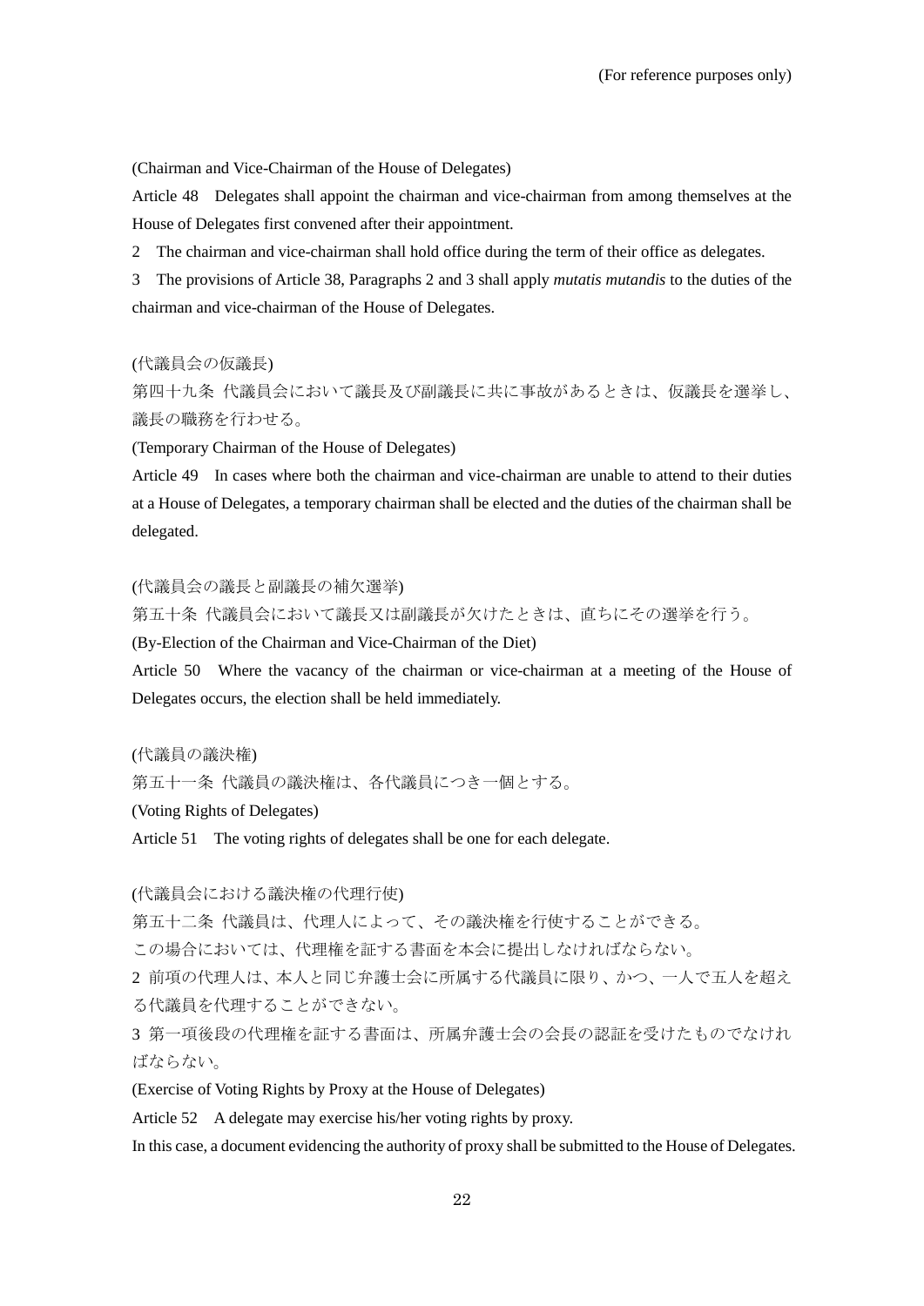(Chairman and Vice-Chairman of the House of Delegates)

Article 48　Delegates shall appoint the chairman and vice-chairman from among themselves at the House of Delegates first convened after their appointment.

2　The chairman and vice-chairman shall hold office during the term of their office as delegates.

3　The provisions of Article 38, Paragraphs 2 and 3 shall apply *mutatis mutandis* to the duties of the chairman and vice-chairman of the House of Delegates.

(代議員会の仮議長)

第四十九条 代議員会において議長及び副議長に共に事故があるときは、仮議長を選挙し、議長の職務を行わせる。

(Temporary Chairman of the House of Delegates)

Article 49　In cases where both the chairman and vice-chairman are unable to attend to their duties at a House of Delegates, a temporary chairman shall be elected and the duties of the chairman shall be delegated.

(代議員会の議長と副議長の補欠選挙)

第五十条 代議員会において議長又は副議長が欠けたときは、直ちにその選挙を行う。

(By-Election of the Chairman and Vice-Chairman of the Diet)

Article 50　Where the vacancy of the chairman or vice-chairman at a meeting of the House of Delegates occurs, the election shall be held immediately.

(代議員の議決権)

第五十一条 代議員の議決権は、各代議員につき一個とする。

(Voting Rights of Delegates)

Article 51　The voting rights of delegates shall be one for each delegate.

(代議員会における議決権の代理行使)

第五十二条 代議員は、代理人によって、その議決権を行使することができる。

この場合においては、代理権を証する書面を本会に提出しなければならない。

2 前項の代理人は、本人と同じ弁護士会に所属する代議員に限り、かつ、一人で五人を超える代議員を代理することができない。

3 第一項後段の代理権を証する書面は、所属弁護士会の会長の認証を受けたものでなければならない。

(Exercise of Voting Rights by Proxy at the House of Delegates)

Article 52　A delegate may exercise his/her voting rights by proxy.

In this case, a document evidencing the authority of proxy shall be submitted to the House of Delegates.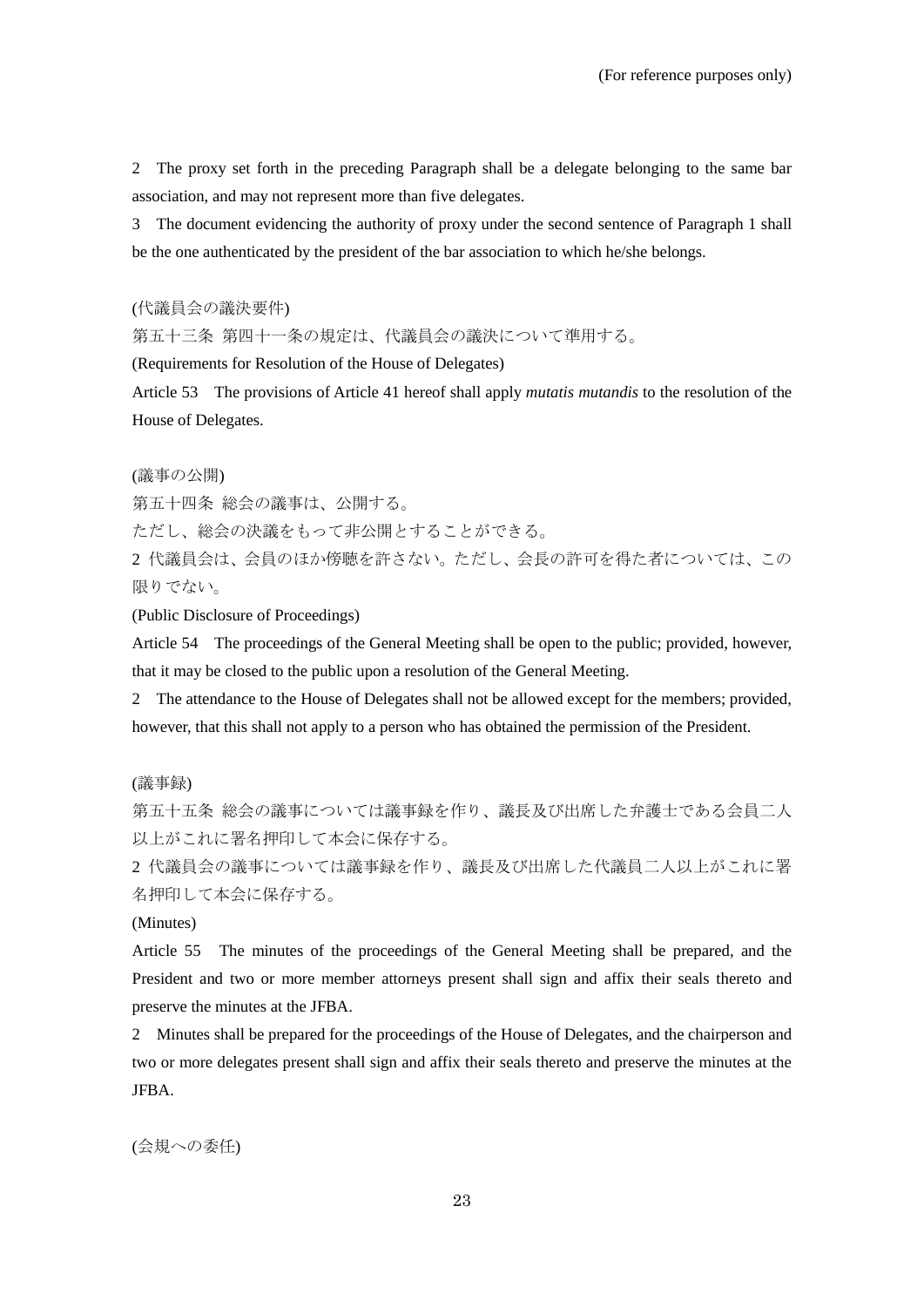2　The proxy set forth in the preceding Paragraph shall be a delegate belonging to the same bar association, and may not represent more than five delegates.

3　The document evidencing the authority of proxy under the second sentence of Paragraph 1 shall be the one authenticated by the president of the bar association to which he/she belongs.

(代議員会の議決要件)

第五十三条 第四十一条の規定は、代議員会の議決について準用する。

(Requirements for Resolution of the House of Delegates)

Article 53　The provisions of Article 41 hereof shall apply *mutatis mutandis* to the resolution of the House of Delegates.

(議事の公開)

第五十四条 総会の議事は、公開する。

ただし、総会の決議をもって非公開とすることができる。

2 代議員会は、会員のほか傍聴を許さない。ただし、会長の許可を得た者については、この限りでない。

(Public Disclosure of Proceedings)

Article 54　The proceedings of the General Meeting shall be open to the public; provided, however, that it may be closed to the public upon a resolution of the General Meeting.

2　The attendance to the House of Delegates shall not be allowed except for the members; provided, however, that this shall not apply to a person who has obtained the permission of the President.

(議事録)

第五十五条 総会の議事については議事録を作り、議長及び出席した弁護士である会員二人以上がこれに署名押印して本会に保存する。

2 代議員会の議事については議事録を作り、議長及び出席した代議員二人以上がこれに署名押印して本会に保存する。

(Minutes)

Article 55　The minutes of the proceedings of the General Meeting shall be prepared, and the President and two or more member attorneys present shall sign and affix their seals thereto and preserve the minutes at the JFBA.

2　Minutes shall be prepared for the proceedings of the House of Delegates, and the chairperson and two or more delegates present shall sign and affix their seals thereto and preserve the minutes at the JFBA.

(会規への委任)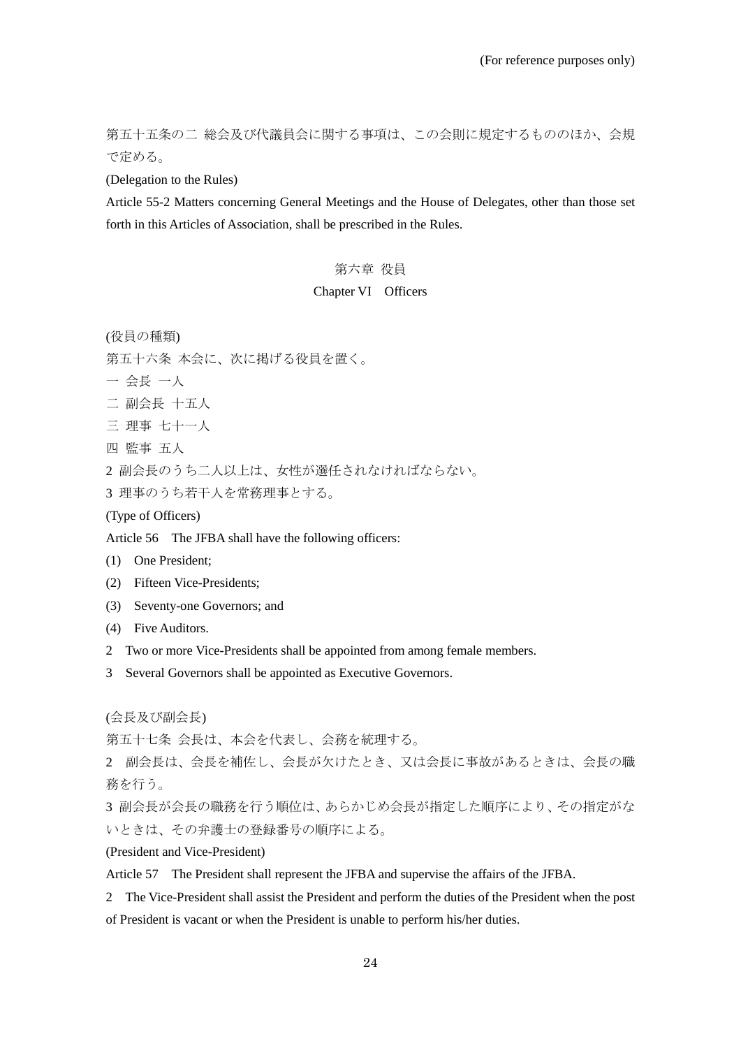(For reference purposes only)

第五十五条の二 総会及び代議員会に関する事項は、この会則に規定するもののほか、会規で定める。

(Delegation to the Rules)

Article 55-2 Matters concerning General Meetings and the House of Delegates, other than those set forth in this Articles of Association, shall be prescribed in the Rules.

## 第六章 役員

## Chapter VI Officers

(役員の種類)

第五十六条 本会に、次に掲げる役員を置く。

一 会長 一人

二 副会長 十五人

三 理事 七十一人

四 監事 五人

2 副会長のうち二人以上は、女性が選任されなければならない。

3 理事のうち若干人を常務理事とする。

(Type of Officers)

Article 56 The JFBA shall have the following officers:

(1) One President;

(2) Fifteen Vice-Presidents;

(3) Seventy-one Governors; and

(4) Five Auditors.

2 Two or more Vice-Presidents shall be appointed from among female members.

3 Several Governors shall be appointed as Executive Governors.

(会長及び副会長)

第五十七条 会長は、本会を代表し、会務を統理する。

2 副会長は、会長を補佐し、会長が欠けたとき、又は会長に事故があるときは、会長の職務を行う。

3 副会長が会長の職務を行う順位は、あらかじめ会長が指定した順序により、その指定がないときは、その弁護士の登録番号の順序による。

(President and Vice-President)

Article 57 The President shall represent the JFBA and supervise the affairs of the JFBA.

2 The Vice-President shall assist the President and perform the duties of the President when the post of President is vacant or when the President is unable to perform his/her duties.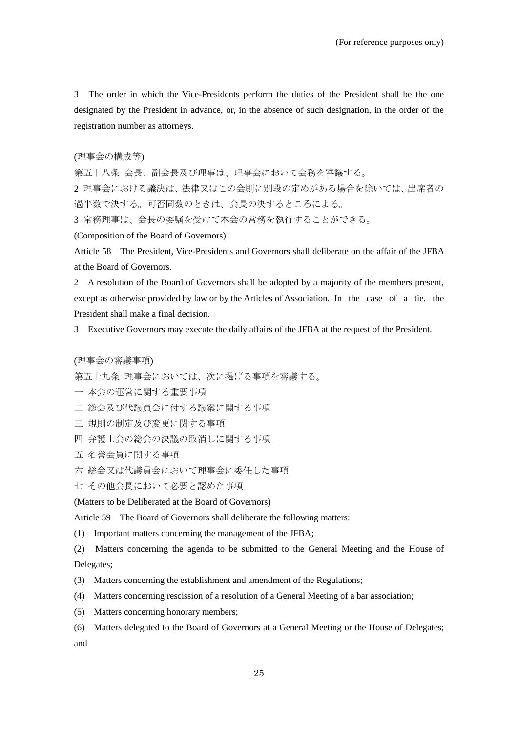3　The order in which the Vice-Presidents perform the duties of the President shall be the one designated by the President in advance, or, in the absence of such designation, in the order of the registration number as attorneys.

(理事会の構成等)

第五十八条 会長、副会長及び理事は、理事会において会務を審議する。

2 理事会における議決は、法律又はこの会則に別段の定めがある場合を除いては、出席者の過半数で決する。可否同数のときは、会長の決するところによる。

3 常務理事は、会長の委嘱を受けて本会の常務を執行することができる。

(Composition of the Board of Governors)

Article 58　The President, Vice-Presidents and Governors shall deliberate on the affair of the JFBA at the Board of Governors.

2　A resolution of the Board of Governors shall be adopted by a majority of the members present, except as otherwise provided by law or by the Articles of Association. In the case of a tie, the President shall make a final decision.

3　Executive Governors may execute the daily affairs of the JFBA at the request of the President.

(理事会の審議事項)

第五十九条 理事会においては、次に掲げる事項を審議する。

一 本会の運営に関する重要事項

二 総会及び代議員会に付する議案に関する事項

三 規則の制定及び変更に関する事項

四 弁護士会の総会の決議の取消しに関する事項

五 名誉会員に関する事項

六 総会又は代議員会において理事会に委任した事項

七 その他会長において必要と認めた事項

(Matters to be Deliberated at the Board of Governors)

Article 59　The Board of Governors shall deliberate the following matters:

(1)　Important matters concerning the management of the JFBA;

(2)　Matters concerning the agenda to be submitted to the General Meeting and the House of Delegates;

(3)　Matters concerning the establishment and amendment of the Regulations;

(4)　Matters concerning rescission of a resolution of a General Meeting of a bar association;

(5)　Matters concerning honorary members;

(6)　Matters delegated to the Board of Governors at a General Meeting or the House of Delegates; and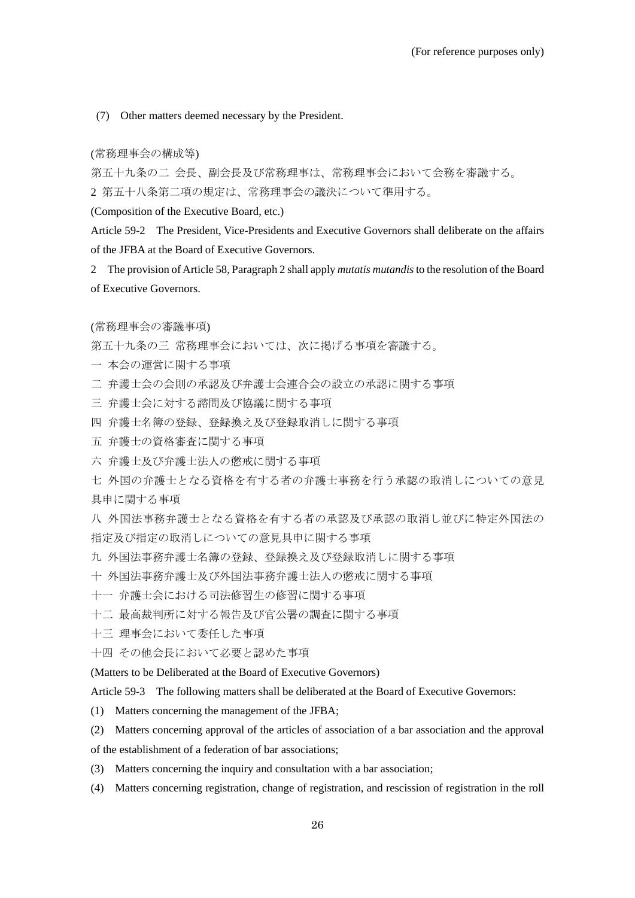(7) Other matters deemed necessary by the President.

(常務理事会の構成等)

第五十九条の二 会長、副会長及び常務理事は、常務理事会において会務を審議する。

2 第五十八条第二項の規定は、常務理事会の議決について準用する。

(Composition of the Executive Board, etc.)

Article 59-2 The President, Vice-Presidents and Executive Governors shall deliberate on the affairs of the JFBA at the Board of Executive Governors.

2 The provision of Article 58, Paragraph 2 shall apply *mutatis mutandis* to the resolution of the Board of Executive Governors.

(常務理事会の審議事項)

第五十九条の三 常務理事会においては、次に掲げる事項を審議する。

一 本会の運営に関する事項

二 弁護士会の会則の承認及び弁護士会連合会の設立の承認に関する事項

三 弁護士会に対する諮問及び協議に関する事項

四 弁護士名簿の登録、登録換え及び登録取消しに関する事項

五 弁護士の資格審査に関する事項

六 弁護士及び弁護士法人の懲戒に関する事項

七 外国の弁護士となる資格を有する者の弁護士事務を行う承認の取消しについての意見具申に関する事項

八 外国法事務弁護士となる資格を有する者の承認及び承認の取消し並びに特定外国法の指定及び指定の取消しについての意見具申に関する事項

九 外国法事務弁護士名簿の登録、登録換え及び登録取消しに関する事項

十 外国法事務弁護士及び外国法事務弁護士法人の懲戒に関する事項

十一 弁護士会における司法修習生の修習に関する事項

十二 最高裁判所に対する報告及び官公署の調査に関する事項

十三 理事会において委任した事項

十四 その他会長において必要と認めた事項

(Matters to be Deliberated at the Board of Executive Governors)

Article 59-3 The following matters shall be deliberated at the Board of Executive Governors:

(1) Matters concerning the management of the JFBA;

(2) Matters concerning approval of the articles of association of a bar association and the approval of the establishment of a federation of bar associations;

(3) Matters concerning the inquiry and consultation with a bar association;

(4) Matters concerning registration, change of registration, and rescission of registration in the roll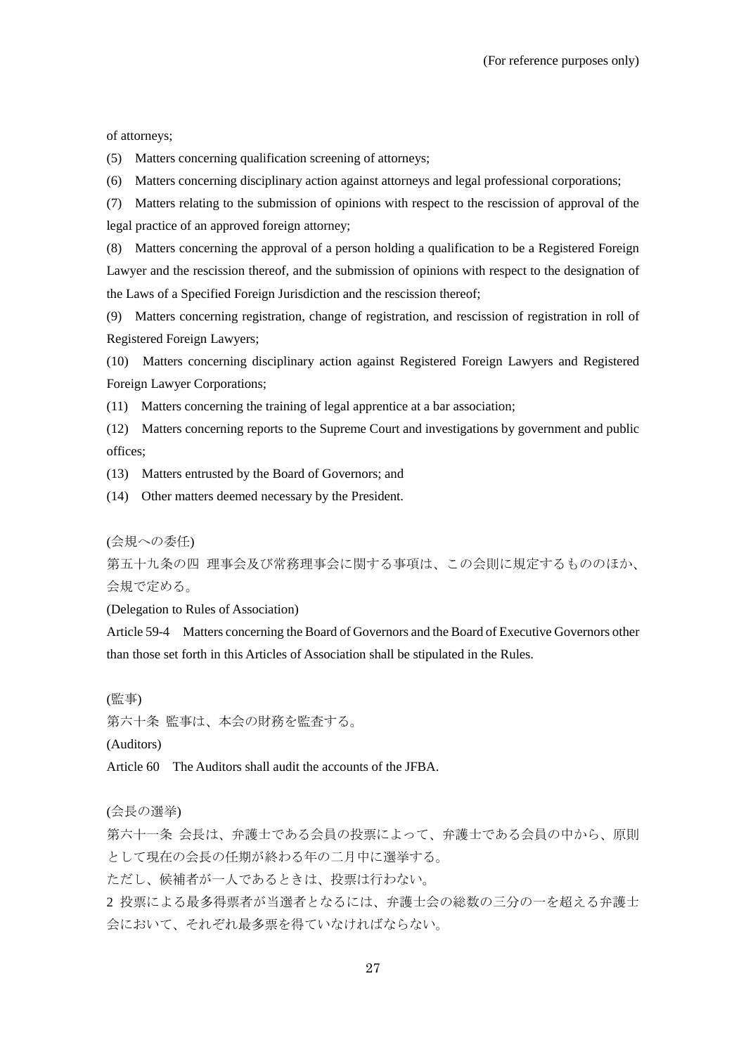of attorneys;

(5) Matters concerning qualification screening of attorneys;

(6) Matters concerning disciplinary action against attorneys and legal professional corporations;

(7) Matters relating to the submission of opinions with respect to the rescission of approval of the legal practice of an approved foreign attorney;

(8) Matters concerning the approval of a person holding a qualification to be a Registered Foreign Lawyer and the rescission thereof, and the submission of opinions with respect to the designation of the Laws of a Specified Foreign Jurisdiction and the rescission thereof;

(9) Matters concerning registration, change of registration, and rescission of registration in roll of Registered Foreign Lawyers;

(10) Matters concerning disciplinary action against Registered Foreign Lawyers and Registered Foreign Lawyer Corporations;

(11) Matters concerning the training of legal apprentice at a bar association;

(12) Matters concerning reports to the Supreme Court and investigations by government and public offices;

(13) Matters entrusted by the Board of Governors; and

(14) Other matters deemed necessary by the President.

(会規への委任)

第五十九条の四　理事会及び常務理事会に関する事項は、この会則に規定するもののほか、会規で定める。

(Delegation to Rules of Association)

Article 59-4　Matters concerning the Board of Governors and the Board of Executive Governors other than those set forth in this Articles of Association shall be stipulated in the Rules.

(監事)

第六十条　監事は、本会の財務を監査する。

(Auditors)

Article 60　The Auditors shall audit the accounts of the JFBA.

(会長の選挙)

第六十一条　会長は、弁護士である会員の投票によって、弁護士である会員の中から、原則として現在の会長の任期が終わる年の二月中に選挙する。

ただし、候補者が一人であるときは、投票は行わない。

2 投票による最多得票者が当選者となるには、弁護士会の総数の三分の一を超える弁護士会において、それぞれ最多票を得ていなければならない。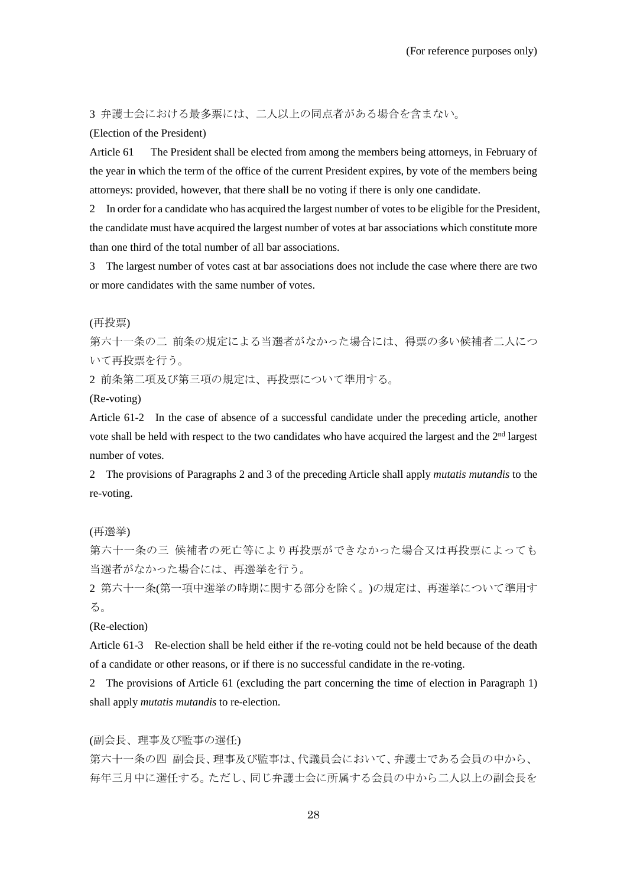3 弁護士会における最多票には、二人以上の同点者がある場合を含まない。

(Election of the President)

Article 61 The President shall be elected from among the members being attorneys, in February of the year in which the term of the office of the current President expires, by vote of the members being attorneys: provided, however, that there shall be no voting if there is only one candidate.

2 In order for a candidate who has acquired the largest number of votes to be eligible for the President, the candidate must have acquired the largest number of votes at bar associations which constitute more than one third of the total number of all bar associations.

3 The largest number of votes cast at bar associations does not include the case where there are two or more candidates with the same number of votes.

(再投票)

第六十一条の二 前条の規定による当選者がなかった場合には、得票の多い候補者二人について再投票を行う。

2 前条第二項及び第三項の規定は、再投票について準用する。

(Re-voting)

Article 61-2 In the case of absence of a successful candidate under the preceding article, another vote shall be held with respect to the two candidates who have acquired the largest and the 2nd largest number of votes.

2 The provisions of Paragraphs 2 and 3 of the preceding Article shall apply *mutatis mutandis* to the re-voting.

(再選挙)

第六十一条の三 候補者の死亡等により再投票ができなかった場合又は再投票によっても当選者がなかった場合には、再選挙を行う。

2 第六十一条(第一項中選挙の時期に関する部分を除く。)の規定は、再選挙について準用する。

(Re-election)

Article 61-3 Re-election shall be held either if the re-voting could not be held because of the death of a candidate or other reasons, or if there is no successful candidate in the re-voting.

2 The provisions of Article 61 (excluding the part concerning the time of election in Paragraph 1) shall apply *mutatis mutandis* to re-election.

(副会長、理事及び監事の選任)

第六十一条の四 副会長、理事及び監事は、代議員会において、弁護士である会員の中から、毎年三月中に選任する。ただし、同じ弁護士会に所属する会員の中から二人以上の副会長を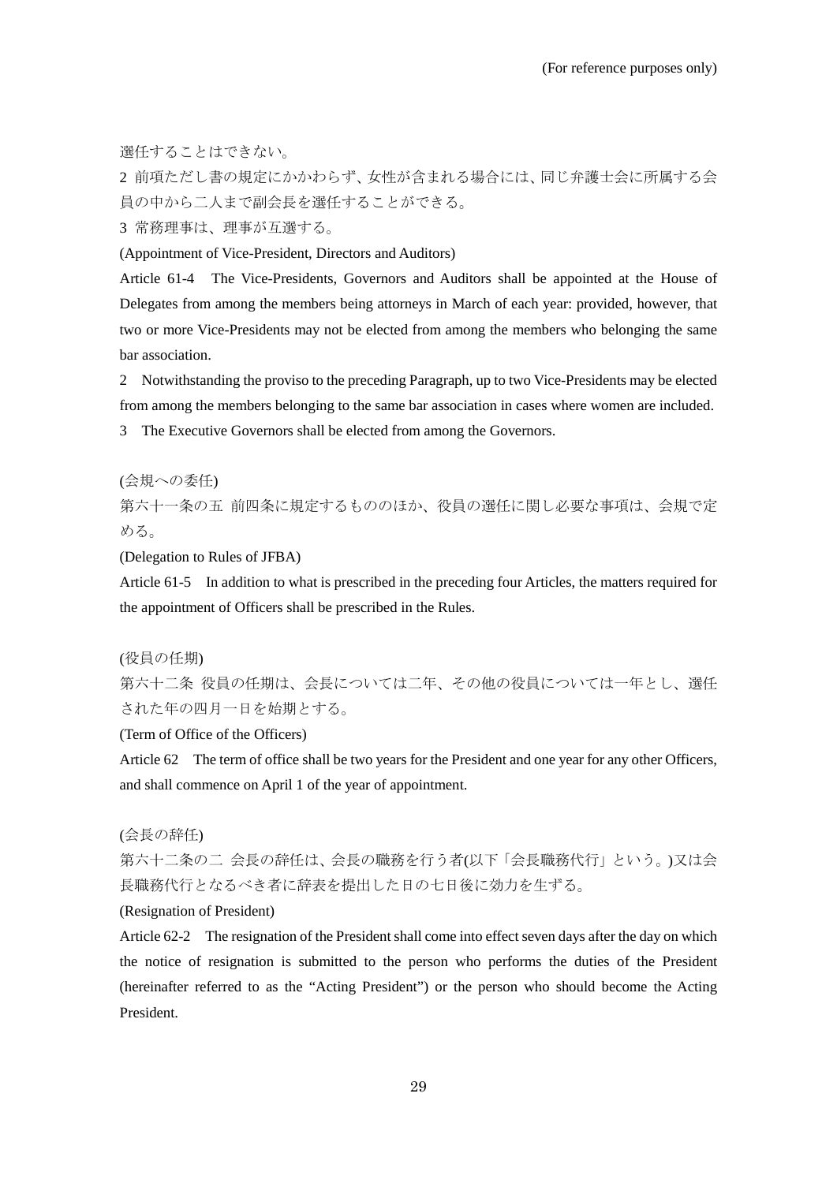選任することはできない。

2 前項ただし書の規定にかかわらず、女性が含まれる場合には、同じ弁護士会に所属する会員の中から二人まで副会長を選任することができる。

3 常務理事は、理事が互選する。

(Appointment of Vice-President, Directors and Auditors)

Article 61-4 The Vice-Presidents, Governors and Auditors shall be appointed at the House of Delegates from among the members being attorneys in March of each year: provided, however, that two or more Vice-Presidents may not be elected from among the members who belonging the same bar association.

2 Notwithstanding the proviso to the preceding Paragraph, up to two Vice-Presidents may be elected from among the members belonging to the same bar association in cases where women are included.

3 The Executive Governors shall be elected from among the Governors.

(会規への委任)

第六十一条の五 前四条に規定するもののほか、役員の選任に関し必要な事項は、会規で定める。

(Delegation to Rules of JFBA)

Article 61-5 In addition to what is prescribed in the preceding four Articles, the matters required for the appointment of Officers shall be prescribed in the Rules.

(役員の任期)

第六十二条 役員の任期は、会長については二年、その他の役員については一年とし、選任された年の四月一日を始期とする。

(Term of Office of the Officers)

Article 62 The term of office shall be two years for the President and one year for any other Officers, and shall commence on April 1 of the year of appointment.

(会長の辞任)

第六十二条の二 会長の辞任は、会長の職務を行う者(以下「会長職務代行」という。)又は会長職務代行となるべき者に辞表を提出した日の七日後に効力を生ずる。

(Resignation of President)

Article 62-2 The resignation of the President shall come into effect seven days after the day on which the notice of resignation is submitted to the person who performs the duties of the President (hereinafter referred to as the "Acting President") or the person who should become the Acting President.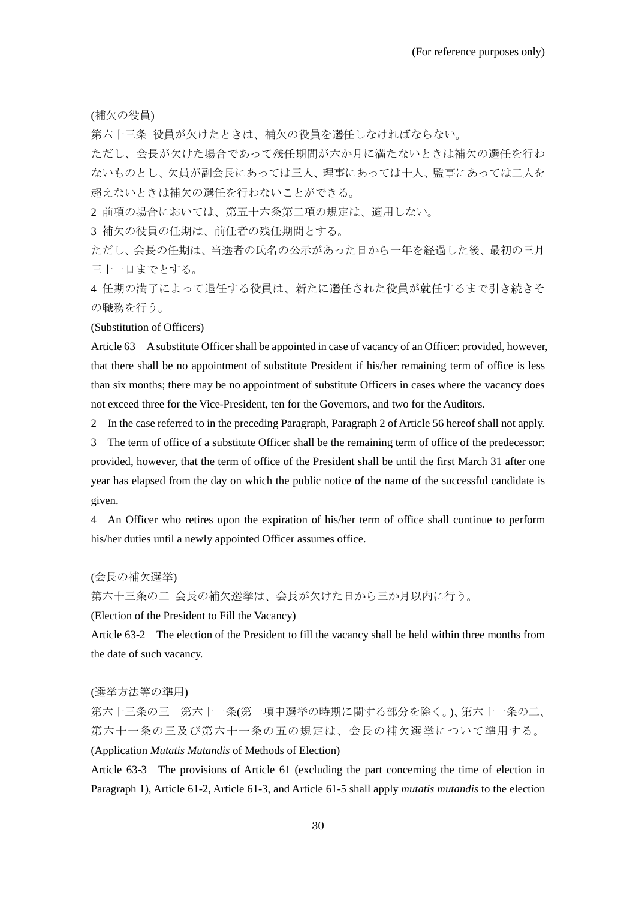(補欠の役員)

第六十三条 役員が欠けたときは、補欠の役員を選任しなければならない。

ただし、会長が欠けた場合であって残任期間が六か月に満たないときは補欠の選任を行わないものとし、欠員が副会長にあっては三人、理事にあっては十人、監事にあっては二人を超えないときは補欠の選任を行わないことができる。

2 前項の場合においては、第五十六条第二項の規定は、適用しない。

3 補欠の役員の任期は、前任者の残任期間とする。

ただし、会長の任期は、当選者の氏名の公示があった日から一年を経過した後、最初の三月三十一日までとする。

4 任期の満了によって退任する役員は、新たに選任された役員が就任するまで引き続きその職務を行う。

(Substitution of Officers)

Article 63　A substitute Officer shall be appointed in case of vacancy of an Officer: provided, however, that there shall be no appointment of substitute President if his/her remaining term of office is less than six months; there may be no appointment of substitute Officers in cases where the vacancy does not exceed three for the Vice-President, ten for the Governors, and two for the Auditors.

2　In the case referred to in the preceding Paragraph, Paragraph 2 of Article 56 hereof shall not apply.

3　The term of office of a substitute Officer shall be the remaining term of office of the predecessor: provided, however, that the term of office of the President shall be until the first March 31 after one year has elapsed from the day on which the public notice of the name of the successful candidate is given.

4　An Officer who retires upon the expiration of his/her term of office shall continue to perform his/her duties until a newly appointed Officer assumes office.

(会長の補欠選挙)

第六十三条の二 会長の補欠選挙は、会長が欠けた日から三か月以内に行う。

(Election of the President to Fill the Vacancy)

Article 63-2　The election of the President to fill the vacancy shall be held within three months from the date of such vacancy.

(選挙方法等の準用)

第六十三条の三　第六十一条(第一項中選挙の時期に関する部分を除く。)、第六十一条の二、第六十一条の三及び第六十一条の五の規定は、会長の補欠選挙について準用する。

(Application *Mutatis Mutandis* of Methods of Election)

Article 63-3　The provisions of Article 61 (excluding the part concerning the time of election in Paragraph 1), Article 61-2, Article 61-3, and Article 61-5 shall apply *mutatis mutandis* to the election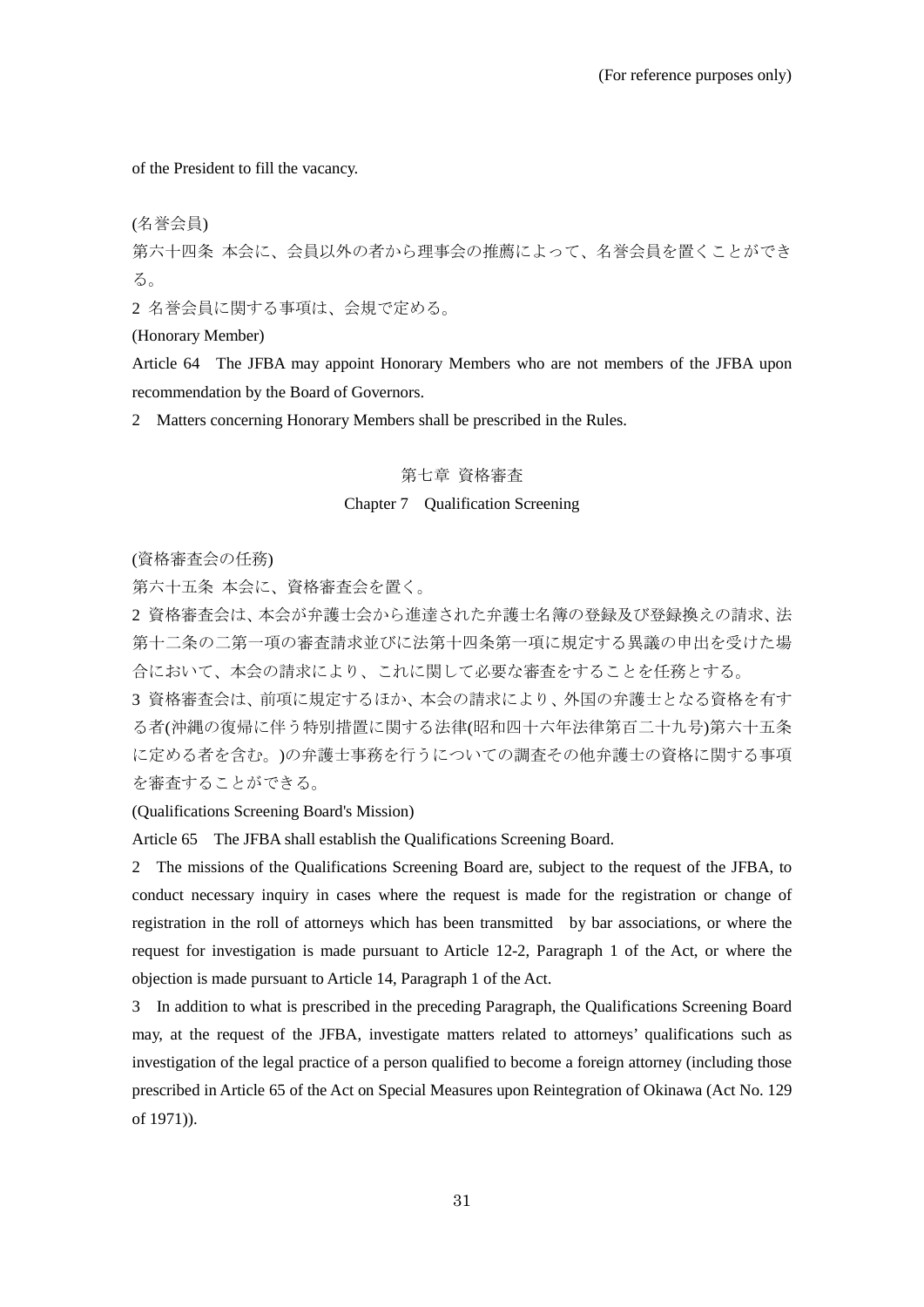of the President to fill the vacancy.

(名誉会員)

第六十四条 本会に、会員以外の者から理事会の推薦によって、名誉会員を置くことができる。

2 名誉会員に関する事項は、会規で定める。

(Honorary Member)

Article 64 The JFBA may appoint Honorary Members who are not members of the JFBA upon recommendation by the Board of Governors.

2 Matters concerning Honorary Members shall be prescribed in the Rules.

## 第七章 資格審査

## Chapter 7 Qualification Screening

(資格審査会の任務)

第六十五条 本会に、資格審査会を置く。

2 資格審査会は、本会が弁護士会から進達された弁護士名簿の登録及び登録換えの請求、法第十二条の二第一項の審査請求並びに法第十四条第一項に規定する異議の申出を受けた場合において、本会の請求により、これに関して必要な審査をすることを任務とする。

3 資格審査会は、前項に規定するほか、本会の請求により、外国の弁護士となる資格を有する者(沖縄の復帰に伴う特別措置に関する法律(昭和四十六年法律第百二十九号)第六十五条に定める者を含む。)の弁護士事務を行うについての調査その他弁護士の資格に関する事項を審査することができる。

(Qualifications Screening Board's Mission)

Article 65 The JFBA shall establish the Qualifications Screening Board.

2 The missions of the Qualifications Screening Board are, subject to the request of the JFBA, to conduct necessary inquiry in cases where the request is made for the registration or change of registration in the roll of attorneys which has been transmitted by bar associations, or where the request for investigation is made pursuant to Article 12-2, Paragraph 1 of the Act, or where the objection is made pursuant to Article 14, Paragraph 1 of the Act.

3 In addition to what is prescribed in the preceding Paragraph, the Qualifications Screening Board may, at the request of the JFBA, investigate matters related to attorneys' qualifications such as investigation of the legal practice of a person qualified to become a foreign attorney (including those prescribed in Article 65 of the Act on Special Measures upon Reintegration of Okinawa (Act No. 129 of 1971)).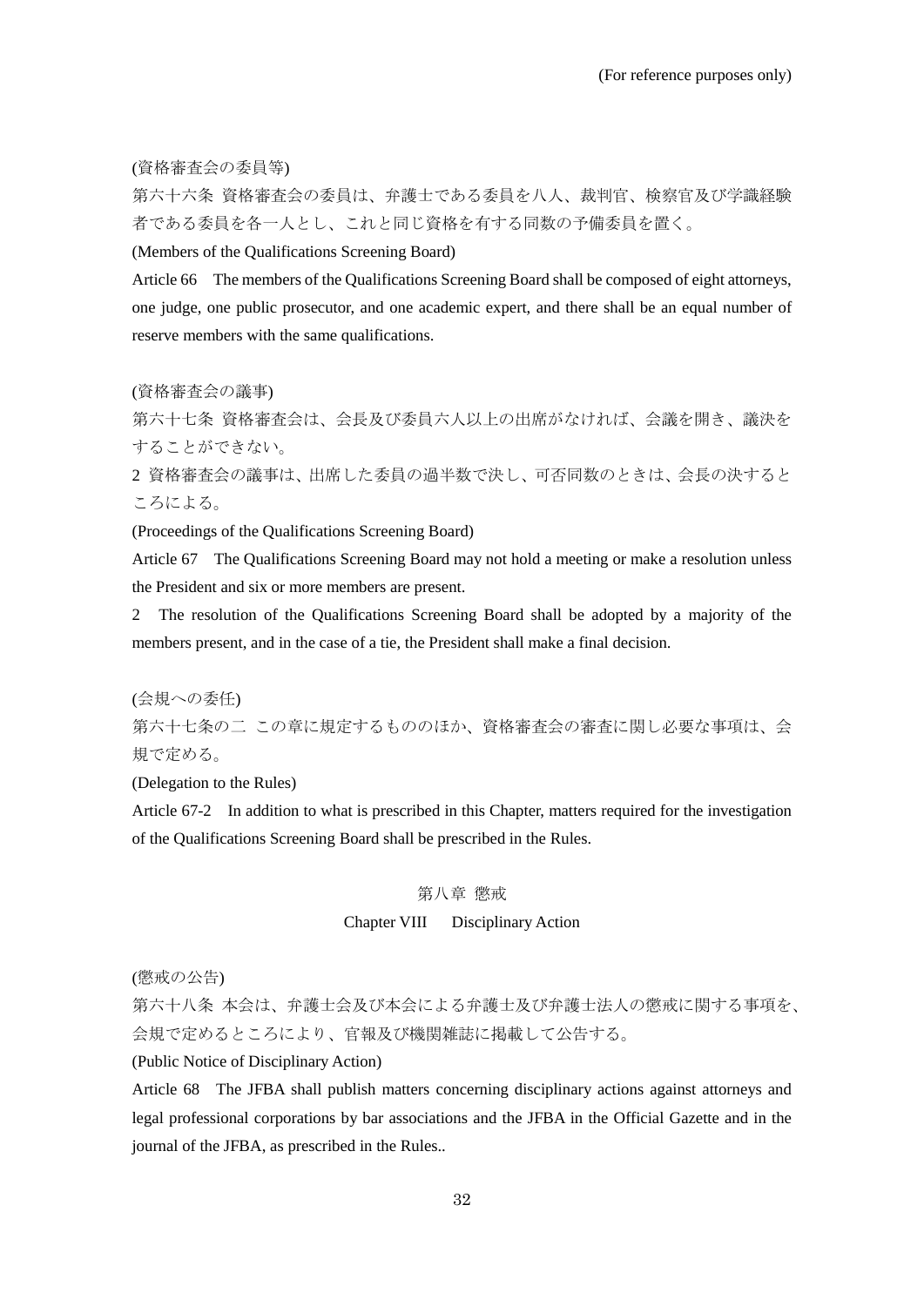(資格審査会の委員等)

第六十六条 資格審査会の委員は、弁護士である委員を八人、裁判官、検察官及び学識経験者である委員を各一人とし、これと同じ資格を有する同数の予備委員を置く。

(Members of the Qualifications Screening Board)

Article 66 The members of the Qualifications Screening Board shall be composed of eight attorneys, one judge, one public prosecutor, and one academic expert, and there shall be an equal number of reserve members with the same qualifications.

(資格審査会の議事)

第六十七条 資格審査会は、会長及び委員六人以上の出席がなければ、会議を開き、議決をすることができない。

2 資格審査会の議事は、出席した委員の過半数で決し、可否同数のときは、会長の決するところによる。

(Proceedings of the Qualifications Screening Board)

Article 67 The Qualifications Screening Board may not hold a meeting or make a resolution unless the President and six or more members are present.

2 The resolution of the Qualifications Screening Board shall be adopted by a majority of the members present, and in the case of a tie, the President shall make a final decision.

(会規への委任)

第六十七条の二 この章に規定するもののほか、資格審査会の審査に関し必要な事項は、会規で定める。

(Delegation to the Rules)

Article 67-2 In addition to what is prescribed in this Chapter, matters required for the investigation of the Qualifications Screening Board shall be prescribed in the Rules.

## 第八章 懲戒

## Chapter VIII Disciplinary Action

(懲戒の公告)

第六十八条 本会は、弁護士会及び本会による弁護士及び弁護士法人の懲戒に関する事項を、会規で定めるところにより、官報及び機関雑誌に掲載して公告する。

(Public Notice of Disciplinary Action)

Article 68 The JFBA shall publish matters concerning disciplinary actions against attorneys and legal professional corporations by bar associations and the JFBA in the Official Gazette and in the journal of the JFBA, as prescribed in the Rules..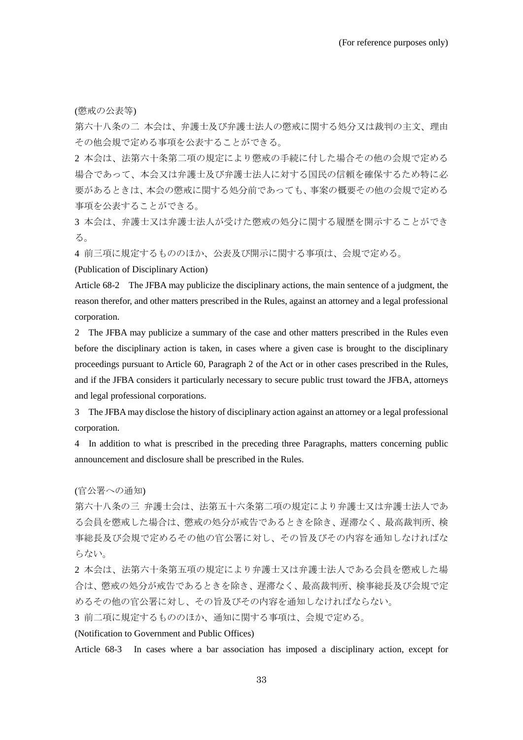(懲戒の公表等)

第六十八条の二　本会は、弁護士及び弁護士法人の懲戒に関する処分又は裁判の主文、理由その他会規で定める事項を公表することができる。

2 本会は、法第六十条第二項の規定により懲戒の手続に付した場合その他の会規で定める場合であって、本会又は弁護士及び弁護士法人に対する国民の信頼を確保するため特に必要があるときは、本会の懲戒に関する処分前であっても、事案の概要その他の会規で定める事項を公表することができる。

3 本会は、弁護士又は弁護士法人が受けた懲戒の処分に関する履歴を開示することができる。

4 前三項に規定するもののほか、公表及び開示に関する事項は、会規で定める。

(Publication of Disciplinary Action)

Article 68-2　The JFBA may publicize the disciplinary actions, the main sentence of a judgment, the reason therefor, and other matters prescribed in the Rules, against an attorney and a legal professional corporation.

2　The JFBA may publicize a summary of the case and other matters prescribed in the Rules even before the disciplinary action is taken, in cases where a given case is brought to the disciplinary proceedings pursuant to Article 60, Paragraph 2 of the Act or in other cases prescribed in the Rules, and if the JFBA considers it particularly necessary to secure public trust toward the JFBA, attorneys and legal professional corporations.

3　The JFBA may disclose the history of disciplinary action against an attorney or a legal professional corporation.

4　In addition to what is prescribed in the preceding three Paragraphs, matters concerning public announcement and disclosure shall be prescribed in the Rules.

(官公署への通知)

第六十八条の三　弁護士会は、法第五十六条第二項の規定により弁護士又は弁護士法人である会員を懲戒した場合は、懲戒の処分が戒告であるときを除き、遅滞なく、最高裁判所、検事総長及び会規で定めるその他の官公署に対し、その旨及びその内容を通知しなければならない。

2 本会は、法第六十条第五項の規定により弁護士又は弁護士法人である会員を懲戒した場合は、懲戒の処分が戒告であるときを除き、遅滞なく、最高裁判所、検事総長及び会規で定めるその他の官公署に対し、その旨及びその内容を通知しなければならない。

3 前二項に規定するもののほか、通知に関する事項は、会規で定める。

(Notification to Government and Public Offices)

Article 68-3　In cases where a bar association has imposed a disciplinary action, except for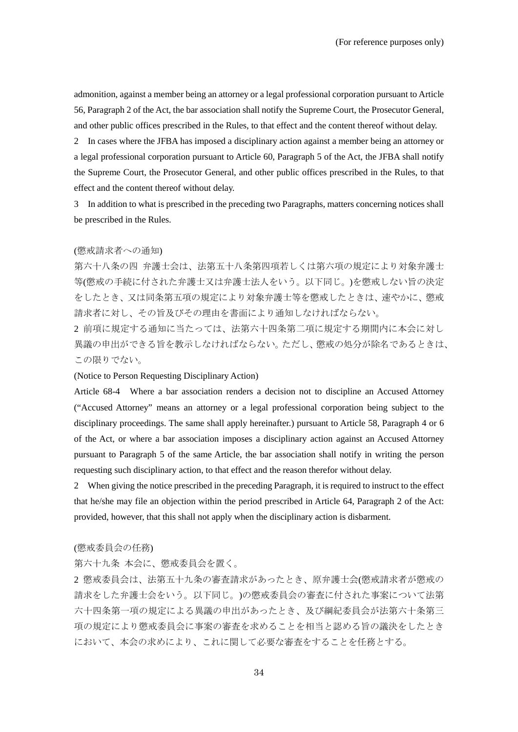admonition, against a member being an attorney or a legal professional corporation pursuant to Article 56, Paragraph 2 of the Act, the bar association shall notify the Supreme Court, the Prosecutor General, and other public offices prescribed in the Rules, to that effect and the content thereof without delay.

2　In cases where the JFBA has imposed a disciplinary action against a member being an attorney or a legal professional corporation pursuant to Article 60, Paragraph 5 of the Act, the JFBA shall notify the Supreme Court, the Prosecutor General, and other public offices prescribed in the Rules, to that effect and the content thereof without delay.

3　In addition to what is prescribed in the preceding two Paragraphs, matters concerning notices shall be prescribed in the Rules.

(懲戒請求者への通知)

第六十八条の四　弁護士会は、法第五十八条第四項若しくは第六項の規定により対象弁護士等(懲戒の手続に付された弁護士又は弁護士法人をいう。以下同じ。)を懲戒しない旨の決定をしたとき、又は同条第五項の規定により対象弁護士等を懲戒したときは、速やかに、懲戒請求者に対し、その旨及びその理由を書面により通知しなければならない。

2 前項に規定する通知に当たっては、法第六十四条第二項に規定する期間内に本会に対し異議の申出ができる旨を教示しなければならない。ただし、懲戒の処分が除名であるときは、この限りでない。

(Notice to Person Requesting Disciplinary Action)

Article 68-4　Where a bar association renders a decision not to discipline an Accused Attorney (“Accused Attorney” means an attorney or a legal professional corporation being subject to the disciplinary proceedings. The same shall apply hereinafter.) pursuant to Article 58, Paragraph 4 or 6 of the Act, or where a bar association imposes a disciplinary action against an Accused Attorney pursuant to Paragraph 5 of the same Article, the bar association shall notify in writing the person requesting such disciplinary action, to that effect and the reason therefor without delay.

2　When giving the notice prescribed in the preceding Paragraph, it is required to instruct to the effect that he/she may file an objection within the period prescribed in Article 64, Paragraph 2 of the Act: provided, however, that this shall not apply when the disciplinary action is disbarment.

(懲戒委員会の任務)

第六十九条　本会に、懲戒委員会を置く。

2 懲戒委員会は、法第五十九条の審査請求があったとき、原弁護士会(懲戒請求者が懲戒の請求をした弁護士会をいう。以下同じ。)の懲戒委員会の審査に付された事案について法第六十四条第一項の規定による異議の申出があったとき、及び綱紀委員会が法第六十条第三項の規定により懲戒委員会に事案の審査を求めることを相当と認める旨の議決をしたときにおいて、本会の求めにより、これに関して必要な審査をすることを任務とする。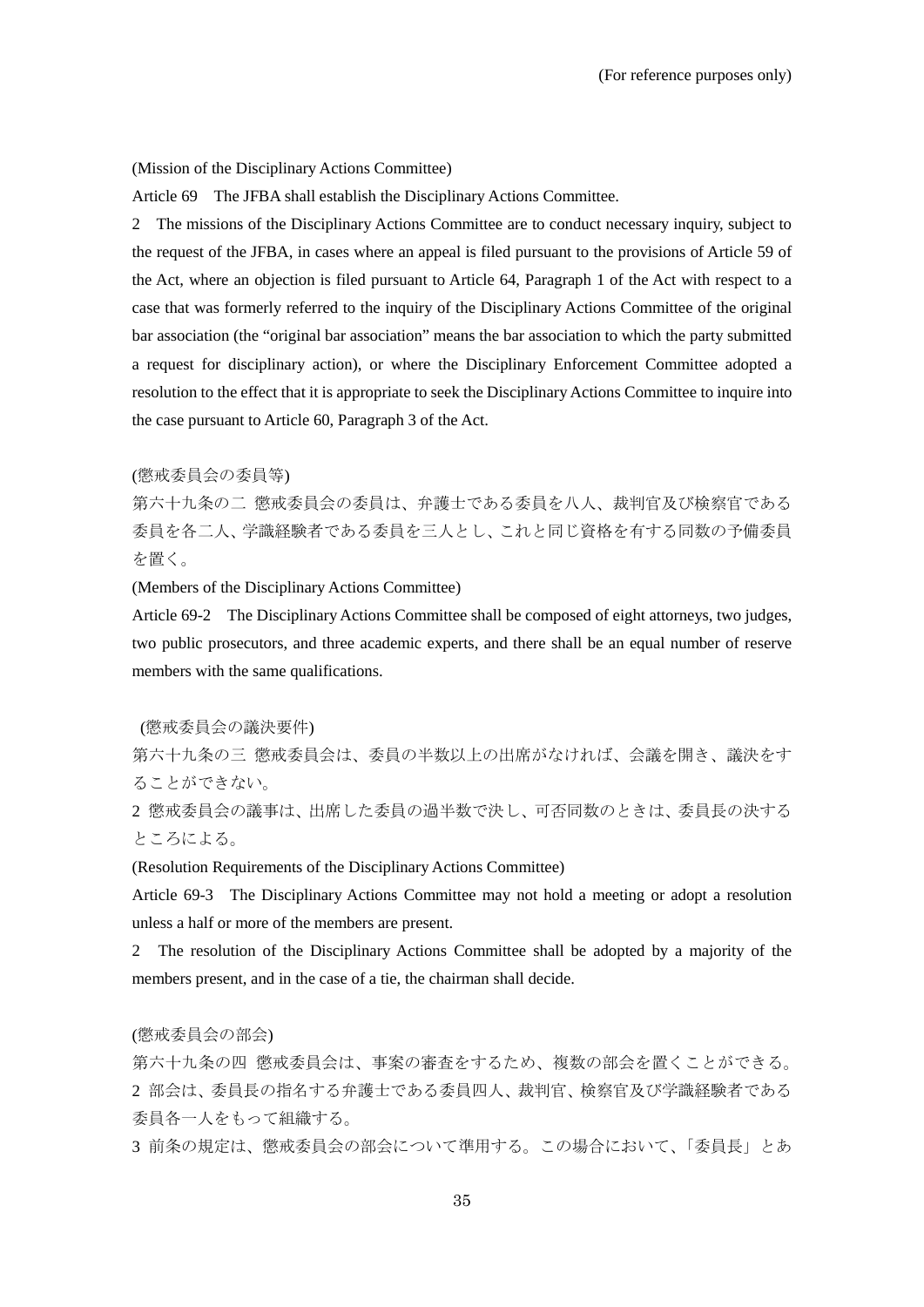(For reference purposes only)

(Mission of the Disciplinary Actions Committee)

Article 69　The JFBA shall establish the Disciplinary Actions Committee.

2　The missions of the Disciplinary Actions Committee are to conduct necessary inquiry, subject to the request of the JFBA, in cases where an appeal is filed pursuant to the provisions of Article 59 of the Act, where an objection is filed pursuant to Article 64, Paragraph 1 of the Act with respect to a case that was formerly referred to the inquiry of the Disciplinary Actions Committee of the original bar association (the "original bar association" means the bar association to which the party submitted a request for disciplinary action), or where the Disciplinary Enforcement Committee adopted a resolution to the effect that it is appropriate to seek the Disciplinary Actions Committee to inquire into the case pursuant to Article 60, Paragraph 3 of the Act.

(懲戒委員会の委員等)

第六十九条の二　懲戒委員会の委員は、弁護士である委員を八人、裁判官及び検察官である委員を各二人、学識経験者である委員を三人とし、これと同じ資格を有する同数の予備委員を置く。

(Members of the Disciplinary Actions Committee)

Article 69-2　The Disciplinary Actions Committee shall be composed of eight attorneys, two judges, two public prosecutors, and three academic experts, and there shall be an equal number of reserve members with the same qualifications.

(懲戒委員会の議決要件)

第六十九条の三　懲戒委員会は、委員の半数以上の出席がなければ、会議を開き、議決をすることができない。

2 懲戒委員会の議事は、出席した委員の過半数で決し、可否同数のときは、委員長の決するところによる。

(Resolution Requirements of the Disciplinary Actions Committee)

Article 69-3　The Disciplinary Actions Committee may not hold a meeting or adopt a resolution unless a half or more of the members are present.

2　The resolution of the Disciplinary Actions Committee shall be adopted by a majority of the members present, and in the case of a tie, the chairman shall decide.

(懲戒委員会の部会)

第六十九条の四　懲戒委員会は、事案の審査をするため、複数の部会を置くことができる。

2 部会は、委員長の指名する弁護士である委員四人、裁判官、検察官及び学識経験者である委員各一人をもって組織する。

3 前条の規定は、懲戒委員会の部会について準用する。この場合において、「委員長」とあ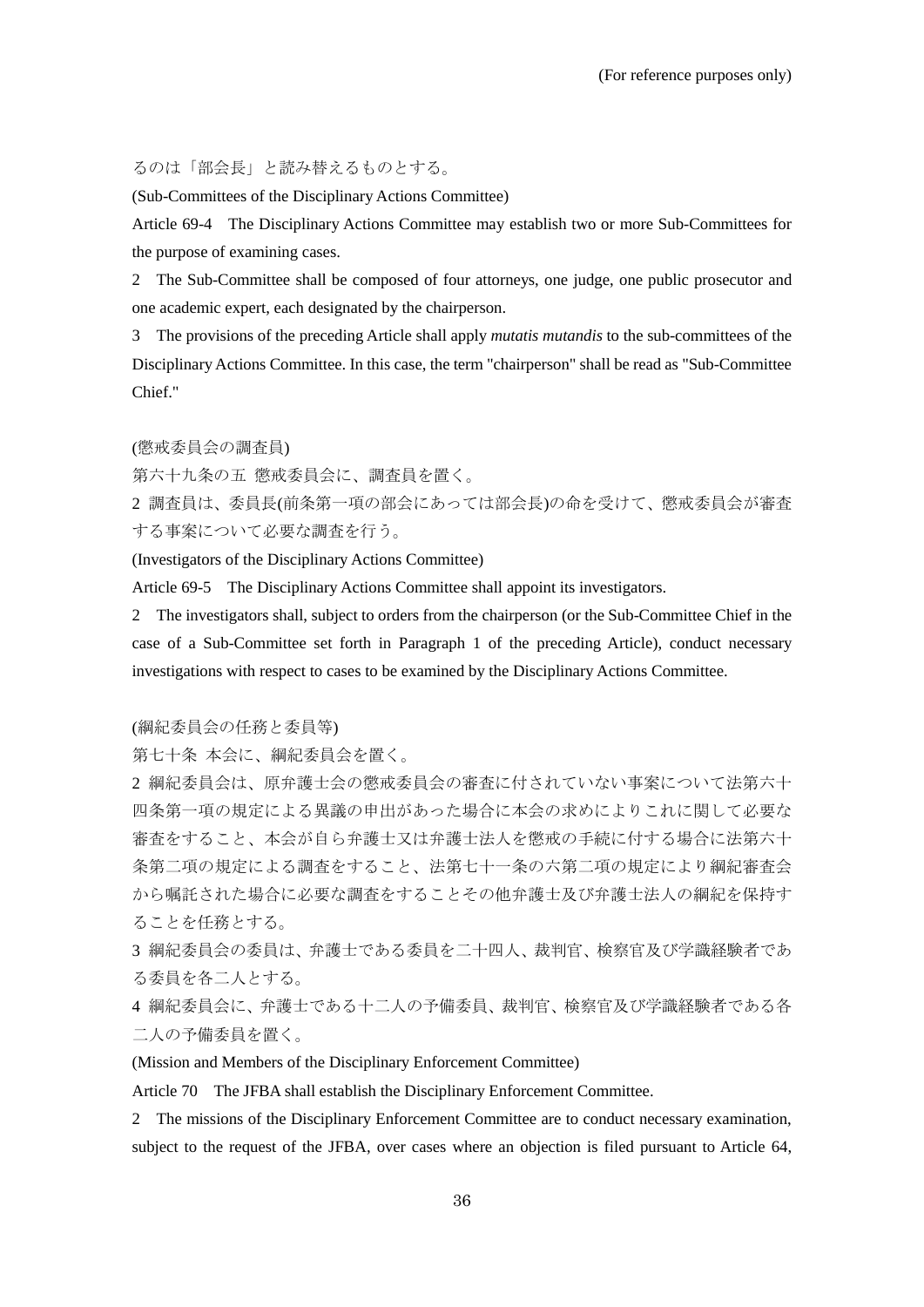るのは「部会長」と読み替えるものとする。

(Sub-Committees of the Disciplinary Actions Committee)

Article 69-4　The Disciplinary Actions Committee may establish two or more Sub-Committees for the purpose of examining cases.

2　The Sub-Committee shall be composed of four attorneys, one judge, one public prosecutor and one academic expert, each designated by the chairperson.

3　The provisions of the preceding Article shall apply *mutatis mutandis* to the sub-committees of the Disciplinary Actions Committee. In this case, the term "chairperson" shall be read as "Sub-Committee Chief."

(懲戒委員会の調査員)

第六十九条の五　懲戒委員会に、調査員を置く。

2 調査員は、委員長(前条第一項の部会にあっては部会長)の命を受けて、懲戒委員会が審査する事案について必要な調査を行う。

(Investigators of the Disciplinary Actions Committee)

Article 69-5　The Disciplinary Actions Committee shall appoint its investigators.

2　The investigators shall, subject to orders from the chairperson (or the Sub-Committee Chief in the case of a Sub-Committee set forth in Paragraph 1 of the preceding Article), conduct necessary investigations with respect to cases to be examined by the Disciplinary Actions Committee.

(綱紀委員会の任務と委員等)

第七十条　本会に、綱紀委員会を置く。

2 綱紀委員会は、原弁護士会の懲戒委員会の審査に付されていない事案について法第六十四条第一項の規定による異議の申出があった場合に本会の求めによりこれに関して必要な審査をすること、本会が自ら弁護士又は弁護士法人を懲戒の手続に付する場合に法第六十条第二項の規定による調査をすること、法第七十一条の六第二項の規定により綱紀審査会から嘱託された場合に必要な調査をすることその他弁護士及び弁護士法人の綱紀を保持することを任務とする。

3 綱紀委員会の委員は、弁護士である委員を二十四人、裁判官、検察官及び学識経験者である委員を各二人とする。

4 綱紀委員会に、弁護士である十二人の予備委員、裁判官、検察官及び学識経験者である各二人の予備委員を置く。

(Mission and Members of the Disciplinary Enforcement Committee)

Article 70　The JFBA shall establish the Disciplinary Enforcement Committee.

2　The missions of the Disciplinary Enforcement Committee are to conduct necessary examination, subject to the request of the JFBA, over cases where an objection is filed pursuant to Article 64,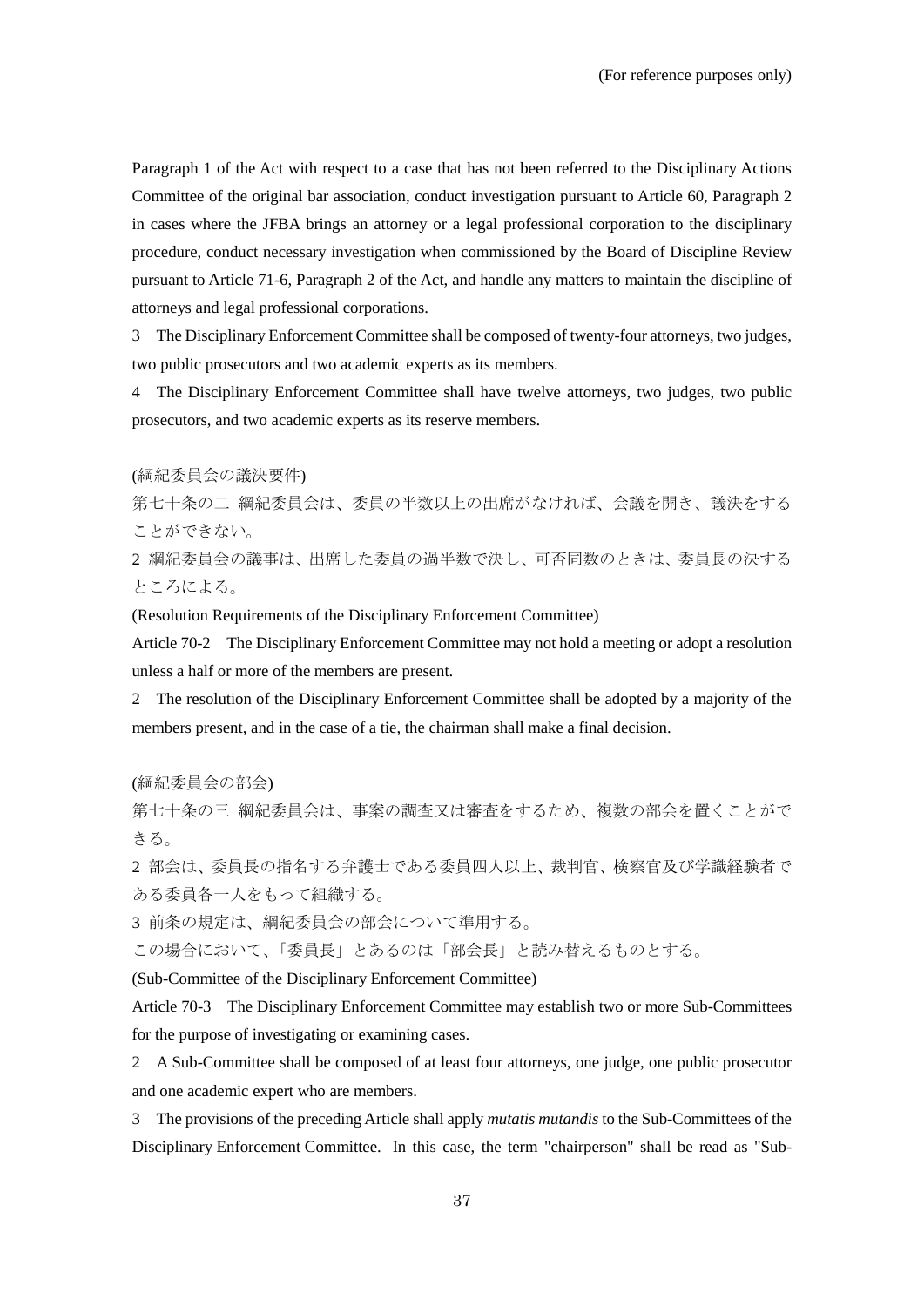Paragraph 1 of the Act with respect to a case that has not been referred to the Disciplinary Actions Committee of the original bar association, conduct investigation pursuant to Article 60, Paragraph 2 in cases where the JFBA brings an attorney or a legal professional corporation to the disciplinary procedure, conduct necessary investigation when commissioned by the Board of Discipline Review pursuant to Article 71-6, Paragraph 2 of the Act, and handle any matters to maintain the discipline of attorneys and legal professional corporations.

3　The Disciplinary Enforcement Committee shall be composed of twenty-four attorneys, two judges, two public prosecutors and two academic experts as its members.

4　The Disciplinary Enforcement Committee shall have twelve attorneys, two judges, two public prosecutors, and two academic experts as its reserve members.

(綱紀委員会の議決要件)

第七十条の二　綱紀委員会は、委員の半数以上の出席がなければ、会議を開き、議決をすることができない。

2 綱紀委員会の議事は、出席した委員の過半数で決し、可否同数のときは、委員長の決するところによる。

(Resolution Requirements of the Disciplinary Enforcement Committee)

Article 70-2　The Disciplinary Enforcement Committee may not hold a meeting or adopt a resolution unless a half or more of the members are present.

2　The resolution of the Disciplinary Enforcement Committee shall be adopted by a majority of the members present, and in the case of a tie, the chairman shall make a final decision.

(綱紀委員会の部会)

第七十条の三　綱紀委員会は、事案の調査又は審査をするため、複数の部会を置くことができる。

2 部会は、委員長の指名する弁護士である委員四人以上、裁判官、検察官及び学識経験者である委員各一人をもって組織する。

3 前条の規定は、綱紀委員会の部会について準用する。

この場合において、「委員長」とあるのは「部会長」と読み替えるものとする。

(Sub-Committee of the Disciplinary Enforcement Committee)

Article 70-3　The Disciplinary Enforcement Committee may establish two or more Sub-Committees for the purpose of investigating or examining cases.

2　A Sub-Committee shall be composed of at least four attorneys, one judge, one public prosecutor and one academic expert who are members.

3　The provisions of the preceding Article shall apply *mutatis mutandis* to the Sub-Committees of the Disciplinary Enforcement Committee. In this case, the term "chairperson" shall be read as "Sub-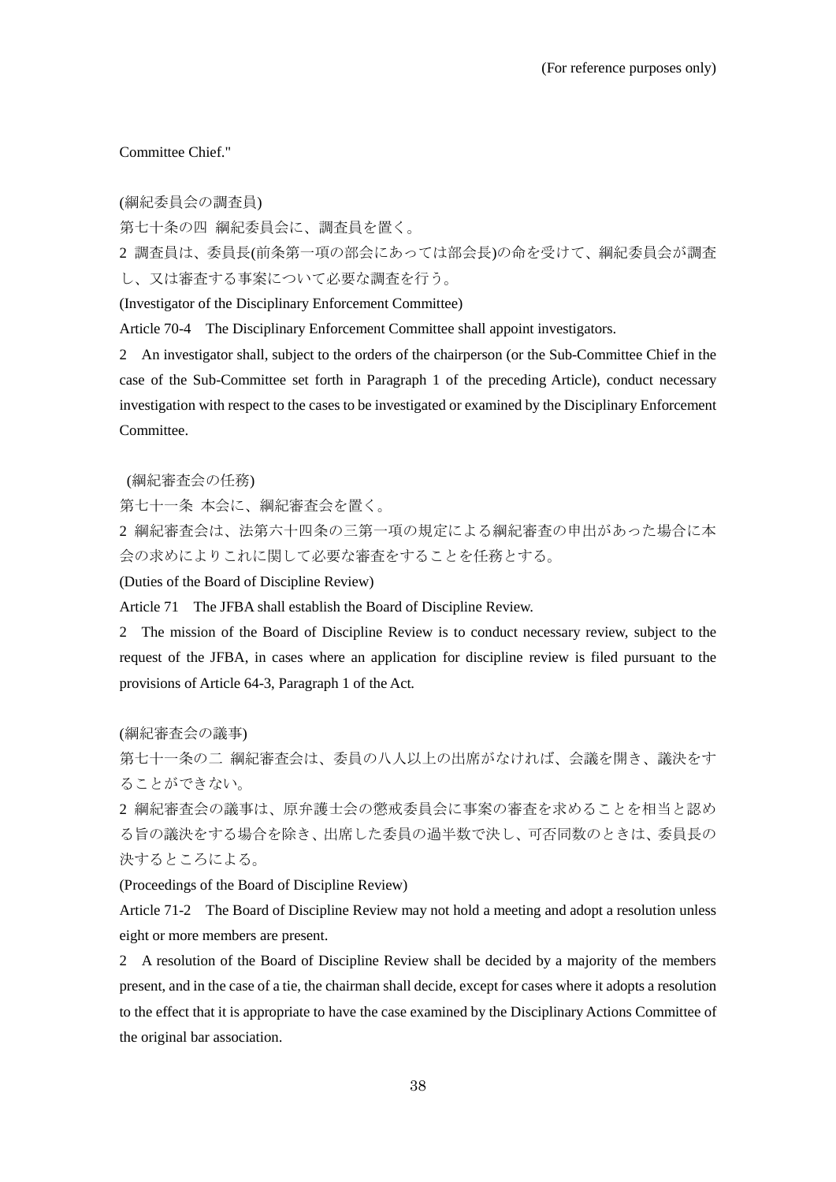Committee Chief."

(綱紀委員会の調査員)

第七十条の四 綱紀委員会に、調査員を置く。

2 調査員は、委員長(前条第一項の部会にあっては部会長)の命を受けて、綱紀委員会が調査し、又は審査する事案について必要な調査を行う。

(Investigator of the Disciplinary Enforcement Committee)

Article 70-4 The Disciplinary Enforcement Committee shall appoint investigators.

2 An investigator shall, subject to the orders of the chairperson (or the Sub-Committee Chief in the case of the Sub-Committee set forth in Paragraph 1 of the preceding Article), conduct necessary investigation with respect to the cases to be investigated or examined by the Disciplinary Enforcement Committee.

(綱紀審査会の任務)

第七十一条 本会に、綱紀審査会を置く。

2 綱紀審査会は、法第六十四条の三第一項の規定による綱紀審査の申出があった場合に本会の求めによりこれに関して必要な審査をすることを任務とする。

(Duties of the Board of Discipline Review)

Article 71 The JFBA shall establish the Board of Discipline Review.

2 The mission of the Board of Discipline Review is to conduct necessary review, subject to the request of the JFBA, in cases where an application for discipline review is filed pursuant to the provisions of Article 64-3, Paragraph 1 of the Act.

(綱紀審査会の議事)

第七十一条の二 綱紀審査会は、委員の八人以上の出席がなければ、会議を開き、議決をすることができない。

2 綱紀審査会の議事は、原弁護士会の懲戒委員会に事案の審査を求めることを相当と認める旨の議決をする場合を除き、出席した委員の過半数で決し、可否同数のときは、委員長の決するところによる。

(Proceedings of the Board of Discipline Review)

Article 71-2 The Board of Discipline Review may not hold a meeting and adopt a resolution unless eight or more members are present.

2 A resolution of the Board of Discipline Review shall be decided by a majority of the members present, and in the case of a tie, the chairman shall decide, except for cases where it adopts a resolution to the effect that it is appropriate to have the case examined by the Disciplinary Actions Committee of the original bar association.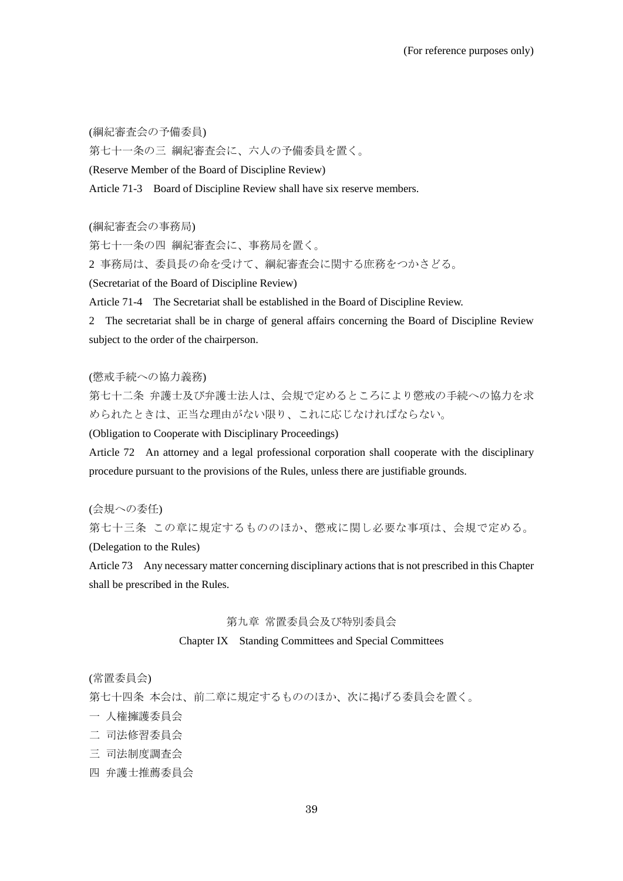(For reference purposes only)

(綱紀審査会の予備委員)

第七十一条の三 綱紀審査会に、六人の予備委員を置く。

(Reserve Member of the Board of Discipline Review)

Article 71-3 Board of Discipline Review shall have six reserve members.

(綱紀審査会の事務局)

第七十一条の四 綱紀審査会に、事務局を置く。

2 事務局は、委員長の命を受けて、綱紀審査会に関する庶務をつかさどる。

(Secretariat of the Board of Discipline Review)

Article 71-4 The Secretariat shall be established in the Board of Discipline Review.

2 The secretariat shall be in charge of general affairs concerning the Board of Discipline Review subject to the order of the chairperson.

(懲戒手続への協力義務)

第七十二条 弁護士及び弁護士法人は、会規で定めるところにより懲戒の手続への協力を求められたときは、正当な理由がない限り、これに応じなければならない。

(Obligation to Cooperate with Disciplinary Proceedings)

Article 72 An attorney and a legal professional corporation shall cooperate with the disciplinary procedure pursuant to the provisions of the Rules, unless there are justifiable grounds.

(会規への委任)

第七十三条 この章に規定するもののほか、懲戒に関し必要な事項は、会規で定める。

(Delegation to the Rules)

Article 73 Any necessary matter concerning disciplinary actions that is not prescribed in this Chapter shall be prescribed in the Rules.

## 第九章 常置委員会及び特別委員会

## Chapter IX Standing Committees and Special Committees

(常置委員会)

第七十四条 本会は、前二章に規定するもののほか、次に掲げる委員会を置く。

一 人権擁護委員会

二 司法修習委員会

三 司法制度調査会

四 弁護士推薦委員会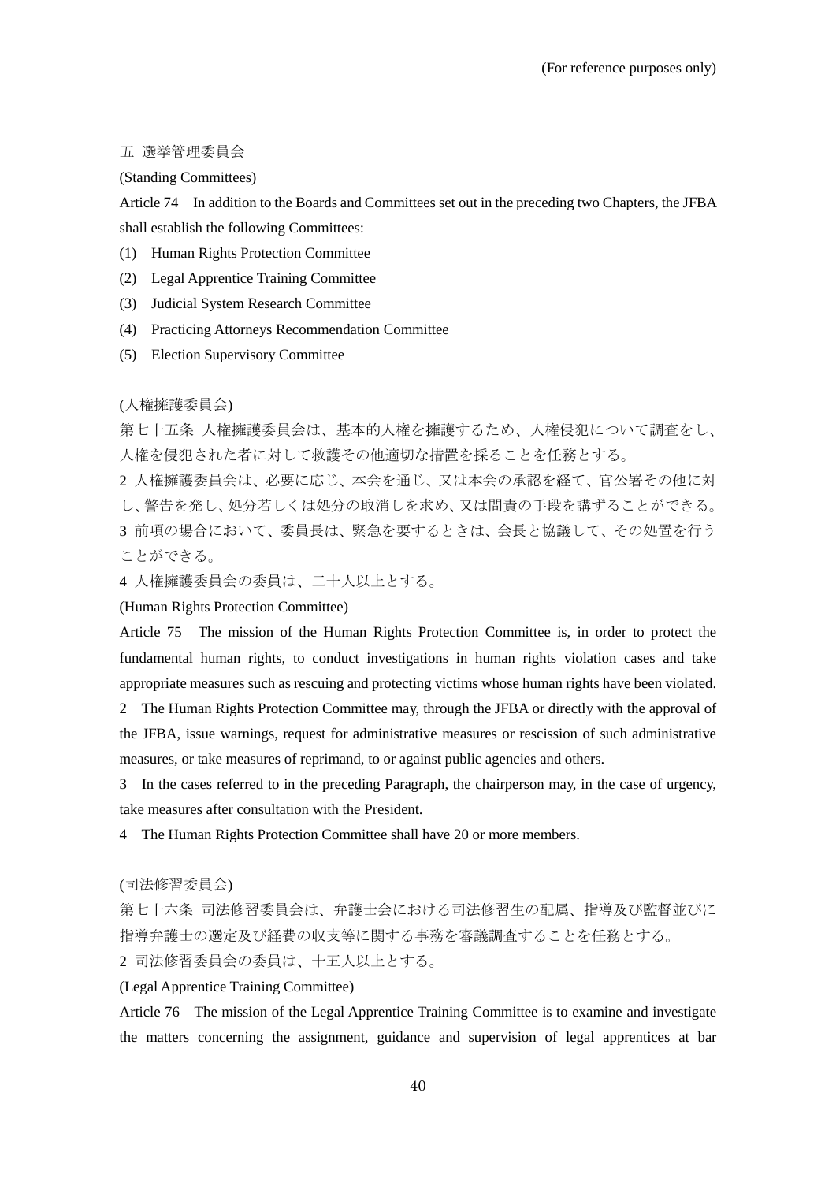(For reference purposes only)

五 選挙管理委員会

(Standing Committees)

Article 74　In addition to the Boards and Committees set out in the preceding two Chapters, the JFBA shall establish the following Committees:

(1)　Human Rights Protection Committee

(2)　Legal Apprentice Training Committee

(3)　Judicial System Research Committee

(4)　Practicing Attorneys Recommendation Committee

(5)　Election Supervisory Committee

(人権擁護委員会)

第七十五条 人権擁護委員会は、基本的人権を擁護するため、人権侵犯について調査をし、人権を侵犯された者に対して救護その他適切な措置を採ることを任務とする。

2 人権擁護委員会は、必要に応じ、本会を通じ、又は本会の承認を経て、官公署その他に対し、警告を発し、処分若しくは処分の取消しを求め、又は問責の手段を講ずることができる。

3 前項の場合において、委員長は、緊急を要するときは、会長と協議して、その処置を行うことができる。

4 人権擁護委員会の委員は、二十人以上とする。

(Human Rights Protection Committee)

Article 75　The mission of the Human Rights Protection Committee is, in order to protect the fundamental human rights, to conduct investigations in human rights violation cases and take appropriate measures such as rescuing and protecting victims whose human rights have been violated.

2　The Human Rights Protection Committee may, through the JFBA or directly with the approval of the JFBA, issue warnings, request for administrative measures or rescission of such administrative measures, or take measures of reprimand, to or against public agencies and others.

3　In the cases referred to in the preceding Paragraph, the chairperson may, in the case of urgency, take measures after consultation with the President.

4　The Human Rights Protection Committee shall have 20 or more members.

(司法修習委員会)

第七十六条 司法修習委員会は、弁護士会における司法修習生の配属、指導及び監督並びに指導弁護士の選定及び経費の収支等に関する事務を審議調査することを任務とする。

2 司法修習委員会の委員は、十五人以上とする。

(Legal Apprentice Training Committee)

Article 76　The mission of the Legal Apprentice Training Committee is to examine and investigate the matters concerning the assignment, guidance and supervision of legal apprentices at bar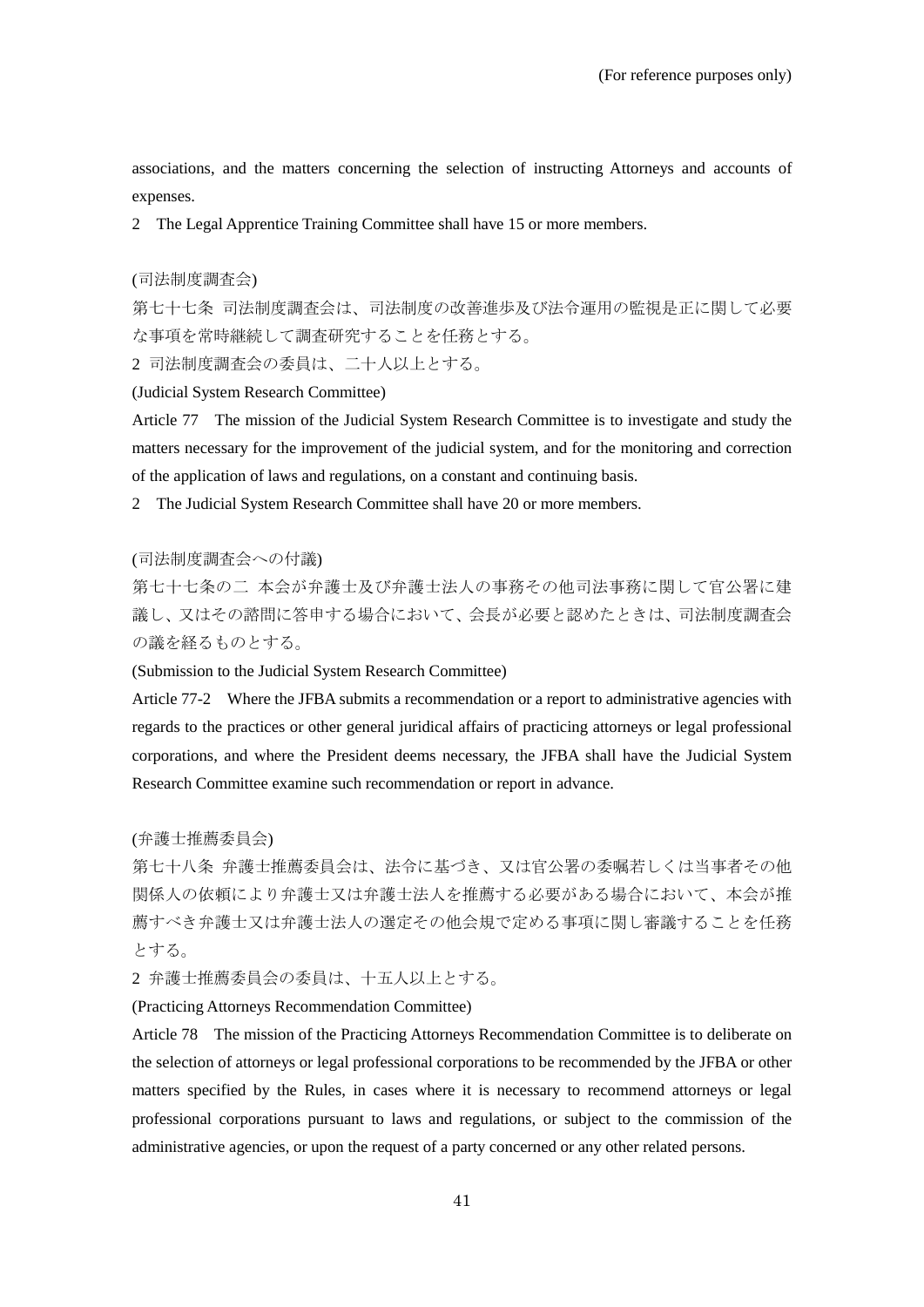associations, and the matters concerning the selection of instructing Attorneys and accounts of expenses.

2　The Legal Apprentice Training Committee shall have 15 or more members.

(司法制度調査会)

第七十七条　司法制度調査会は、司法制度の改善進歩及び法令運用の監視是正に関して必要な事項を常時継続して調査研究することを任務とする。

2　司法制度調査会の委員は、二十人以上とする。

(Judicial System Research Committee)

Article 77　The mission of the Judicial System Research Committee is to investigate and study the matters necessary for the improvement of the judicial system, and for the monitoring and correction of the application of laws and regulations, on a constant and continuing basis.

2　The Judicial System Research Committee shall have 20 or more members.

(司法制度調査会への付議)

第七十七条の二　本会が弁護士及び弁護士法人の事務その他司法事務に関して官公署に建議し、又はその諮問に答申する場合において、会長が必要と認めたときは、司法制度調査会の議を経るものとする。

(Submission to the Judicial System Research Committee)

Article 77-2　Where the JFBA submits a recommendation or a report to administrative agencies with regards to the practices or other general juridical affairs of practicing attorneys or legal professional corporations, and where the President deems necessary, the JFBA shall have the Judicial System Research Committee examine such recommendation or report in advance.

(弁護士推薦委員会)

第七十八条　弁護士推薦委員会は、法令に基づき、又は官公署の委嘱若しくは当事者その他関係人の依頼により弁護士又は弁護士法人を推薦する必要がある場合において、本会が推薦すべき弁護士又は弁護士法人の選定その他会規で定める事項に関し審議することを任務とする。

2　弁護士推薦委員会の委員は、十五人以上とする。

(Practicing Attorneys Recommendation Committee)

Article 78　The mission of the Practicing Attorneys Recommendation Committee is to deliberate on the selection of attorneys or legal professional corporations to be recommended by the JFBA or other matters specified by the Rules, in cases where it is necessary to recommend attorneys or legal professional corporations pursuant to laws and regulations, or subject to the commission of the administrative agencies, or upon the request of a party concerned or any other related persons.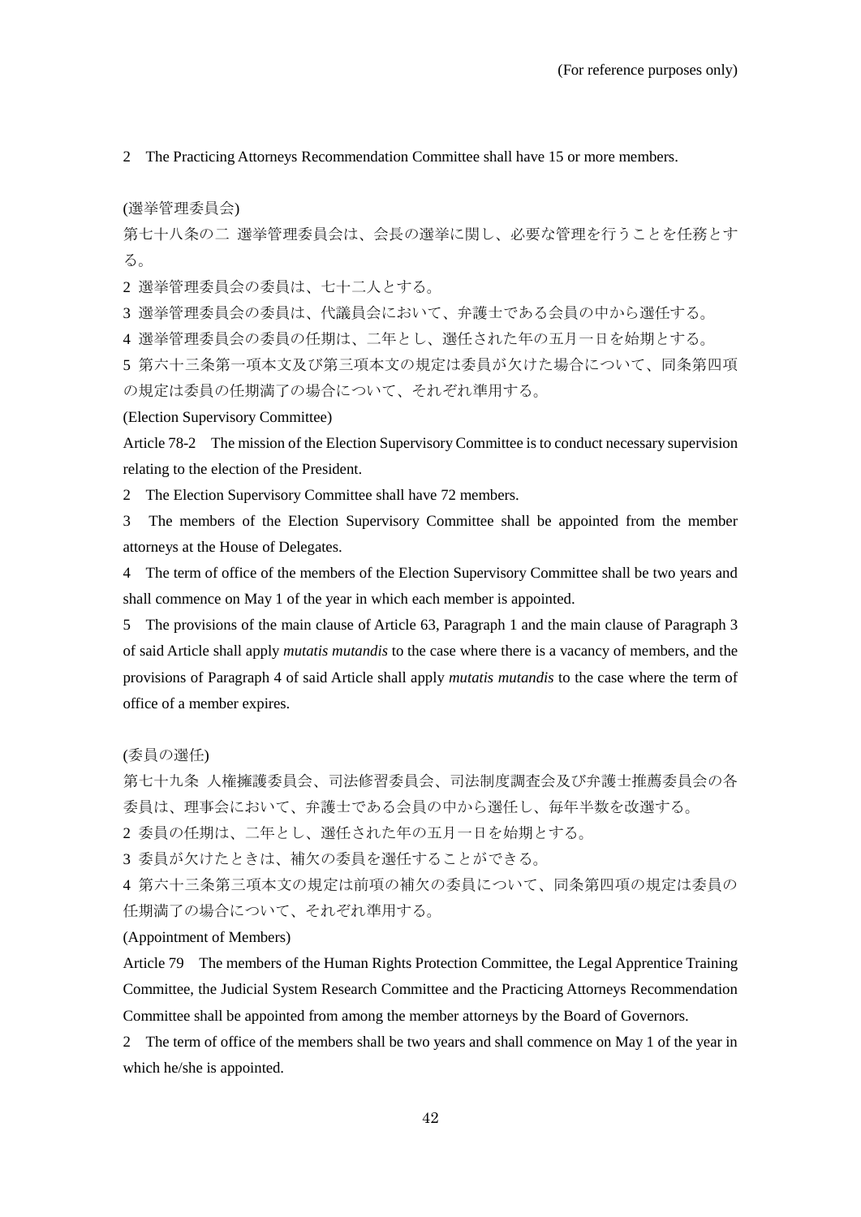2　The Practicing Attorneys Recommendation Committee shall have 15 or more members.

(選挙管理委員会)

第七十八条の二　選挙管理委員会は、会長の選挙に関し、必要な管理を行うことを任務とする。

2 選挙管理委員会の委員は、七十二人とする。

3 選挙管理委員会の委員は、代議員会において、弁護士である会員の中から選任する。

4 選挙管理委員会の委員の任期は、二年とし、選任された年の五月一日を始期とする。

5 第六十三条第一項本文及び第三項本文の規定は委員が欠けた場合について、同条第四項の規定は委員の任期満了の場合について、それぞれ準用する。

(Election Supervisory Committee)

Article 78-2　The mission of the Election Supervisory Committee is to conduct necessary supervision relating to the election of the President.

2　The Election Supervisory Committee shall have 72 members.

3　The members of the Election Supervisory Committee shall be appointed from the member attorneys at the House of Delegates.

4　The term of office of the members of the Election Supervisory Committee shall be two years and shall commence on May 1 of the year in which each member is appointed.

5　The provisions of the main clause of Article 63, Paragraph 1 and the main clause of Paragraph 3 of said Article shall apply *mutatis mutandis* to the case where there is a vacancy of members, and the provisions of Paragraph 4 of said Article shall apply *mutatis mutandis* to the case where the term of office of a member expires.

(委員の選任)

第七十九条　人権擁護委員会、司法修習委員会、司法制度調査会及び弁護士推薦委員会の各委員は、理事会において、弁護士である会員の中から選任し、毎年半数を改選する。

2 委員の任期は、二年とし、選任された年の五月一日を始期とする。

3 委員が欠けたときは、補欠の委員を選任することができる。

4 第六十三条第三項本文の規定は前項の補欠の委員について、同条第四項の規定は委員の任期満了の場合について、それぞれ準用する。

(Appointment of Members)

Article 79　The members of the Human Rights Protection Committee, the Legal Apprentice Training Committee, the Judicial System Research Committee and the Practicing Attorneys Recommendation Committee shall be appointed from among the member attorneys by the Board of Governors.

2　The term of office of the members shall be two years and shall commence on May 1 of the year in which he/she is appointed.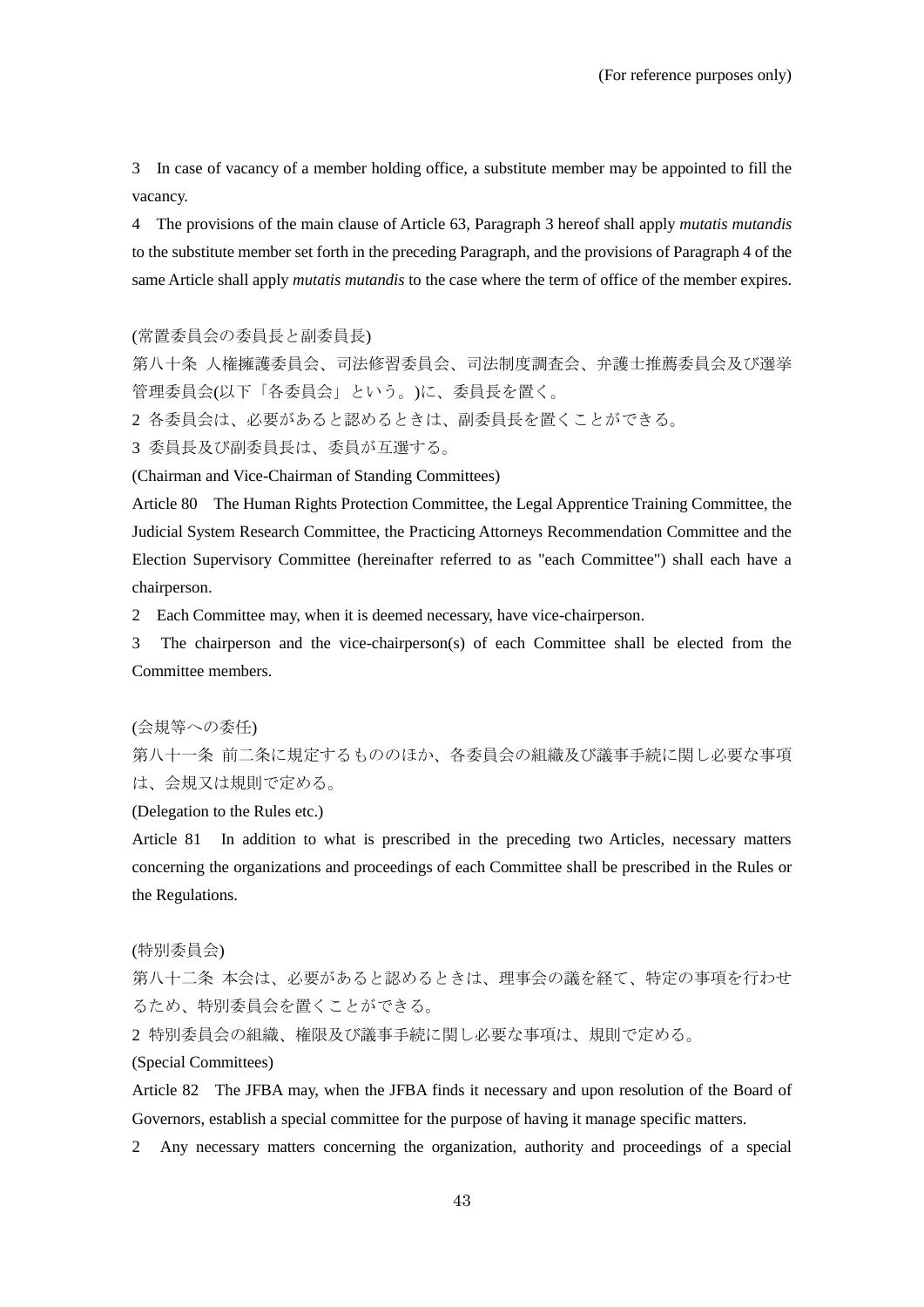3　In case of vacancy of a member holding office, a substitute member may be appointed to fill the vacancy.

4　The provisions of the main clause of Article 63, Paragraph 3 hereof shall apply *mutatis mutandis* to the substitute member set forth in the preceding Paragraph, and the provisions of Paragraph 4 of the same Article shall apply *mutatis mutandis* to the case where the term of office of the member expires.

(常置委員会の委員長と副委員長)

第八十条 人権擁護委員会、司法修習委員会、司法制度調査会、弁護士推薦委員会及び選挙管理委員会(以下「各委員会」という。)に、委員長を置く。

2 各委員会は、必要があると認めるときは、副委員長を置くことができる。

3 委員長及び副委員長は、委員が互選する。

(Chairman and Vice-Chairman of Standing Committees)

Article 80　The Human Rights Protection Committee, the Legal Apprentice Training Committee, the Judicial System Research Committee, the Practicing Attorneys Recommendation Committee and the Election Supervisory Committee (hereinafter referred to as "each Committee") shall each have a chairperson.

2　Each Committee may, when it is deemed necessary, have vice-chairperson.

3　The chairperson and the vice-chairperson(s) of each Committee shall be elected from the Committee members.

(会規等への委任)

第八十一条 前二条に規定するもののほか、各委員会の組織及び議事手続に関し必要な事項は、会規又は規則で定める。

(Delegation to the Rules etc.)

Article 81　In addition to what is prescribed in the preceding two Articles, necessary matters concerning the organizations and proceedings of each Committee shall be prescribed in the Rules or the Regulations.

(特別委員会)

第八十二条 本会は、必要があると認めるときは、理事会の議を経て、特定の事項を行わせるため、特別委員会を置くことができる。

2 特別委員会の組織、権限及び議事手続に関し必要な事項は、規則で定める。

(Special Committees)

Article 82　The JFBA may, when the JFBA finds it necessary and upon resolution of the Board of Governors, establish a special committee for the purpose of having it manage specific matters.

2　Any necessary matters concerning the organization, authority and proceedings of a special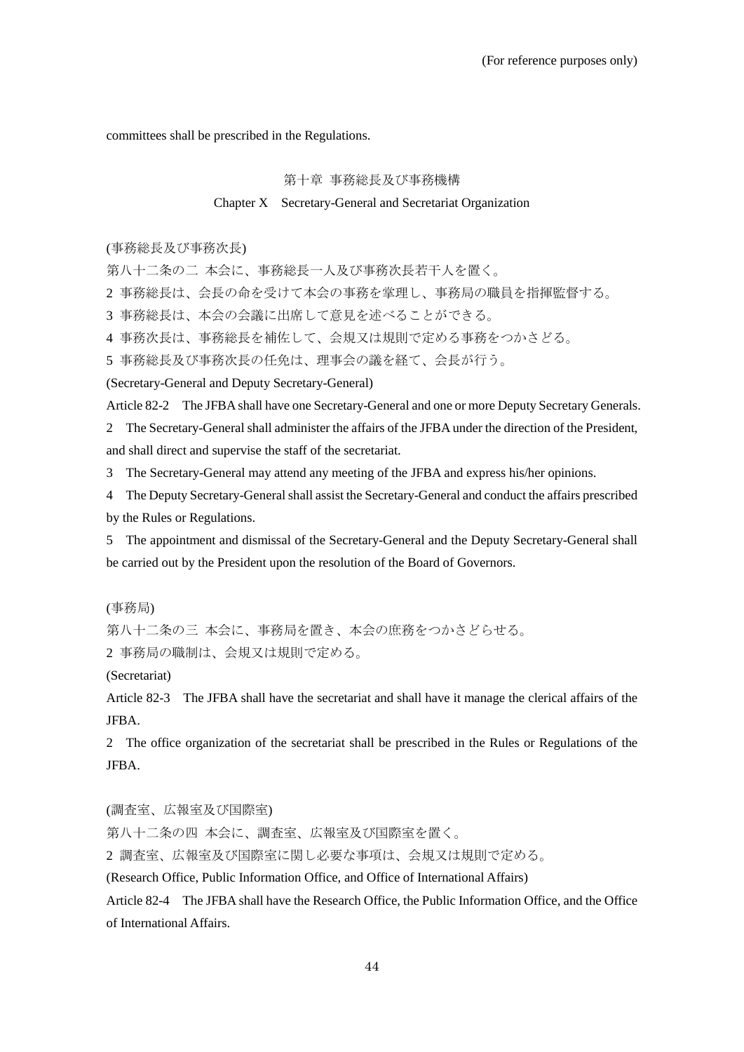committees shall be prescribed in the Regulations.

## 第十章 事務総長及び事務機構

## Chapter X　Secretary-General and Secretariat Organization

(事務総長及び事務次長)

第八十二条の二 本会に、事務総長一人及び事務次長若干人を置く。

2 事務総長は、会長の命を受けて本会の事務を掌理し、事務局の職員を指揮監督する。

3 事務総長は、本会の会議に出席して意見を述べることができる。

4 事務次長は、事務総長を補佐して、会規又は規則で定める事務をつかさどる。

5 事務総長及び事務次長の任免は、理事会の議を経て、会長が行う。

(Secretary-General and Deputy Secretary-General)

Article 82-2　The JFBA shall have one Secretary-General and one or more Deputy Secretary Generals.

2　The Secretary-General shall administer the affairs of the JFBA under the direction of the President, and shall direct and supervise the staff of the secretariat.

3　The Secretary-General may attend any meeting of the JFBA and express his/her opinions.

4　The Deputy Secretary-General shall assist the Secretary-General and conduct the affairs prescribed by the Rules or Regulations.

5　The appointment and dismissal of the Secretary-General and the Deputy Secretary-General shall be carried out by the President upon the resolution of the Board of Governors.

(事務局)

第八十二条の三 本会に、事務局を置き、本会の庶務をつかさどらせる。

2 事務局の職制は、会規又は規則で定める。

(Secretariat)

Article 82-3　The JFBA shall have the secretariat and shall have it manage the clerical affairs of the JFBA.

2　The office organization of the secretariat shall be prescribed in the Rules or Regulations of the JFBA.

(調査室、広報室及び国際室)

第八十二条の四 本会に、調査室、広報室及び国際室を置く。

2 調査室、広報室及び国際室に関し必要な事項は、会規又は規則で定める。

(Research Office, Public Information Office, and Office of International Affairs)

Article 82-4　The JFBA shall have the Research Office, the Public Information Office, and the Office of International Affairs.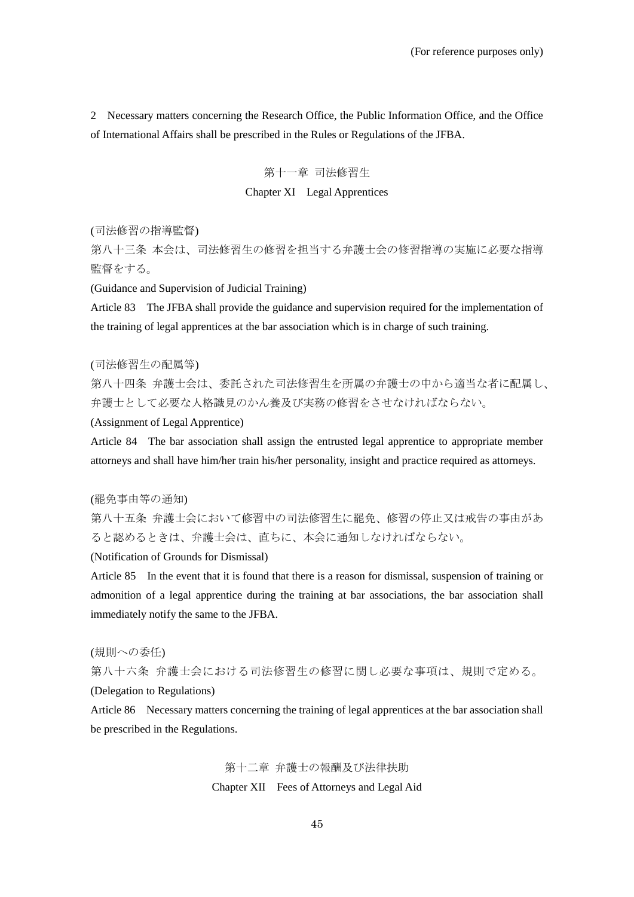2　Necessary matters concerning the Research Office, the Public Information Office, and the Office of International Affairs shall be prescribed in the Rules or Regulations of the JFBA.

## 第十一章 司法修習生
## Chapter XI　Legal Apprentices

(司法修習の指導監督)

第八十三条 本会は、司法修習生の修習を担当する弁護士会の修習指導の実施に必要な指導監督をする。

(Guidance and Supervision of Judicial Training)

Article 83　The JFBA shall provide the guidance and supervision required for the implementation of the training of legal apprentices at the bar association which is in charge of such training.

(司法修習生の配属等)

第八十四条 弁護士会は、委託された司法修習生を所属の弁護士の中から適当な者に配属し、弁護士として必要な人格識見のかん養及び実務の修習をさせなければならない。

(Assignment of Legal Apprentice)

Article 84　The bar association shall assign the entrusted legal apprentice to appropriate member attorneys and shall have him/her train his/her personality, insight and practice required as attorneys.

(罷免事由等の通知)

第八十五条 弁護士会において修習中の司法修習生に罷免、修習の停止又は戒告の事由があると認めるときは、弁護士会は、直ちに、本会に通知しなければならない。

(Notification of Grounds for Dismissal)

Article 85　In the event that it is found that there is a reason for dismissal, suspension of training or admonition of a legal apprentice during the training at bar associations, the bar association shall immediately notify the same to the JFBA.

(規則への委任)

第八十六条 弁護士会における司法修習生の修習に関し必要な事項は、規則で定める。

(Delegation to Regulations)

Article 86　Necessary matters concerning the training of legal apprentices at the bar association shall be prescribed in the Regulations.

## 第十二章 弁護士の報酬及び法律扶助
## Chapter XII　Fees of Attorneys and Legal Aid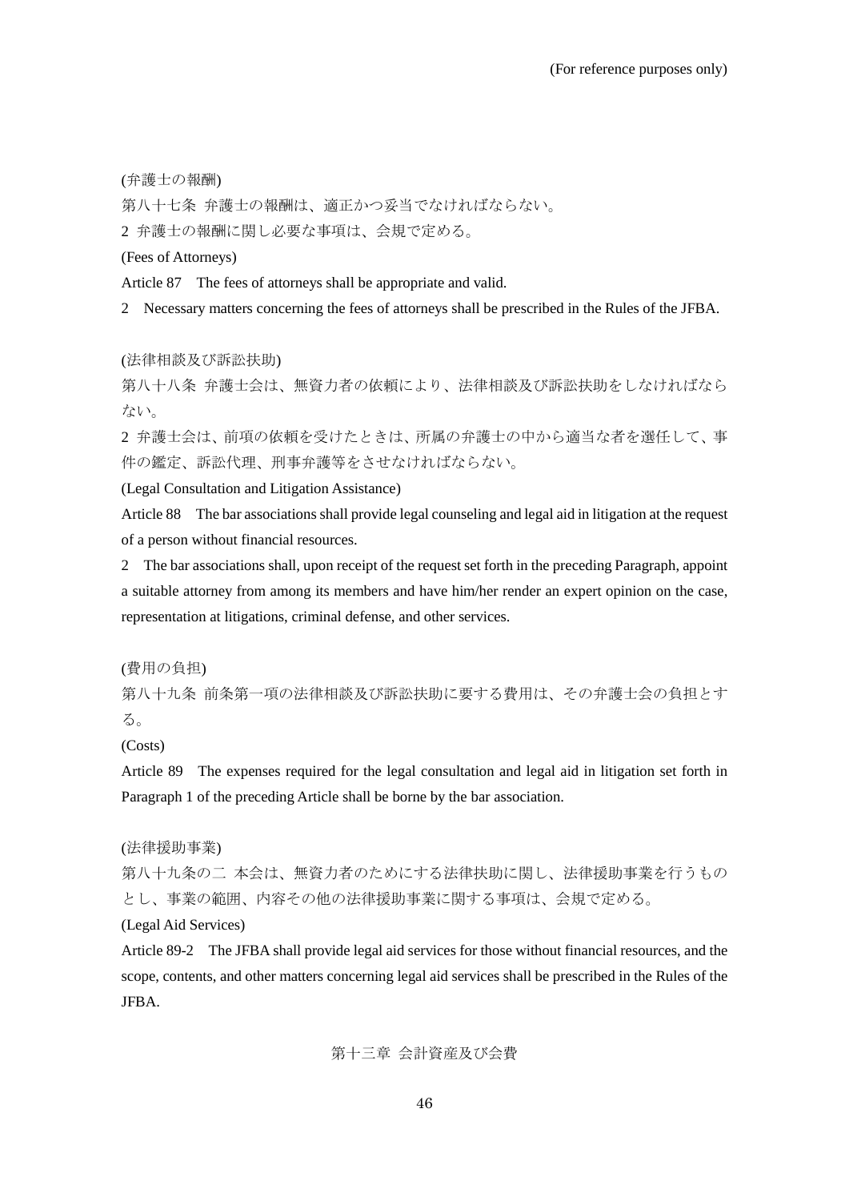(弁護士の報酬)

第八十七条　弁護士の報酬は、適正かつ妥当でなければならない。

2　弁護士の報酬に関し必要な事項は、会規で定める。

(Fees of Attorneys)

Article 87　The fees of attorneys shall be appropriate and valid.

2　Necessary matters concerning the fees of attorneys shall be prescribed in the Rules of the JFBA.

(法律相談及び訴訟扶助)

第八十八条　弁護士会は、無資力者の依頼により、法律相談及び訴訟扶助をしなければならない。

2　弁護士会は、前項の依頼を受けたときは、所属の弁護士の中から適当な者を選任して、事件の鑑定、訴訟代理、刑事弁護等をさせなければならない。

(Legal Consultation and Litigation Assistance)

Article 88　The bar associations shall provide legal counseling and legal aid in litigation at the request of a person without financial resources.

2　The bar associations shall, upon receipt of the request set forth in the preceding Paragraph, appoint a suitable attorney from among its members and have him/her render an expert opinion on the case, representation at litigations, criminal defense, and other services.

(費用の負担)

第八十九条　前条第一項の法律相談及び訴訟扶助に要する費用は、その弁護士会の負担とする。

(Costs)

Article 89　The expenses required for the legal consultation and legal aid in litigation set forth in Paragraph 1 of the preceding Article shall be borne by the bar association.

(法律援助事業)

第八十九条の二　本会は、無資力者のためにする法律扶助に関し、法律援助事業を行うものとし、事業の範囲、内容その他の法律援助事業に関する事項は、会規で定める。

(Legal Aid Services)

Article 89-2　The JFBA shall provide legal aid services for those without financial resources, and the scope, contents, and other matters concerning legal aid services shall be prescribed in the Rules of the JFBA.

## 第十三章 会計資産及び会費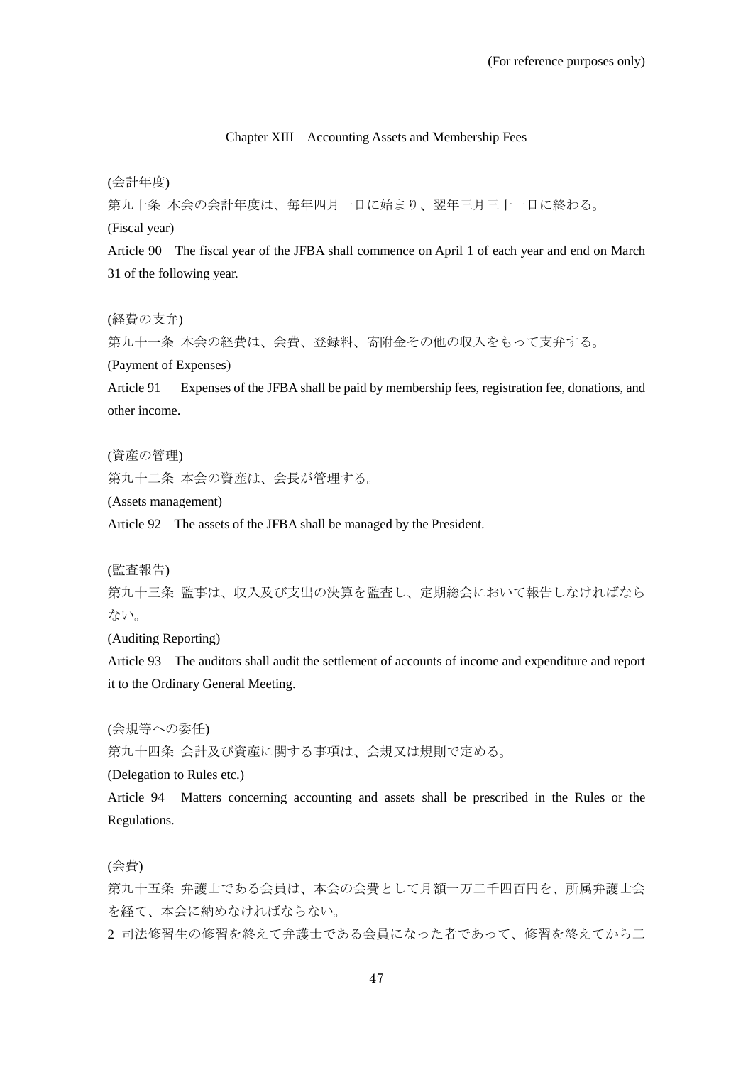(For reference purposes only)

## Chapter XIII　Accounting Assets and Membership Fees

(会計年度)

第九十条 本会の会計年度は、毎年四月一日に始まり、翌年三月三十一日に終わる。

(Fiscal year)

Article 90　The fiscal year of the JFBA shall commence on April 1 of each year and end on March 31 of the following year.

(経費の支弁)

第九十一条 本会の経費は、会費、登録料、寄附金その他の収入をもって支弁する。

(Payment of Expenses)

Article 91　Expenses of the JFBA shall be paid by membership fees, registration fee, donations, and other income.

(資産の管理)

第九十二条 本会の資産は、会長が管理する。

(Assets management)

Article 92　The assets of the JFBA shall be managed by the President.

(監査報告)

第九十三条 監事は、収入及び支出の決算を監査し、定期総会において報告しなければならない。

(Auditing Reporting)

Article 93　The auditors shall audit the settlement of accounts of income and expenditure and report it to the Ordinary General Meeting.

(会規等への委任)

第九十四条 会計及び資産に関する事項は、会規又は規則で定める。

(Delegation to Rules etc.)

Article 94　Matters concerning accounting and assets shall be prescribed in the Rules or the Regulations.

(会費)

第九十五条 弁護士である会員は、本会の会費として月額一万二千四百円を、所属弁護士会を経て、本会に納めなければならない。

2 司法修習生の修習を終えて弁護士である会員になった者であって、修習を終えてから二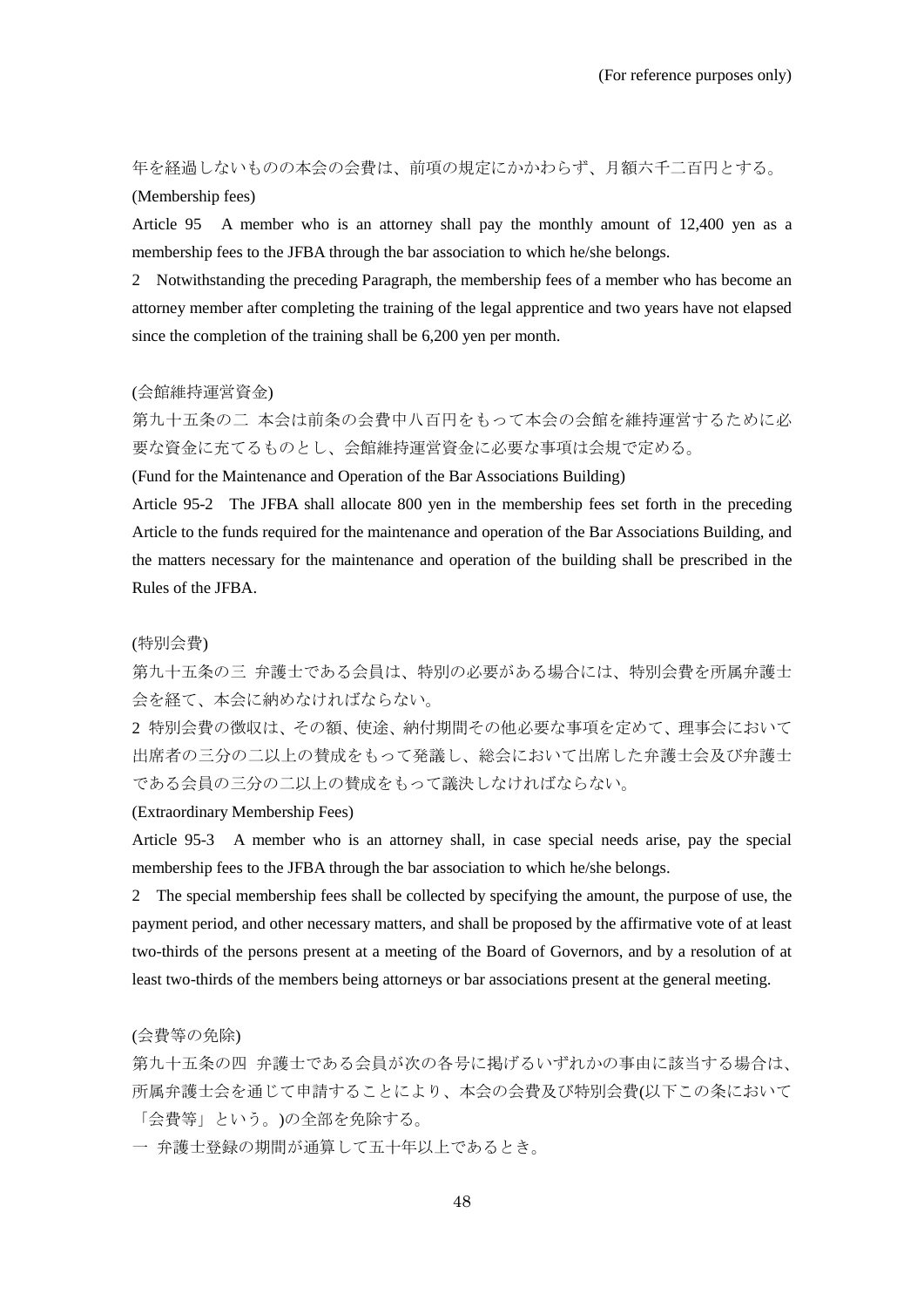年を経過しないものの本会の会費は、前項の規定にかかわらず、月額六千二百円とする。

(Membership fees)

Article 95　A member who is an attorney shall pay the monthly amount of 12,400 yen as a membership fees to the JFBA through the bar association to which he/she belongs.

2　Notwithstanding the preceding Paragraph, the membership fees of a member who has become an attorney member after completing the training of the legal apprentice and two years have not elapsed since the completion of the training shall be 6,200 yen per month.

(会館維持運営資金)

第九十五条の二　本会は前条の会費中八百円をもって本会の会館を維持運営するために必要な資金に充てるものとし、会館維持運営資金に必要な事項は会規で定める。

(Fund for the Maintenance and Operation of the Bar Associations Building)

Article 95-2　The JFBA shall allocate 800 yen in the membership fees set forth in the preceding Article to the funds required for the maintenance and operation of the Bar Associations Building, and the matters necessary for the maintenance and operation of the building shall be prescribed in the Rules of the JFBA.

(特別会費)

第九十五条の三　弁護士である会員は、特別の必要がある場合には、特別会費を所属弁護士会を経て、本会に納めなければならない。

2 特別会費の徴収は、その額、使途、納付期間その他必要な事項を定めて、理事会において出席者の三分の二以上の賛成をもって発議し、総会において出席した弁護士会及び弁護士である会員の三分の二以上の賛成をもって議決しなければならない。

(Extraordinary Membership Fees)

Article 95-3　A member who is an attorney shall, in case special needs arise, pay the special membership fees to the JFBA through the bar association to which he/she belongs.

2　The special membership fees shall be collected by specifying the amount, the purpose of use, the payment period, and other necessary matters, and shall be proposed by the affirmative vote of at least two-thirds of the persons present at a meeting of the Board of Governors, and by a resolution of at least two-thirds of the members being attorneys or bar associations present at the general meeting.

(会費等の免除)

第九十五条の四　弁護士である会員が次の各号に掲げるいずれかの事由に該当する場合は、所属弁護士会を通じて申請することにより、本会の会費及び特別会費(以下この条において「会費等」という。)の全部を免除する。

一 弁護士登録の期間が通算して五十年以上であるとき。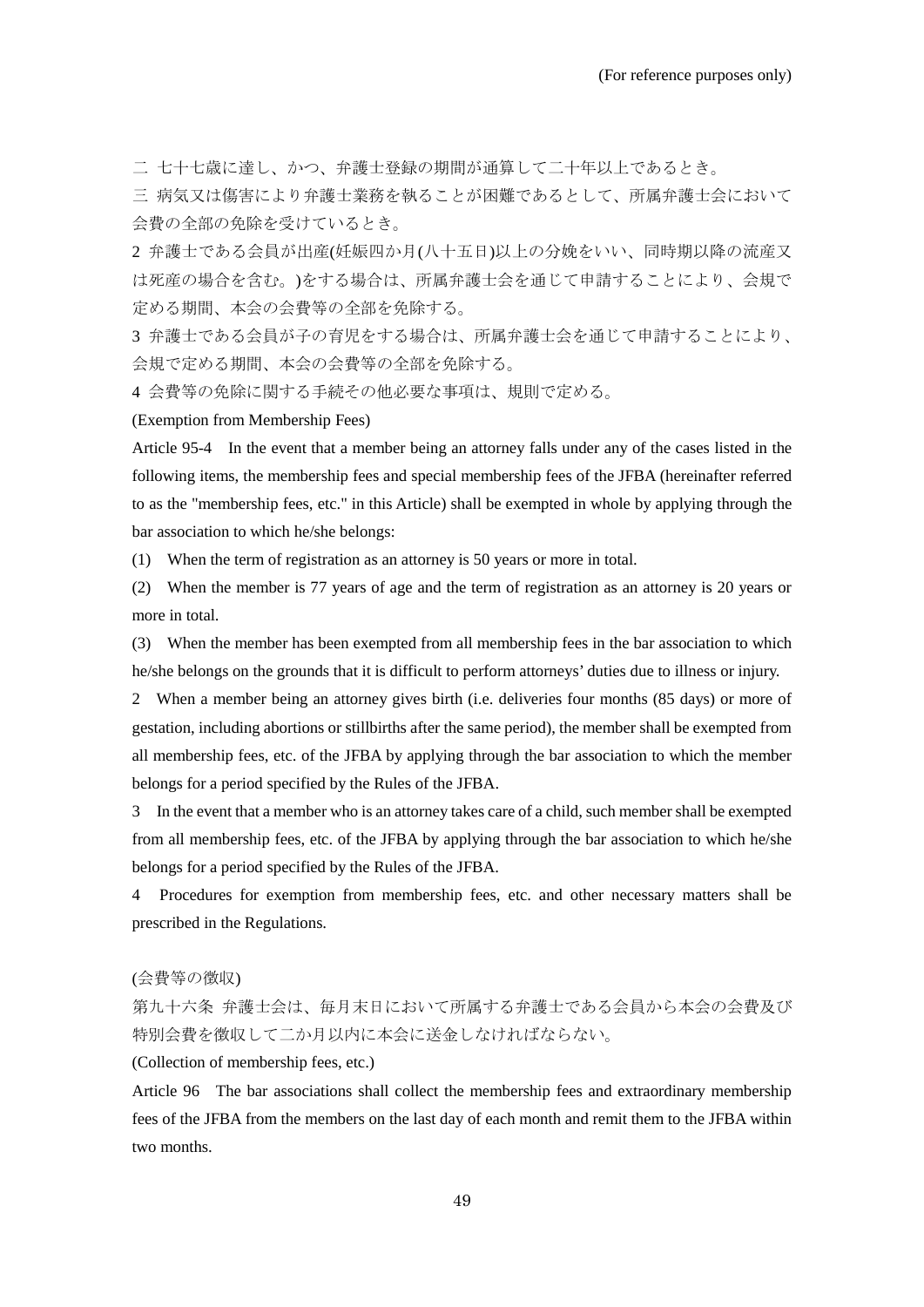二 七十七歳に達し、かつ、弁護士登録の期間が通算して二十年以上であるとき。

三 病気又は傷害により弁護士業務を執ることが困難であるとして、所属弁護士会において会費の全部の免除を受けているとき。

2 弁護士である会員が出産(妊娠四か月(八十五日)以上の分娩をいい、同時期以降の流産又は死産の場合を含む。)をする場合は、所属弁護士会を通じて申請することにより、会規で定める期間、本会の会費等の全部を免除する。

3 弁護士である会員が子の育児をする場合は、所属弁護士会を通じて申請することにより、会規で定める期間、本会の会費等の全部を免除する。

4 会費等の免除に関する手続その他必要な事項は、規則で定める。

(Exemption from Membership Fees)

Article 95-4 In the event that a member being an attorney falls under any of the cases listed in the following items, the membership fees and special membership fees of the JFBA (hereinafter referred to as the "membership fees, etc." in this Article) shall be exempted in whole by applying through the bar association to which he/she belongs:

(1) When the term of registration as an attorney is 50 years or more in total.

(2) When the member is 77 years of age and the term of registration as an attorney is 20 years or more in total.

(3) When the member has been exempted from all membership fees in the bar association to which he/she belongs on the grounds that it is difficult to perform attorneys' duties due to illness or injury.

2 When a member being an attorney gives birth (i.e. deliveries four months (85 days) or more of gestation, including abortions or stillbirths after the same period), the member shall be exempted from all membership fees, etc. of the JFBA by applying through the bar association to which the member belongs for a period specified by the Rules of the JFBA.

3 In the event that a member who is an attorney takes care of a child, such member shall be exempted from all membership fees, etc. of the JFBA by applying through the bar association to which he/she belongs for a period specified by the Rules of the JFBA.

4 Procedures for exemption from membership fees, etc. and other necessary matters shall be prescribed in the Regulations.

(会費等の徴収)

第九十六条 弁護士会は、毎月末日において所属する弁護士である会員から本会の会費及び特別会費を徴収して二か月以内に本会に送金しなければならない。

(Collection of membership fees, etc.)

Article 96 The bar associations shall collect the membership fees and extraordinary membership fees of the JFBA from the members on the last day of each month and remit them to the JFBA within two months.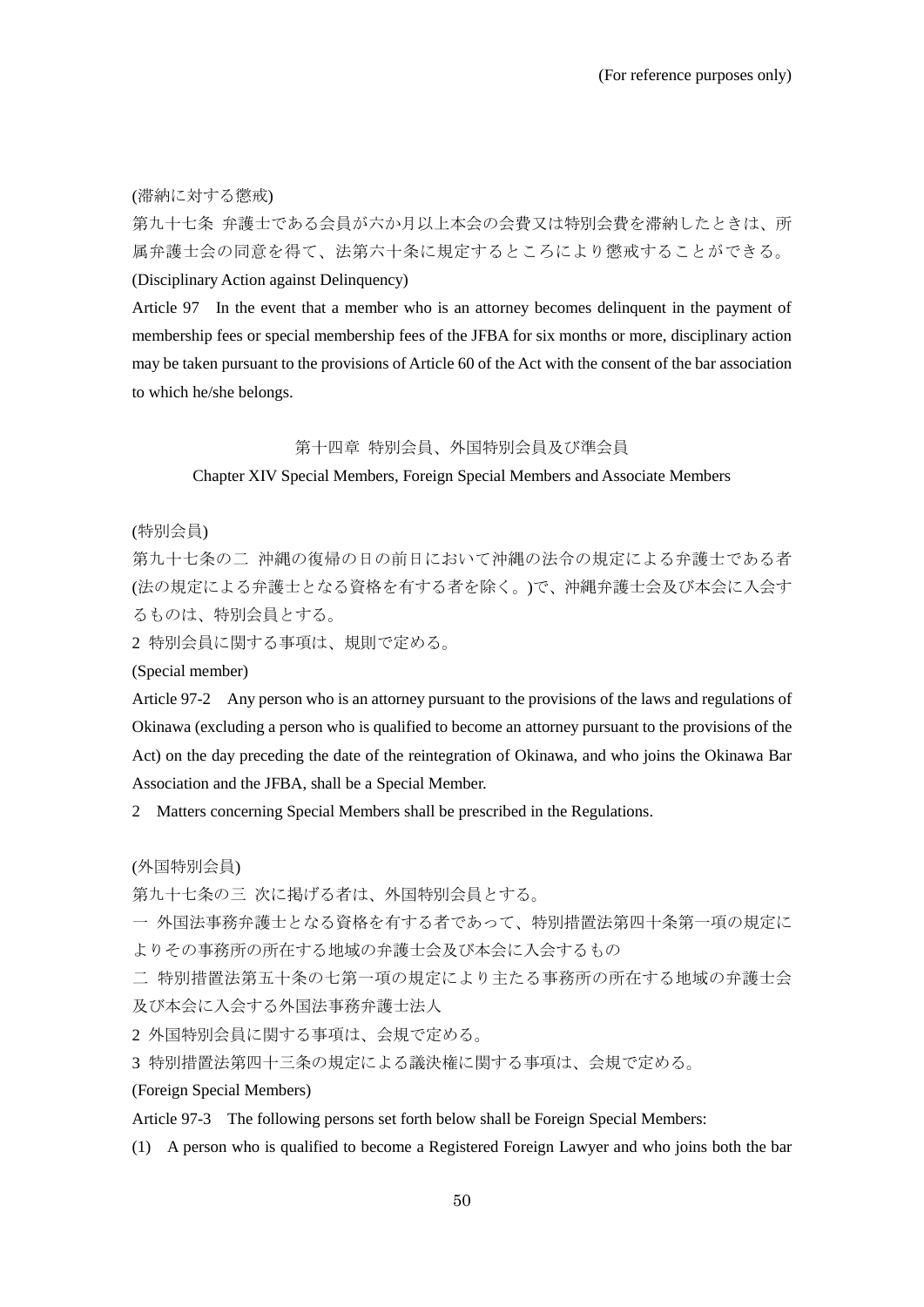(For reference purposes only)

(滞納に対する懲戒)

第九十七条　弁護士である会員が六か月以上本会の会費又は特別会費を滞納したときは、所属弁護士会の同意を得て、法第六十条に規定するところにより懲戒することができる。

(Disciplinary Action against Delinquency)

Article 97　In the event that a member who is an attorney becomes delinquent in the payment of membership fees or special membership fees of the JFBA for six months or more, disciplinary action may be taken pursuant to the provisions of Article 60 of the Act with the consent of the bar association to which he/she belongs.

## 第十四章 特別会員、外国特別会員及び準会員

## Chapter XIV Special Members, Foreign Special Members and Associate Members

(特別会員)

第九十七条の二　沖縄の復帰の日の前日において沖縄の法令の規定による弁護士である者(法の規定による弁護士となる資格を有する者を除く。)で、沖縄弁護士会及び本会に入会するものは、特別会員とする。

2 特別会員に関する事項は、規則で定める。

(Special member)

Article 97-2　Any person who is an attorney pursuant to the provisions of the laws and regulations of Okinawa (excluding a person who is qualified to become an attorney pursuant to the provisions of the Act) on the day preceding the date of the reintegration of Okinawa, and who joins the Okinawa Bar Association and the JFBA, shall be a Special Member.

2　Matters concerning Special Members shall be prescribed in the Regulations.

(外国特別会員)

第九十七条の三　次に掲げる者は、外国特別会員とする。

一 外国法事務弁護士となる資格を有する者であって、特別措置法第四十条第一項の規定によりその事務所の所在する地域の弁護士会及び本会に入会するもの

二 特別措置法第五十条の七第一項の規定により主たる事務所の所在する地域の弁護士会及び本会に入会する外国法事務弁護士法人

2 外国特別会員に関する事項は、会規で定める。

3 特別措置法第四十三条の規定による議決権に関する事項は、会規で定める。

(Foreign Special Members)

Article 97-3　The following persons set forth below shall be Foreign Special Members:

(1)　A person who is qualified to become a Registered Foreign Lawyer and who joins both the bar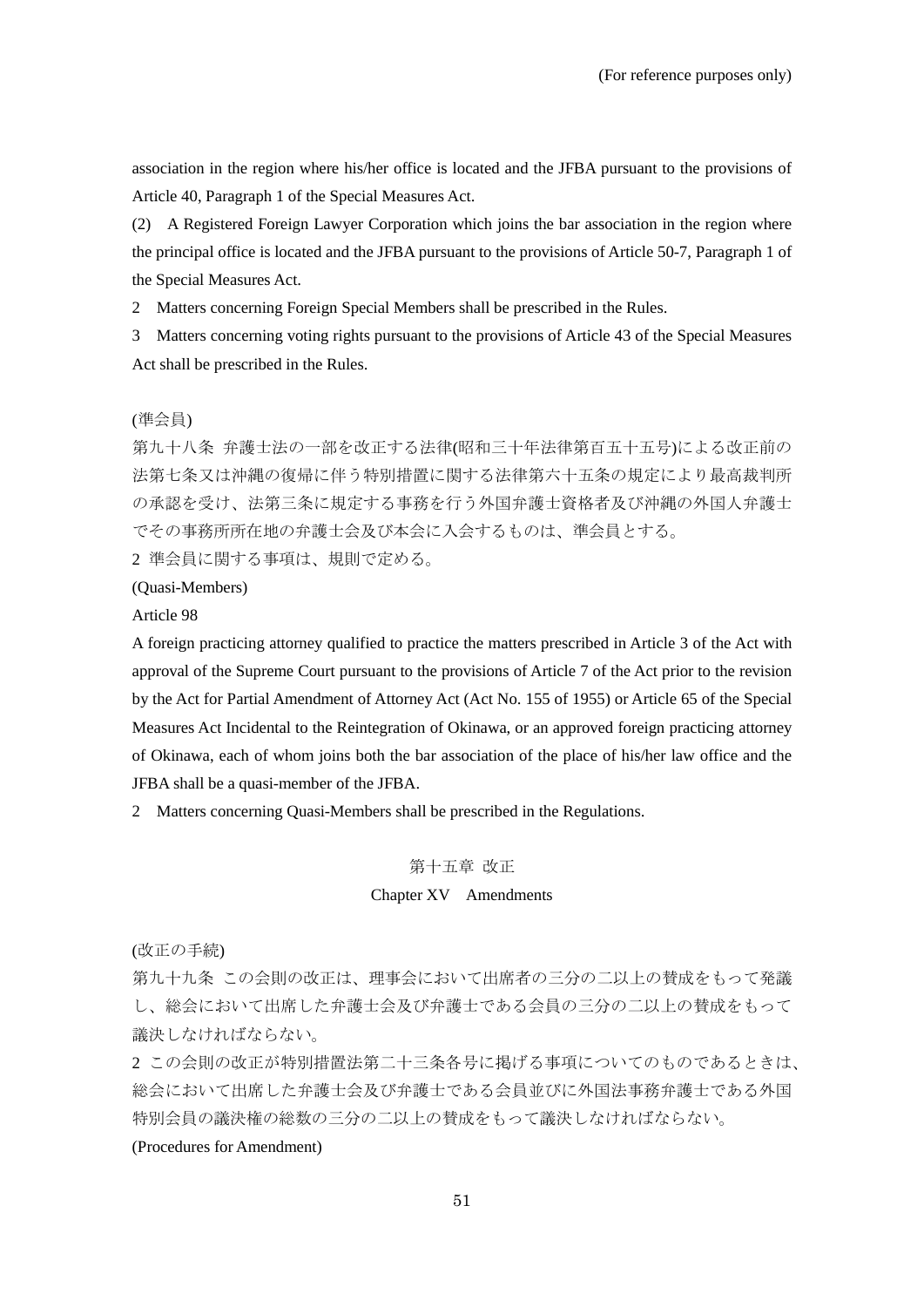association in the region where his/her office is located and the JFBA pursuant to the provisions of Article 40, Paragraph 1 of the Special Measures Act.

(2) A Registered Foreign Lawyer Corporation which joins the bar association in the region where the principal office is located and the JFBA pursuant to the provisions of Article 50-7, Paragraph 1 of the Special Measures Act.

2 Matters concerning Foreign Special Members shall be prescribed in the Rules.

3 Matters concerning voting rights pursuant to the provisions of Article 43 of the Special Measures Act shall be prescribed in the Rules.

(準会員)

第九十八条 弁護士法の一部を改正する法律(昭和三十年法律第百五十五号)による改正前の法第七条又は沖縄の復帰に伴う特別措置に関する法律第六十五条の規定により最高裁判所の承認を受け、法第三条に規定する事務を行う外国弁護士資格者及び沖縄の外国人弁護士でその事務所所在地の弁護士会及び本会に入会するものは、準会員とする。

2 準会員に関する事項は、規則で定める。

(Quasi-Members)

Article 98

A foreign practicing attorney qualified to practice the matters prescribed in Article 3 of the Act with approval of the Supreme Court pursuant to the provisions of Article 7 of the Act prior to the revision by the Act for Partial Amendment of Attorney Act (Act No. 155 of 1955) or Article 65 of the Special Measures Act Incidental to the Reintegration of Okinawa, or an approved foreign practicing attorney of Okinawa, each of whom joins both the bar association of the place of his/her law office and the JFBA shall be a quasi-member of the JFBA.

2 Matters concerning Quasi-Members shall be prescribed in the Regulations.

## 第十五章 改正

## Chapter XV Amendments

(改正の手続)

第九十九条 この会則の改正は、理事会において出席者の三分の二以上の賛成をもって発議し、総会において出席した弁護士会及び弁護士である会員の三分の二以上の賛成をもって議決しなければならない。

2 この会則の改正が特別措置法第二十三条各号に掲げる事項についてのものであるときは、総会において出席した弁護士会及び弁護士である会員並びに外国法事務弁護士である外国特別会員の議決権の総数の三分の二以上の賛成をもって議決しなければならない。

(Procedures for Amendment)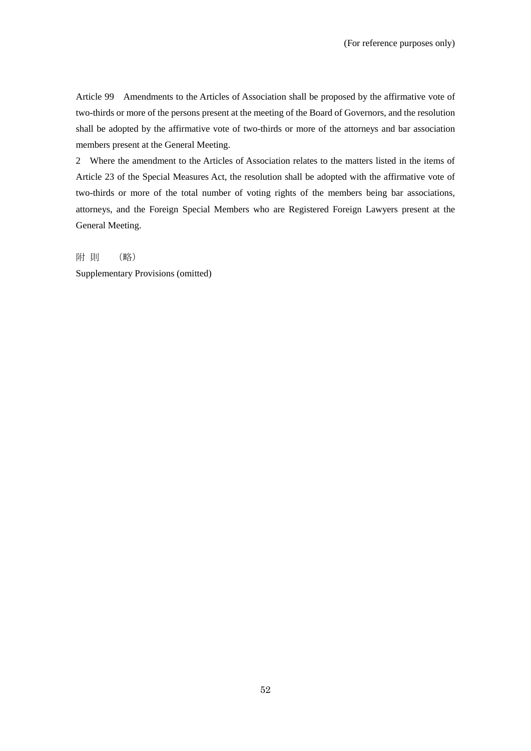(For reference purposes only)

Article 99　Amendments to the Articles of Association shall be proposed by the affirmative vote of two-thirds or more of the persons present at the meeting of the Board of Governors, and the resolution shall be adopted by the affirmative vote of two-thirds or more of the attorneys and bar association members present at the General Meeting.

2　Where the amendment to the Articles of Association relates to the matters listed in the items of Article 23 of the Special Measures Act, the resolution shall be adopted with the affirmative vote of two-thirds or more of the total number of voting rights of the members being bar associations, attorneys, and the Foreign Special Members who are Registered Foreign Lawyers present at the General Meeting.

附 則　（略）

Supplementary Provisions (omitted)